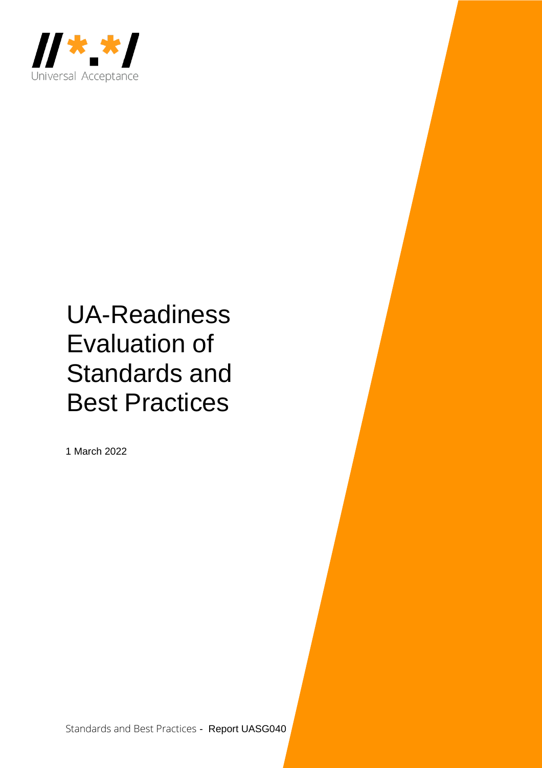Universal Acceptance

# UA-Readiness Evaluation of Standards and Best Practices

1 March 2022

Standards and Best Practices - Report UASG040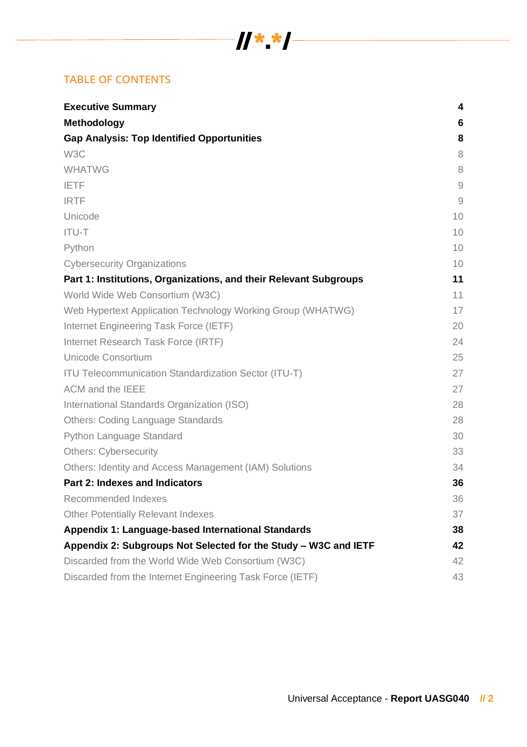## TABLE OF CONTENTS

| | |
|---|---|
| **Executive Summary** | **4** |
| **Methodology** | **6** |
| **Gap Analysis: Top Identified Opportunities** | **8** |
| W3C | 8 |
| WHATWG | 8 |
| IETF | 9 |
| IRTF | 9 |
| Unicode | 10 |
| ITU-T | 10 |
| Python | 10 |
| Cybersecurity Organizations | 10 |
| **Part 1: Institutions, Organizations, and their Relevant Subgroups** | **11** |
| World Wide Web Consortium (W3C) | 11 |
| Web Hypertext Application Technology Working Group (WHATWG) | 17 |
| Internet Engineering Task Force (IETF) | 20 |
| Internet Research Task Force (IRTF) | 24 |
| Unicode Consortium | 25 |
| ITU Telecommunication Standardization Sector (ITU-T) | 27 |
| ACM and the IEEE | 27 |
| International Standards Organization (ISO) | 28 |
| Others: Coding Language Standards | 28 |
| Python Language Standard | 30 |
| Others: Cybersecurity | 33 |
| Others: Identity and Access Management (IAM) Solutions | 34 |
| **Part 2: Indexes and Indicators** | **36** |
| Recommended Indexes | 36 |
| Other Potentially Relevant Indexes | 37 |
| **Appendix 1: Language-based International Standards** | **38** |
| **Appendix 2: Subgroups Not Selected for the Study – W3C and IETF** | **42** |
| Discarded from the World Wide Web Consortium (W3C) | 42 |
| Discarded from the Internet Engineering Task Force (IETF) | 43 |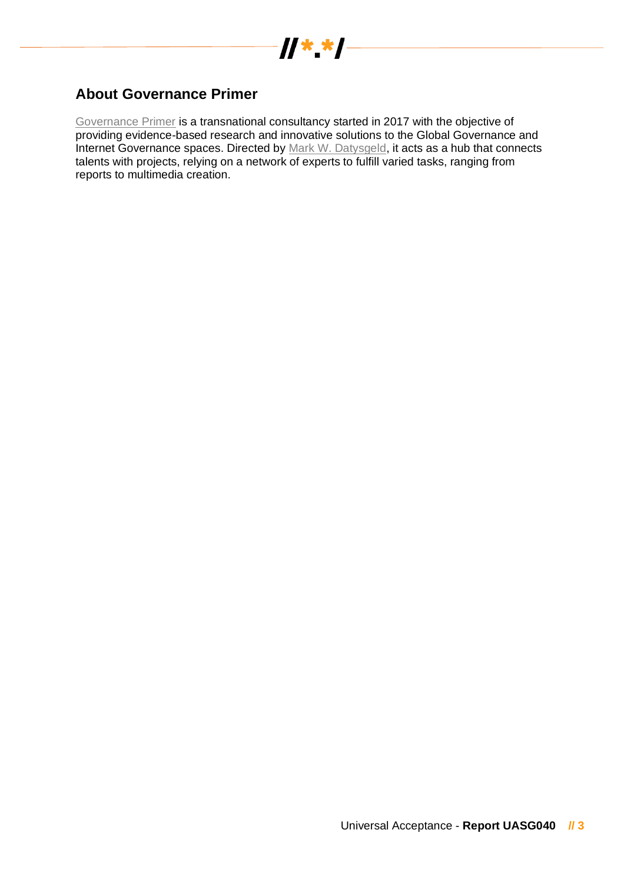## About Governance Primer

Governance Primer is a transnational consultancy started in 2017 with the objective of providing evidence-based research and innovative solutions to the Global Governance and Internet Governance spaces. Directed by Mark W. Datysgeld, it acts as a hub that connects talents with projects, relying on a network of experts to fulfill varied tasks, ranging from reports to multimedia creation.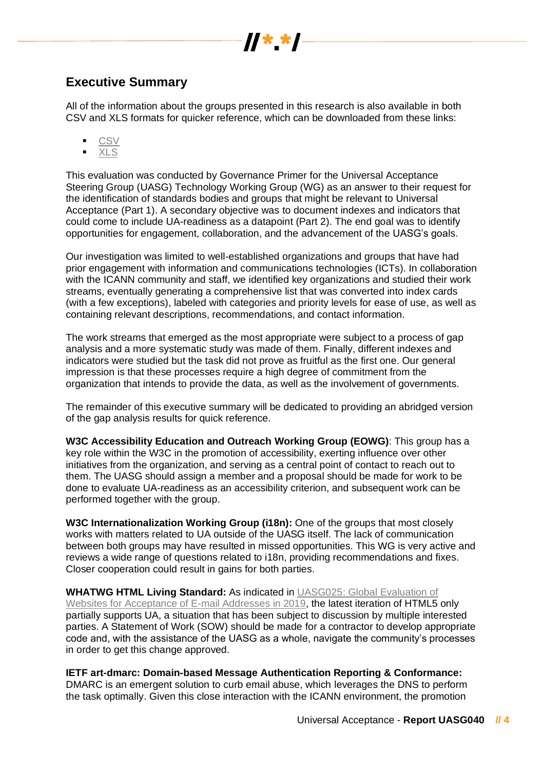## Executive Summary

All of the information about the groups presented in this research is also available in both CSV and XLS formats for quicker reference, which can be downloaded from these links:

- CSV
- XLS

This evaluation was conducted by Governance Primer for the Universal Acceptance Steering Group (UASG) Technology Working Group (WG) as an answer to their request for the identification of standards bodies and groups that might be relevant to Universal Acceptance (Part 1). A secondary objective was to document indexes and indicators that could come to include UA-readiness as a datapoint (Part 2). The end goal was to identify opportunities for engagement, collaboration, and the advancement of the UASG's goals.

Our investigation was limited to well-established organizations and groups that have had prior engagement with information and communications technologies (ICTs). In collaboration with the ICANN community and staff, we identified key organizations and studied their work streams, eventually generating a comprehensive list that was converted into index cards (with a few exceptions), labeled with categories and priority levels for ease of use, as well as containing relevant descriptions, recommendations, and contact information.

The work streams that emerged as the most appropriate were subject to a process of gap analysis and a more systematic study was made of them. Finally, different indexes and indicators were studied but the task did not prove as fruitful as the first one. Our general impression is that these processes require a high degree of commitment from the organization that intends to provide the data, as well as the involvement of governments.

The remainder of this executive summary will be dedicated to providing an abridged version of the gap analysis results for quick reference.

**W3C Accessibility Education and Outreach Working Group (EOWG)**: This group has a key role within the W3C in the promotion of accessibility, exerting influence over other initiatives from the organization, and serving as a central point of contact to reach out to them. The UASG should assign a member and a proposal should be made for work to be done to evaluate UA-readiness as an accessibility criterion, and subsequent work can be performed together with the group.

**W3C Internationalization Working Group (i18n):** One of the groups that most closely works with matters related to UA outside of the UASG itself. The lack of communication between both groups may have resulted in missed opportunities. This WG is very active and reviews a wide range of questions related to i18n, providing recommendations and fixes. Closer cooperation could result in gains for both parties.

**WHATWG HTML Living Standard:** As indicated in UASG025: Global Evaluation of Websites for Acceptance of E-mail Addresses in 2019, the latest iteration of HTML5 only partially supports UA, a situation that has been subject to discussion by multiple interested parties. A Statement of Work (SOW) should be made for a contractor to develop appropriate code and, with the assistance of the UASG as a whole, navigate the community's processes in order to get this change approved.

**IETF art-dmarc: Domain-based Message Authentication Reporting & Conformance:** DMARC is an emergent solution to curb email abuse, which leverages the DNS to perform the task optimally. Given this close interaction with the ICANN environment, the promotion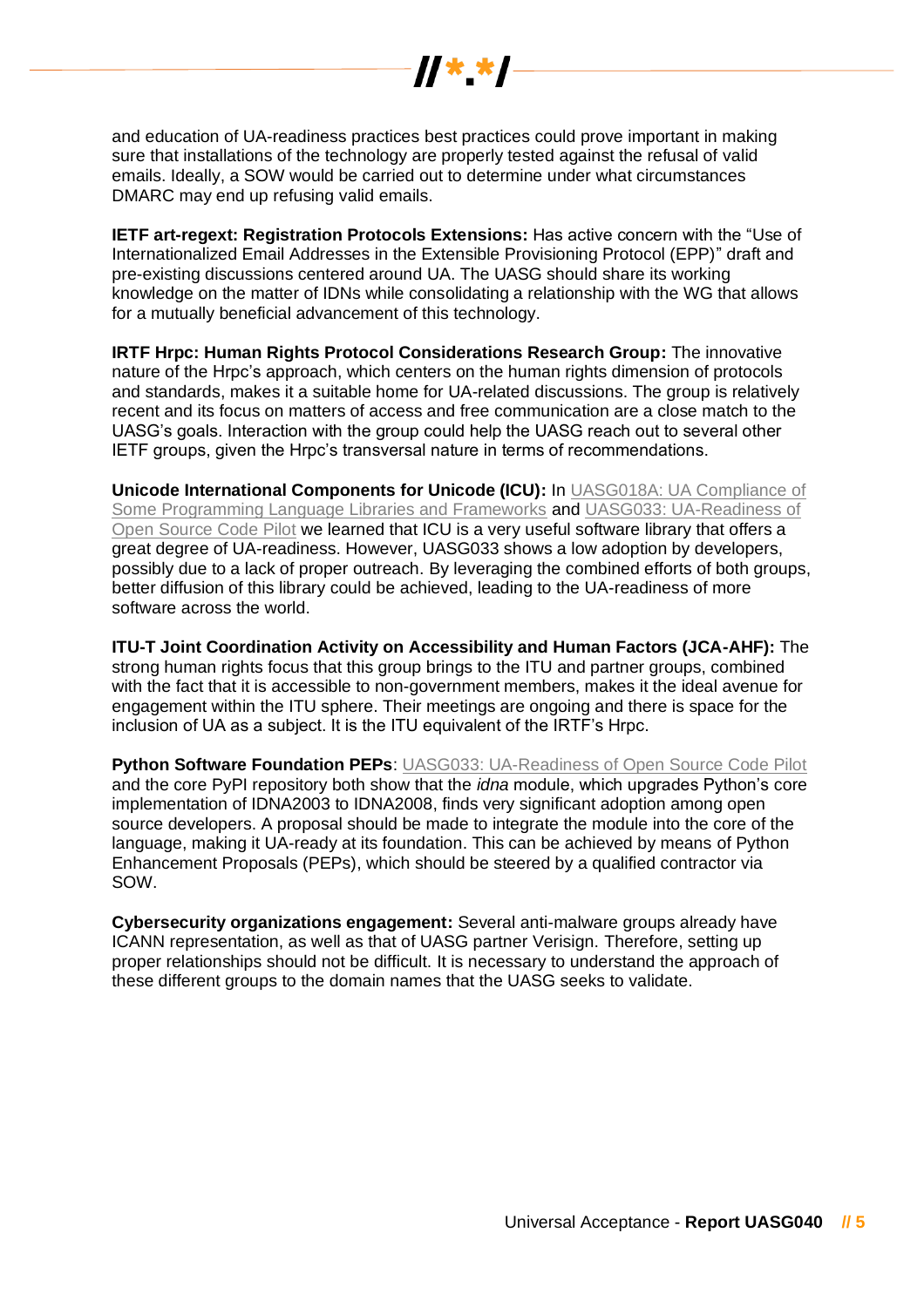and education of UA-readiness practices best practices could prove important in making sure that installations of the technology are properly tested against the refusal of valid emails. Ideally, a SOW would be carried out to determine under what circumstances DMARC may end up refusing valid emails.

**IETF art-regext: Registration Protocols Extensions:** Has active concern with the "Use of Internationalized Email Addresses in the Extensible Provisioning Protocol (EPP)" draft and pre-existing discussions centered around UA. The UASG should share its working knowledge on the matter of IDNs while consolidating a relationship with the WG that allows for a mutually beneficial advancement of this technology.

**IRTF Hrpc: Human Rights Protocol Considerations Research Group:** The innovative nature of the Hrpc's approach, which centers on the human rights dimension of protocols and standards, makes it a suitable home for UA-related discussions. The group is relatively recent and its focus on matters of access and free communication are a close match to the UASG's goals. Interaction with the group could help the UASG reach out to several other IETF groups, given the Hrpc's transversal nature in terms of recommendations.

**Unicode International Components for Unicode (ICU):** In UASG018A: UA Compliance of Some Programming Language Libraries and Frameworks and UASG033: UA-Readiness of Open Source Code Pilot we learned that ICU is a very useful software library that offers a great degree of UA-readiness. However, UASG033 shows a low adoption by developers, possibly due to a lack of proper outreach. By leveraging the combined efforts of both groups, better diffusion of this library could be achieved, leading to the UA-readiness of more software across the world.

**ITU-T Joint Coordination Activity on Accessibility and Human Factors (JCA-AHF):** The strong human rights focus that this group brings to the ITU and partner groups, combined with the fact that it is accessible to non-government members, makes it the ideal avenue for engagement within the ITU sphere. Their meetings are ongoing and there is space for the inclusion of UA as a subject. It is the ITU equivalent of the IRTF's Hrpc.

**Python Software Foundation PEPs**: UASG033: UA-Readiness of Open Source Code Pilot and the core PyPI repository both show that the *idna* module, which upgrades Python's core implementation of IDNA2003 to IDNA2008, finds very significant adoption among open source developers. A proposal should be made to integrate the module into the core of the language, making it UA-ready at its foundation. This can be achieved by means of Python Enhancement Proposals (PEPs), which should be steered by a qualified contractor via SOW.

**Cybersecurity organizations engagement:** Several anti-malware groups already have ICANN representation, as well as that of UASG partner Verisign. Therefore, setting up proper relationships should not be difficult. It is necessary to understand the approach of these different groups to the domain names that the UASG seeks to validate.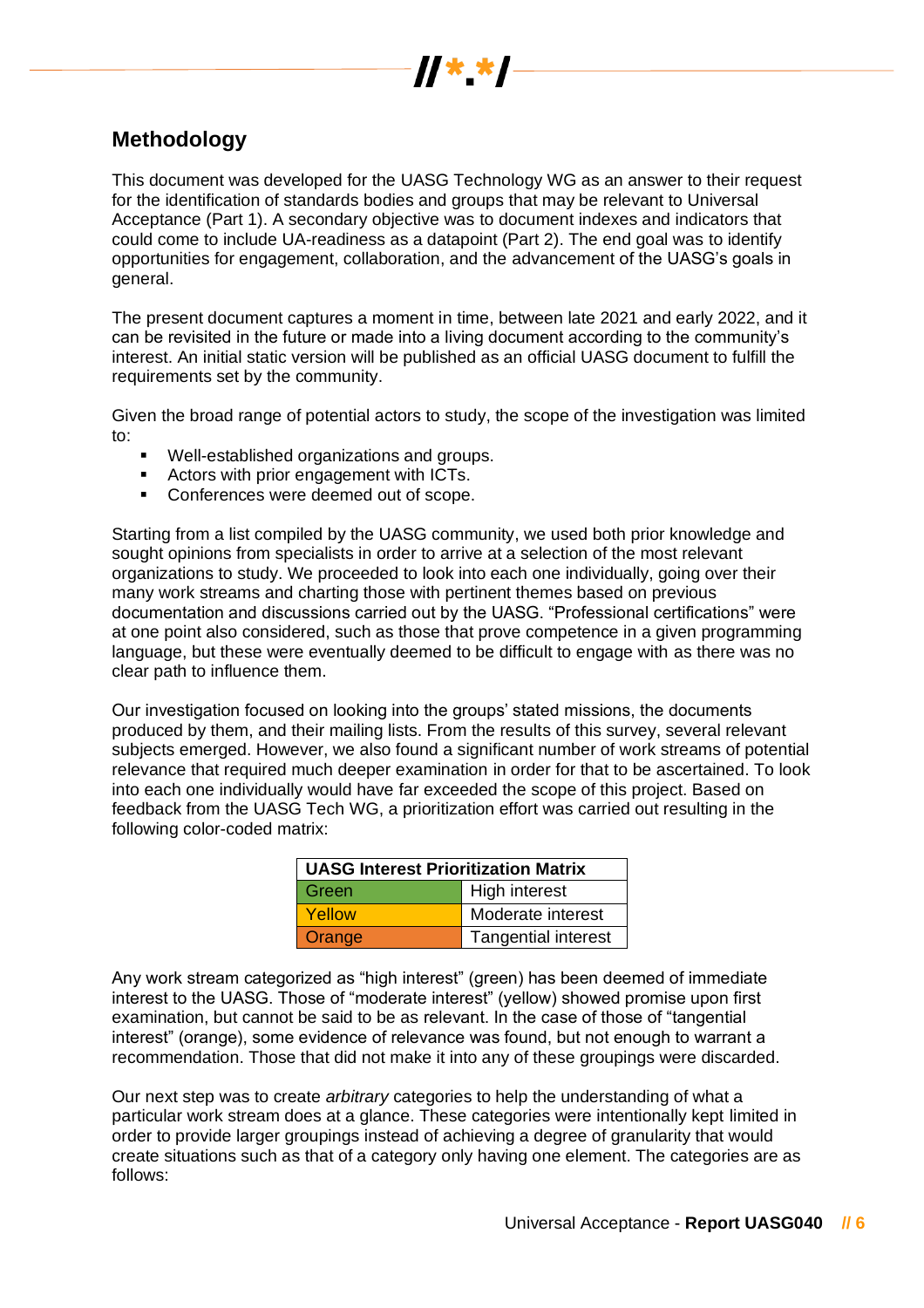## Methodology

This document was developed for the UASG Technology WG as an answer to their request for the identification of standards bodies and groups that may be relevant to Universal Acceptance (Part 1). A secondary objective was to document indexes and indicators that could come to include UA-readiness as a datapoint (Part 2). The end goal was to identify opportunities for engagement, collaboration, and the advancement of the UASG's goals in general.

The present document captures a moment in time, between late 2021 and early 2022, and it can be revisited in the future or made into a living document according to the community's interest. An initial static version will be published as an official UASG document to fulfill the requirements set by the community.

Given the broad range of potential actors to study, the scope of the investigation was limited to:

- Well-established organizations and groups.
- Actors with prior engagement with ICTs.
- Conferences were deemed out of scope.

Starting from a list compiled by the UASG community, we used both prior knowledge and sought opinions from specialists in order to arrive at a selection of the most relevant organizations to study. We proceeded to look into each one individually, going over their many work streams and charting those with pertinent themes based on previous documentation and discussions carried out by the UASG. "Professional certifications" were at one point also considered, such as those that prove competence in a given programming language, but these were eventually deemed to be difficult to engage with as there was no clear path to influence them.

Our investigation focused on looking into the groups' stated missions, the documents produced by them, and their mailing lists. From the results of this survey, several relevant subjects emerged. However, we also found a significant number of work streams of potential relevance that required much deeper examination in order for that to be ascertained. To look into each one individually would have far exceeded the scope of this project. Based on feedback from the UASG Tech WG, a prioritization effort was carried out resulting in the following color-coded matrix:

| UASG Interest Prioritization Matrix | |
|---|---|
| Green | High interest |
| Yellow | Moderate interest |
| Orange | Tangential interest |

Any work stream categorized as "high interest" (green) has been deemed of immediate interest to the UASG. Those of "moderate interest" (yellow) showed promise upon first examination, but cannot be said to be as relevant. In the case of those of "tangential interest" (orange), some evidence of relevance was found, but not enough to warrant a recommendation. Those that did not make it into any of these groupings were discarded.

Our next step was to create *arbitrary* categories to help the understanding of what a particular work stream does at a glance. These categories were intentionally kept limited in order to provide larger groupings instead of achieving a degree of granularity that would create situations such as that of a category only having one element. The categories are as follows: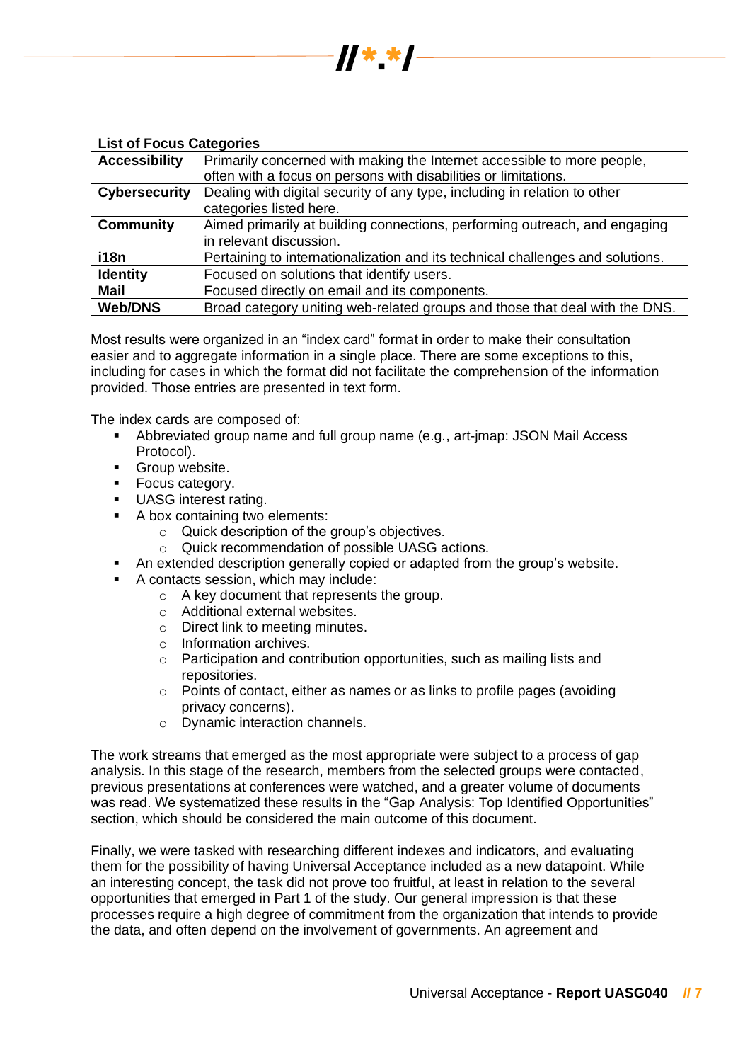| List of Focus Categories | |
|---|---|
| **Accessibility** | Primarily concerned with making the Internet accessible to more people, often with a focus on persons with disabilities or limitations. |
| **Cybersecurity** | Dealing with digital security of any type, including in relation to other categories listed here. |
| **Community** | Aimed primarily at building connections, performing outreach, and engaging in relevant discussion. |
| **i18n** | Pertaining to internationalization and its technical challenges and solutions. |
| **Identity** | Focused on solutions that identify users. |
| **Mail** | Focused directly on email and its components. |
| **Web/DNS** | Broad category uniting web-related groups and those that deal with the DNS. |

Most results were organized in an "index card" format in order to make their consultation easier and to aggregate information in a single place. There are some exceptions to this, including for cases in which the format did not facilitate the comprehension of the information provided. Those entries are presented in text form.

The index cards are composed of:

- Abbreviated group name and full group name (e.g., art-jmap: JSON Mail Access Protocol).
- Group website.
- Focus category.
- UASG interest rating.
- A box containing two elements:
  - Quick description of the group's objectives.
  - Quick recommendation of possible UASG actions.
- An extended description generally copied or adapted from the group's website.
- A contacts session, which may include:
  - A key document that represents the group.
  - Additional external websites.
  - Direct link to meeting minutes.
  - Information archives.
  - Participation and contribution opportunities, such as mailing lists and repositories.
  - Points of contact, either as names or as links to profile pages (avoiding privacy concerns).
  - Dynamic interaction channels.

The work streams that emerged as the most appropriate were subject to a process of gap analysis. In this stage of the research, members from the selected groups were contacted, previous presentations at conferences were watched, and a greater volume of documents was read. We systematized these results in the "Gap Analysis: Top Identified Opportunities" section, which should be considered the main outcome of this document.

Finally, we were tasked with researching different indexes and indicators, and evaluating them for the possibility of having Universal Acceptance included as a new datapoint. While an interesting concept, the task did not prove too fruitful, at least in relation to the several opportunities that emerged in Part 1 of the study. Our general impression is that these processes require a high degree of commitment from the organization that intends to provide the data, and often depend on the involvement of governments. An agreement and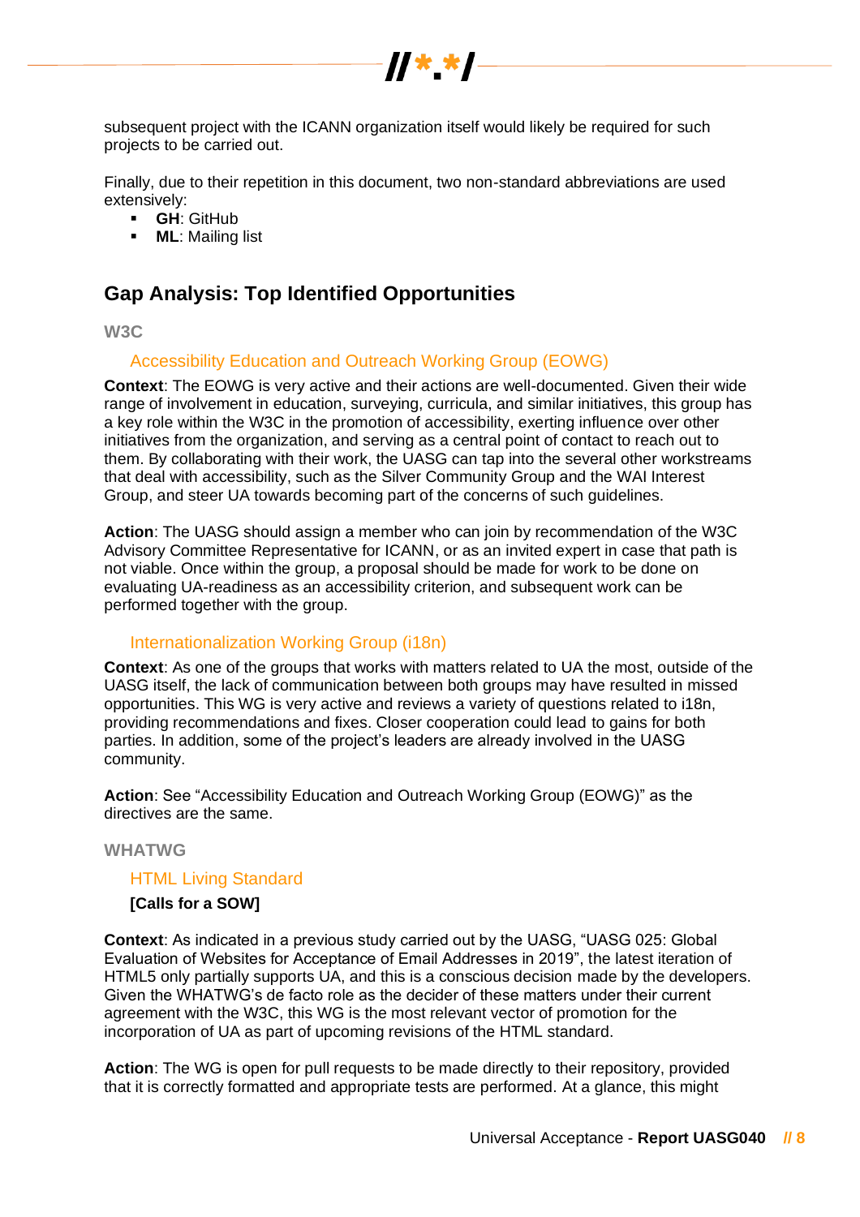subsequent project with the ICANN organization itself would likely be required for such projects to be carried out.

Finally, due to their repetition in this document, two non-standard abbreviations are used extensively:

- **GH**: GitHub
- **ML**: Mailing list

## Gap Analysis: Top Identified Opportunities

### W3C

#### Accessibility Education and Outreach Working Group (EOWG)

**Context**: The EOWG is very active and their actions are well-documented. Given their wide range of involvement in education, surveying, curricula, and similar initiatives, this group has a key role within the W3C in the promotion of accessibility, exerting influence over other initiatives from the organization, and serving as a central point of contact to reach out to them. By collaborating with their work, the UASG can tap into the several other workstreams that deal with accessibility, such as the Silver Community Group and the WAI Interest Group, and steer UA towards becoming part of the concerns of such guidelines.

**Action**: The UASG should assign a member who can join by recommendation of the W3C Advisory Committee Representative for ICANN, or as an invited expert in case that path is not viable. Once within the group, a proposal should be made for work to be done on evaluating UA-readiness as an accessibility criterion, and subsequent work can be performed together with the group.

#### Internationalization Working Group (i18n)

**Context**: As one of the groups that works with matters related to UA the most, outside of the UASG itself, the lack of communication between both groups may have resulted in missed opportunities. This WG is very active and reviews a variety of questions related to i18n, providing recommendations and fixes. Closer cooperation could lead to gains for both parties. In addition, some of the project's leaders are already involved in the UASG community.

**Action**: See "Accessibility Education and Outreach Working Group (EOWG)" as the directives are the same.

### WHATWG

#### HTML Living Standard

**[Calls for a SOW]**

**Context**: As indicated in a previous study carried out by the UASG, "UASG 025: Global Evaluation of Websites for Acceptance of Email Addresses in 2019", the latest iteration of HTML5 only partially supports UA, and this is a conscious decision made by the developers. Given the WHATWG's de facto role as the decider of these matters under their current agreement with the W3C, this WG is the most relevant vector of promotion for the incorporation of UA as part of upcoming revisions of the HTML standard.

**Action**: The WG is open for pull requests to be made directly to their repository, provided that it is correctly formatted and appropriate tests are performed. At a glance, this might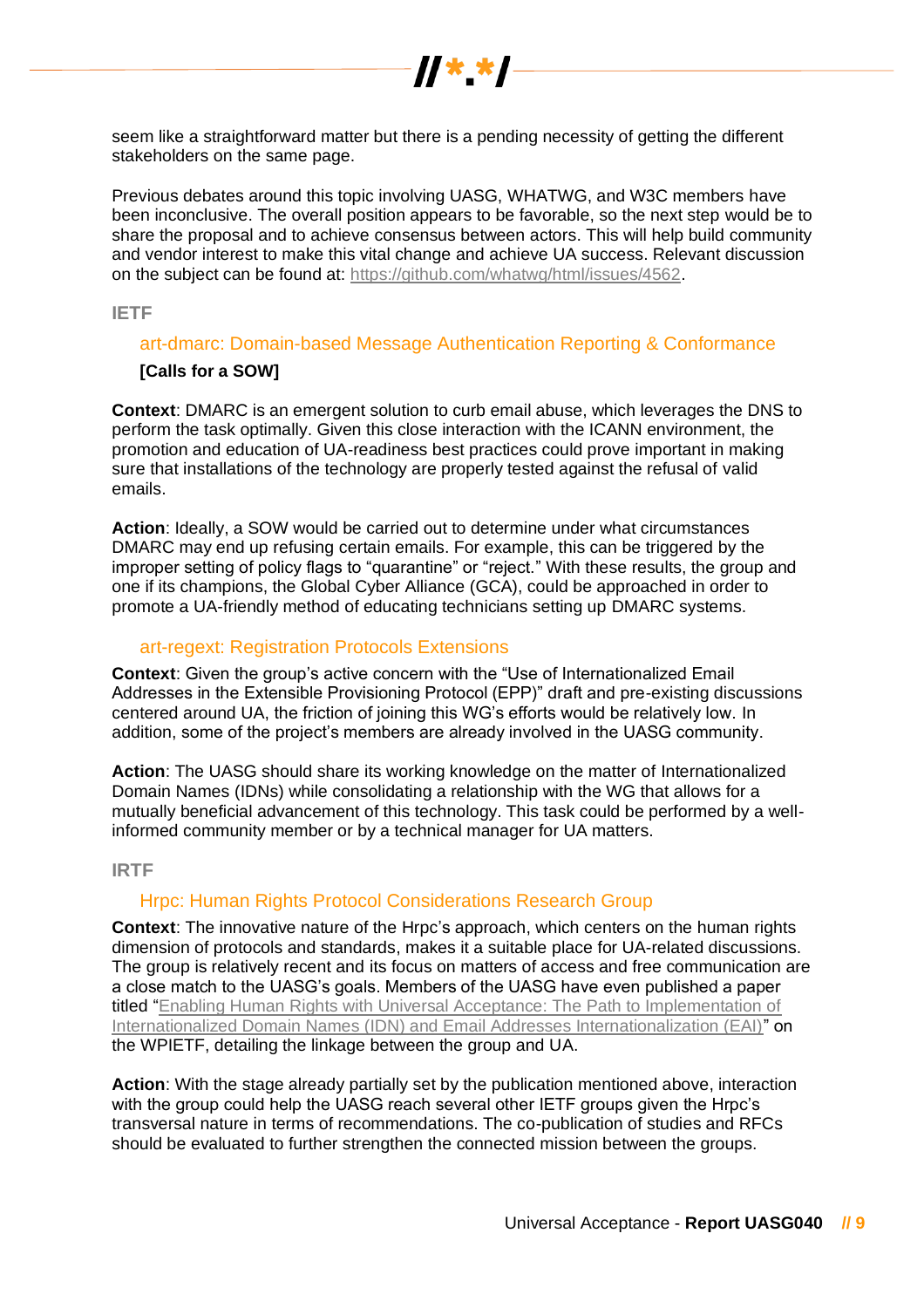seem like a straightforward matter but there is a pending necessity of getting the different stakeholders on the same page.

Previous debates around this topic involving UASG, WHATWG, and W3C members have been inconclusive. The overall position appears to be favorable, so the next step would be to share the proposal and to achieve consensus between actors. This will help build community and vendor interest to make this vital change and achieve UA success. Relevant discussion on the subject can be found at: [https://github.com/whatwg/html/issues/4562](https://github.com/whatwg/html/issues/4562).

## IETF

### art-dmarc: Domain-based Message Authentication Reporting & Conformance

**[Calls for a SOW]**

**Context**: DMARC is an emergent solution to curb email abuse, which leverages the DNS to perform the task optimally. Given this close interaction with the ICANN environment, the promotion and education of UA-readiness best practices could prove important in making sure that installations of the technology are properly tested against the refusal of valid emails.

**Action**: Ideally, a SOW would be carried out to determine under what circumstances DMARC may end up refusing certain emails. For example, this can be triggered by the improper setting of policy flags to "quarantine" or "reject." With these results, the group and one if its champions, the Global Cyber Alliance (GCA), could be approached in order to promote a UA-friendly method of educating technicians setting up DMARC systems.

### art-regext: Registration Protocols Extensions

**Context**: Given the group's active concern with the "Use of Internationalized Email Addresses in the Extensible Provisioning Protocol (EPP)" draft and pre-existing discussions centered around UA, the friction of joining this WG's efforts would be relatively low. In addition, some of the project's members are already involved in the UASG community.

**Action**: The UASG should share its working knowledge on the matter of Internationalized Domain Names (IDNs) while consolidating a relationship with the WG that allows for a mutually beneficial advancement of this technology. This task could be performed by a well-informed community member or by a technical manager for UA matters.

## IRTF

### Hrpc: Human Rights Protocol Considerations Research Group

**Context**: The innovative nature of the Hrpc's approach, which centers on the human rights dimension of protocols and standards, makes it a suitable place for UA-related discussions. The group is relatively recent and its focus on matters of access and free communication are a close match to the UASG's goals. Members of the UASG have even published a paper titled "Enabling Human Rights with Universal Acceptance: The Path to Implementation of Internationalized Domain Names (IDN) and Email Addresses Internationalization (EAI)" on the WPIETF, detailing the linkage between the group and UA.

**Action**: With the stage already partially set by the publication mentioned above, interaction with the group could help the UASG reach several other IETF groups given the Hrpc's transversal nature in terms of recommendations. The co-publication of studies and RFCs should be evaluated to further strengthen the connected mission between the groups.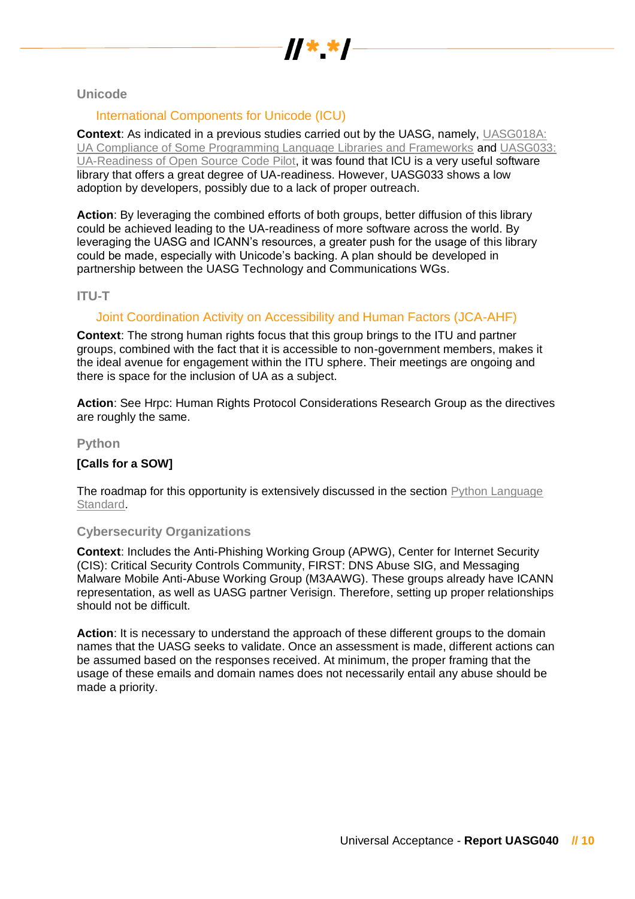### Unicode

#### International Components for Unicode (ICU)

**Context**: As indicated in a previous studies carried out by the UASG, namely, UASG018A: UA Compliance of Some Programming Language Libraries and Frameworks and UASG033: UA-Readiness of Open Source Code Pilot, it was found that ICU is a very useful software library that offers a great degree of UA-readiness. However, UASG033 shows a low adoption by developers, possibly due to a lack of proper outreach.

**Action**: By leveraging the combined efforts of both groups, better diffusion of this library could be achieved leading to the UA-readiness of more software across the world. By leveraging the UASG and ICANN's resources, a greater push for the usage of this library could be made, especially with Unicode's backing. A plan should be developed in partnership between the UASG Technology and Communications WGs.

### ITU-T

#### Joint Coordination Activity on Accessibility and Human Factors (JCA-AHF)

**Context**: The strong human rights focus that this group brings to the ITU and partner groups, combined with the fact that it is accessible to non-government members, makes it the ideal avenue for engagement within the ITU sphere. Their meetings are ongoing and there is space for the inclusion of UA as a subject.

**Action**: See Hrpc: Human Rights Protocol Considerations Research Group as the directives are roughly the same.

### Python

**[Calls for a SOW]**

The roadmap for this opportunity is extensively discussed in the section Python Language Standard.

### Cybersecurity Organizations

**Context**: Includes the Anti-Phishing Working Group (APWG), Center for Internet Security (CIS): Critical Security Controls Community, FIRST: DNS Abuse SIG, and Messaging Malware Mobile Anti-Abuse Working Group (M3AAWG). These groups already have ICANN representation, as well as UASG partner Verisign. Therefore, setting up proper relationships should not be difficult.

**Action**: It is necessary to understand the approach of these different groups to the domain names that the UASG seeks to validate. Once an assessment is made, different actions can be assumed based on the responses received. At minimum, the proper framing that the usage of these emails and domain names does not necessarily entail any abuse should be made a priority.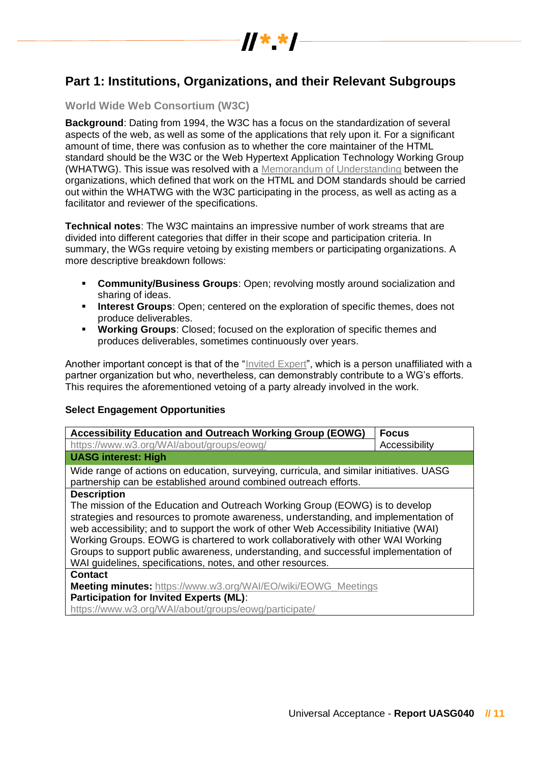# Part 1: Institutions, Organizations, and their Relevant Subgroups

## World Wide Web Consortium (W3C)

**Background**: Dating from 1994, the W3C has a focus on the standardization of several aspects of the web, as well as some of the applications that rely upon it. For a significant amount of time, there was confusion as to whether the core maintainer of the HTML standard should be the W3C or the Web Hypertext Application Technology Working Group (WHATWG). This issue was resolved with a Memorandum of Understanding between the organizations, which defined that work on the HTML and DOM standards should be carried out within the WHATWG with the W3C participating in the process, as well as acting as a facilitator and reviewer of the specifications.

**Technical notes**: The W3C maintains an impressive number of work streams that are divided into different categories that differ in their scope and participation criteria. In summary, the WGs require vetoing by existing members or participating organizations. A more descriptive breakdown follows:

- **Community/Business Groups**: Open; revolving mostly around socialization and sharing of ideas.
- **Interest Groups**: Open; centered on the exploration of specific themes, does not produce deliverables.
- **Working Groups**: Closed; focused on the exploration of specific themes and produces deliverables, sometimes continuously over years.

Another important concept is that of the "Invited Expert", which is a person unaffiliated with a partner organization but who, nevertheless, can demonstrably contribute to a WG's efforts. This requires the aforementioned vetoing of a party already involved in the work.

**Select Engagement Opportunities**

| **Accessibility Education and Outreach Working Group (EOWG)** | **Focus** |
|---|---|
| https://www.w3.org/WAI/about/groups/eowg/ | Accessibility |
| **UASG interest: High** | |
| Wide range of actions on education, surveying, curricula, and similar initiatives. UASG partnership can be established around combined outreach efforts. | |
| **Description**<br>The mission of the Education and Outreach Working Group (EOWG) is to develop strategies and resources to promote awareness, understanding, and implementation of web accessibility; and to support the work of other Web Accessibility Initiative (WAI) Working Groups. EOWG is chartered to work collaboratively with other WAI Working Groups to support public awareness, understanding, and successful implementation of WAI guidelines, specifications, notes, and other resources. | |
| **Contact**<br>**Meeting minutes:** https://www.w3.org/WAI/EO/wiki/EOWG_Meetings<br>**Participation for Invited Experts (ML)**:<br>https://www.w3.org/WAI/about/groups/eowg/participate/ | |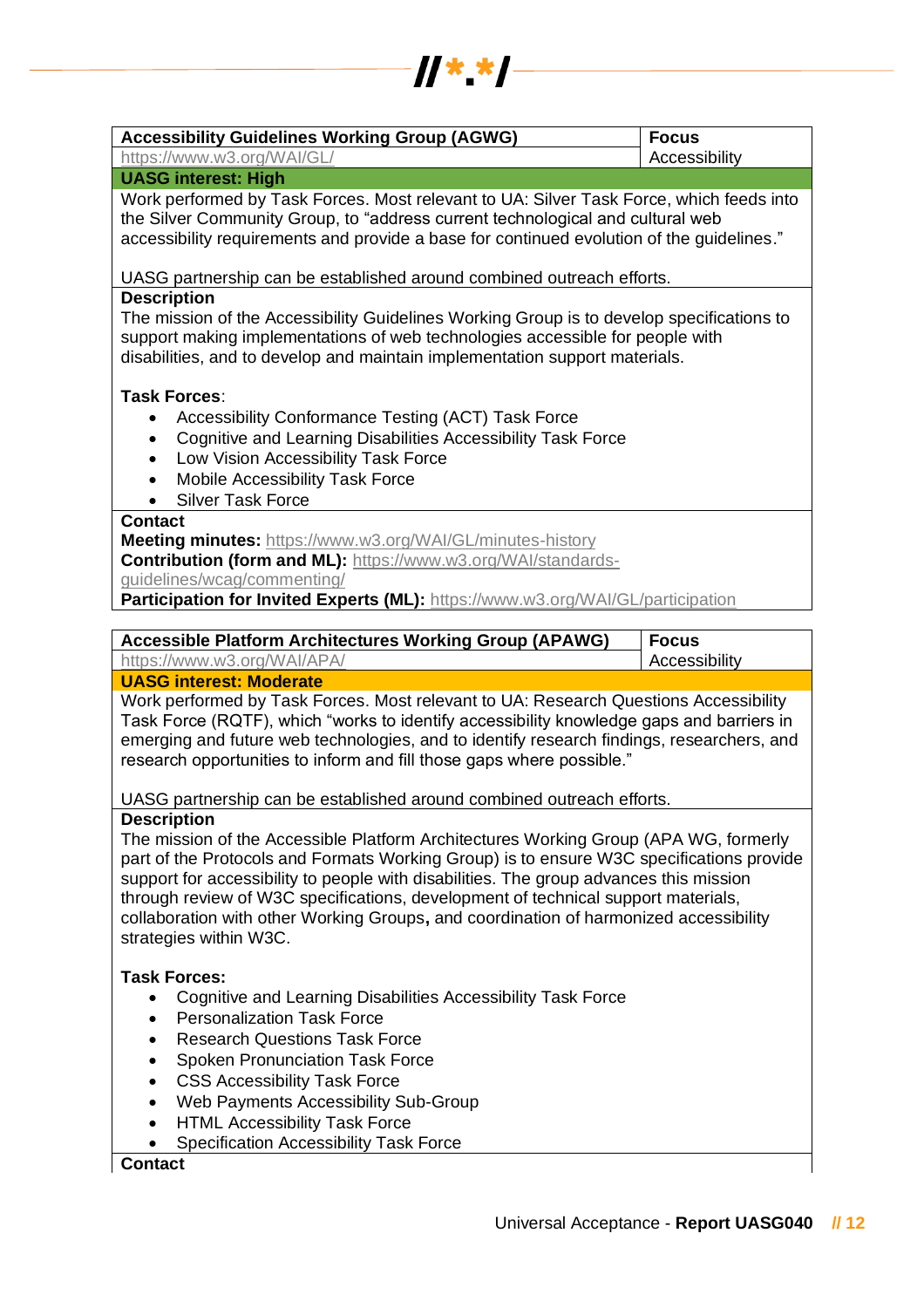| **Accessibility Guidelines Working Group (AGWG)** | **Focus** |
|---|---|
| https://www.w3.org/WAI/GL/ | Accessibility |
| **UASG interest: High** | |
| Work performed by Task Forces. Most relevant to UA: Silver Task Force, which feeds into the Silver Community Group, to “address current technological and cultural web accessibility requirements and provide a base for continued evolution of the guidelines.”<br><br>UASG partnership can be established around combined outreach efforts. | |
| **Description**<br>The mission of the Accessibility Guidelines Working Group is to develop specifications to support making implementations of web technologies accessible for people with disabilities, and to develop and maintain implementation support materials.<br><br>**Task Forces**:<br>• Accessibility Conformance Testing (ACT) Task Force<br>• Cognitive and Learning Disabilities Accessibility Task Force<br>• Low Vision Accessibility Task Force<br>• Mobile Accessibility Task Force<br>• Silver Task Force | |
| **Contact**<br>**Meeting minutes:** https://www.w3.org/WAI/GL/minutes-history<br>**Contribution (form and ML):** https://www.w3.org/WAI/standards-guidelines/wcag/commenting/<br>**Participation for Invited Experts (ML):** https://www.w3.org/WAI/GL/participation | |

| **Accessible Platform Architectures Working Group (APAWG)** | **Focus** |
|---|---|
| https://www.w3.org/WAI/APA/ | Accessibility |
| **UASG interest: Moderate** | |
| Work performed by Task Forces. Most relevant to UA: Research Questions Accessibility Task Force (RQTF), which “works to identify accessibility knowledge gaps and barriers in emerging and future web technologies, and to identify research findings, researchers, and research opportunities to inform and fill those gaps where possible.”<br><br>UASG partnership can be established around combined outreach efforts. | |
| **Description**<br>The mission of the Accessible Platform Architectures Working Group (APA WG, formerly part of the Protocols and Formats Working Group) is to ensure W3C specifications provide support for accessibility to people with disabilities. The group advances this mission through review of W3C specifications, development of technical support materials, collaboration with other Working Groups**,** and coordination of harmonized accessibility strategies within W3C.<br><br>**Task Forces:**<br>• Cognitive and Learning Disabilities Accessibility Task Force<br>• Personalization Task Force<br>• Research Questions Task Force<br>• Spoken Pronunciation Task Force<br>• CSS Accessibility Task Force<br>• Web Payments Accessibility Sub-Group<br>• HTML Accessibility Task Force<br>• Specification Accessibility Task Force | |
| **Contact** | |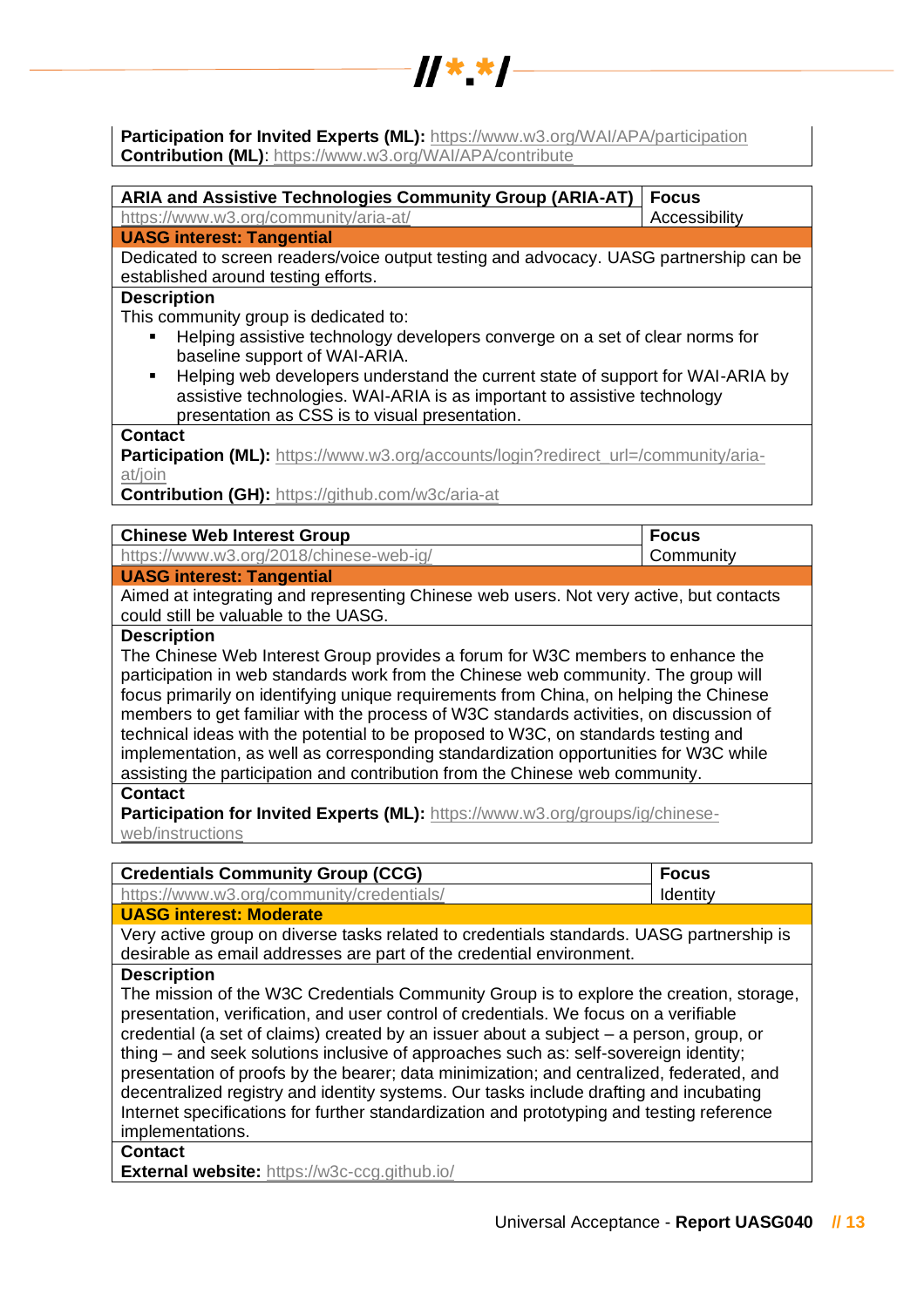**Participation for Invited Experts (ML):** https://www.w3.org/WAI/APA/participation
**Contribution (ML)**: https://www.w3.org/WAI/APA/contribute

| **ARIA and Assistive Technologies Community Group (ARIA-AT)** | **Focus** |
|---|---|
| https://www.w3.org/community/aria-at/ | Accessibility |
| **UASG interest: Tangential** | |
| Dedicated to screen readers/voice output testing and advocacy. UASG partnership can be established around testing efforts. | |
| **Description** | |
| This community group is dedicated to:<br>▪ Helping assistive technology developers converge on a set of clear norms for baseline support of WAI-ARIA.<br>▪ Helping web developers understand the current state of support for WAI-ARIA by assistive technologies. WAI-ARIA is as important to assistive technology presentation as CSS is to visual presentation. | |
| **Contact** | |
| **Participation (ML):** https://www.w3.org/accounts/login?redirect_url=/community/aria-at/join<br>**Contribution (GH):** https://github.com/w3c/aria-at | |

| **Chinese Web Interest Group** | **Focus** |
|---|---|
| https://www.w3.org/2018/chinese-web-ig/ | Community |
| **UASG interest: Tangential** | |
| Aimed at integrating and representing Chinese web users. Not very active, but contacts could still be valuable to the UASG. | |
| **Description** | |
| The Chinese Web Interest Group provides a forum for W3C members to enhance the participation in web standards work from the Chinese web community. The group will focus primarily on identifying unique requirements from China, on helping the Chinese members to get familiar with the process of W3C standards activities, on discussion of technical ideas with the potential to be proposed to W3C, on standards testing and implementation, as well as corresponding standardization opportunities for W3C while assisting the participation and contribution from the Chinese web community. | |
| **Contact** | |
| **Participation for Invited Experts (ML):** https://www.w3.org/groups/ig/chinese-web/instructions | |

| **Credentials Community Group (CCG)** | **Focus** |
|---|---|
| https://www.w3.org/community/credentials/ | Identity |
| **UASG interest: Moderate** | |
| Very active group on diverse tasks related to credentials standards. UASG partnership is desirable as email addresses are part of the credential environment. | |
| **Description** | |
| The mission of the W3C Credentials Community Group is to explore the creation, storage, presentation, verification, and user control of credentials. We focus on a verifiable credential (a set of claims) created by an issuer about a subject – a person, group, or thing – and seek solutions inclusive of approaches such as: self-sovereign identity; presentation of proofs by the bearer; data minimization; and centralized, federated, and decentralized registry and identity systems. Our tasks include drafting and incubating Internet specifications for further standardization and prototyping and testing reference implementations. | |
| **Contact** | |
| **External website:** https://w3c-ccg.github.io/ | |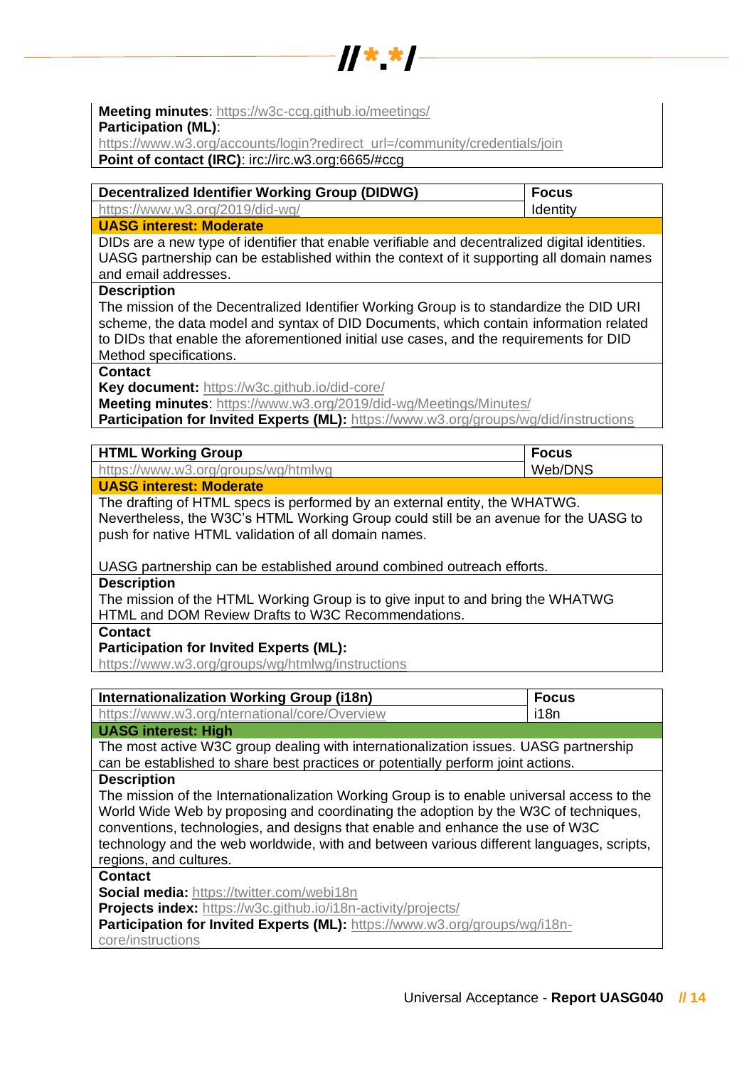**Meeting minutes**: https://w3c-ccg.github.io/meetings/
**Participation (ML)**: https://www.w3.org/accounts/login?redirect_url=/community/credentials/join
**Point of contact (IRC)**: irc://irc.w3.org:6665/#ccg

| **Decentralized Identifier Working Group (DIDWG)** | **Focus** |
|---|---|
| https://www.w3.org/2019/did-wg/ | Identity |
| **UASG interest: Moderate** | |
| DIDs are a new type of identifier that enable verifiable and decentralized digital identities. UASG partnership can be established within the context of it supporting all domain names and email addresses. | |
| **Description** | |
| The mission of the Decentralized Identifier Working Group is to standardize the DID URI scheme, the data model and syntax of DID Documents, which contain information related to DIDs that enable the aforementioned initial use cases, and the requirements for DID Method specifications. | |
| **Contact** | |
| **Key document:** https://w3c.github.io/did-core/<br>**Meeting minutes**: https://www.w3.org/2019/did-wg/Meetings/Minutes/<br>**Participation for Invited Experts (ML):** https://www.w3.org/groups/wg/did/instructions | |

| **HTML Working Group** | **Focus** |
|---|---|
| https://www.w3.org/groups/wg/htmlwg | Web/DNS |
| **UASG interest: Moderate** | |
| The drafting of HTML specs is performed by an external entity, the WHATWG. Nevertheless, the W3C's HTML Working Group could still be an avenue for the UASG to push for native HTML validation of all domain names.<br><br>UASG partnership can be established around combined outreach efforts. | |
| **Description** | |
| The mission of the HTML Working Group is to give input to and bring the WHATWG HTML and DOM Review Drafts to W3C Recommendations. | |
| **Contact** | |
| **Participation for Invited Experts (ML):**<br>https://www.w3.org/groups/wg/htmlwg/instructions | |

| **Internationalization Working Group (i18n)** | **Focus** |
|---|---|
| https://www.w3.org/nternational/core/Overview | i18n |
| **UASG interest: High** | |
| The most active W3C group dealing with internationalization issues. UASG partnership can be established to share best practices or potentially perform joint actions. | |
| **Description** | |
| The mission of the Internationalization Working Group is to enable universal access to the World Wide Web by proposing and coordinating the adoption by the W3C of techniques, conventions, technologies, and designs that enable and enhance the use of W3C technology and the web worldwide, with and between various different languages, scripts, regions, and cultures. | |
| **Contact** | |
| **Social media:** https://twitter.com/webi18n<br>**Projects index:** https://w3c.github.io/i18n-activity/projects/<br>**Participation for Invited Experts (ML):** https://www.w3.org/groups/wg/i18n-core/instructions | |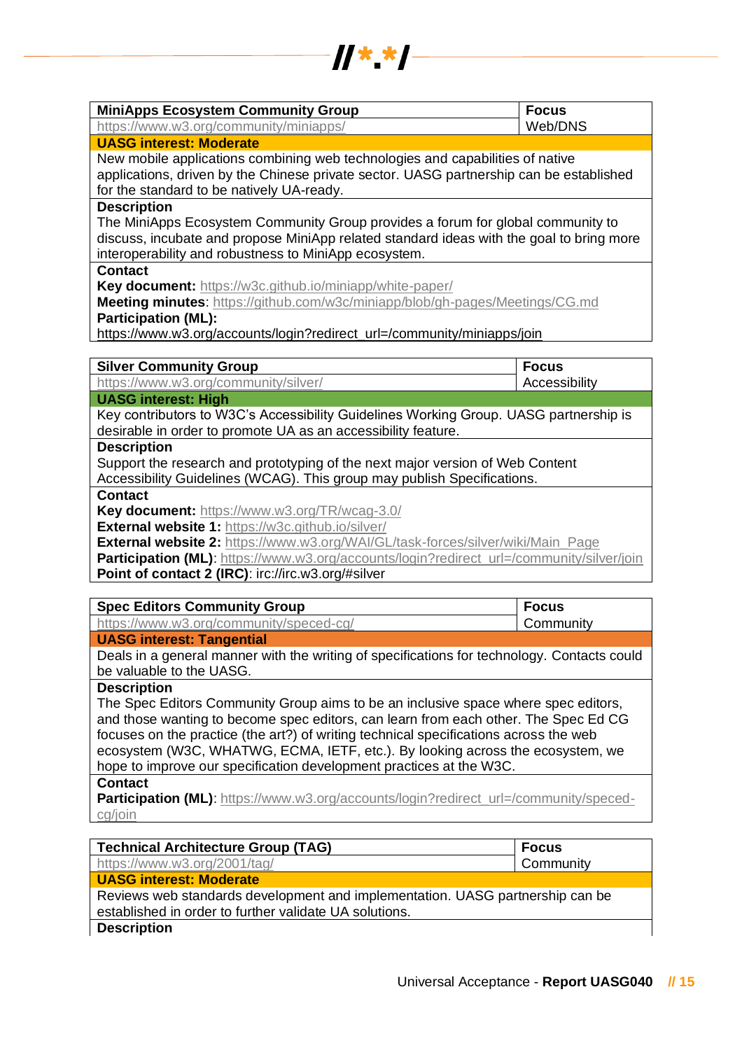| MiniApps Ecosystem Community Group | Focus |
|---|---|
| https://www.w3.org/community/miniapps/ | Web/DNS |
| **UASG interest: Moderate** | |
| New mobile applications combining web technologies and capabilities of native applications, driven by the Chinese private sector. UASG partnership can be established for the standard to be natively UA-ready. | |
| **Description** | |
| The MiniApps Ecosystem Community Group provides a forum for global community to discuss, incubate and propose MiniApp related standard ideas with the goal to bring more interoperability and robustness to MiniApp ecosystem. | |
| **Contact** | |
| **Key document:** https://w3c.github.io/miniapp/white-paper/<br>**Meeting minutes**: https://github.com/w3c/miniapp/blob/gh-pages/Meetings/CG.md<br>**Participation (ML):**<br>https://www.w3.org/accounts/login?redirect_url=/community/miniapps/join | |

| Silver Community Group | Focus |
|---|---|
| https://www.w3.org/community/silver/ | Accessibility |
| **UASG interest: High** | |
| Key contributors to W3C's Accessibility Guidelines Working Group. UASG partnership is desirable in order to promote UA as an accessibility feature. | |
| **Description** | |
| Support the research and prototyping of the next major version of Web Content Accessibility Guidelines (WCAG). This group may publish Specifications. | |
| **Contact** | |
| **Key document:** https://www.w3.org/TR/wcag-3.0/<br>**External website 1:** https://w3c.github.io/silver/<br>**External website 2:** https://www.w3.org/WAI/GL/task-forces/silver/wiki/Main_Page<br>**Participation (ML)**: https://www.w3.org/accounts/login?redirect_url=/community/silver/join<br>**Point of contact 2 (IRC)**: irc://irc.w3.org/#silver | |

| Spec Editors Community Group | Focus |
|---|---|
| https://www.w3.org/community/speced-cg/ | Community |
| **UASG interest: Tangential** | |
| Deals in a general manner with the writing of specifications for technology. Contacts could be valuable to the UASG. | |
| **Description** | |
| The Spec Editors Community Group aims to be an inclusive space where spec editors, and those wanting to become spec editors, can learn from each other. The Spec Ed CG focuses on the practice (the art?) of writing technical specifications across the web ecosystem (W3C, WHATWG, ECMA, IETF, etc.). By looking across the ecosystem, we hope to improve our specification development practices at the W3C. | |
| **Contact** | |
| **Participation (ML)**: https://www.w3.org/accounts/login?redirect_url=/community/speced-cg/join | |

| Technical Architecture Group (TAG) | Focus |
|---|---|
| https://www.w3.org/2001/tag/ | Community |
| **UASG interest: Moderate** | |
| Reviews web standards development and implementation. UASG partnership can be established in order to further validate UA solutions. | |
| **Description** | |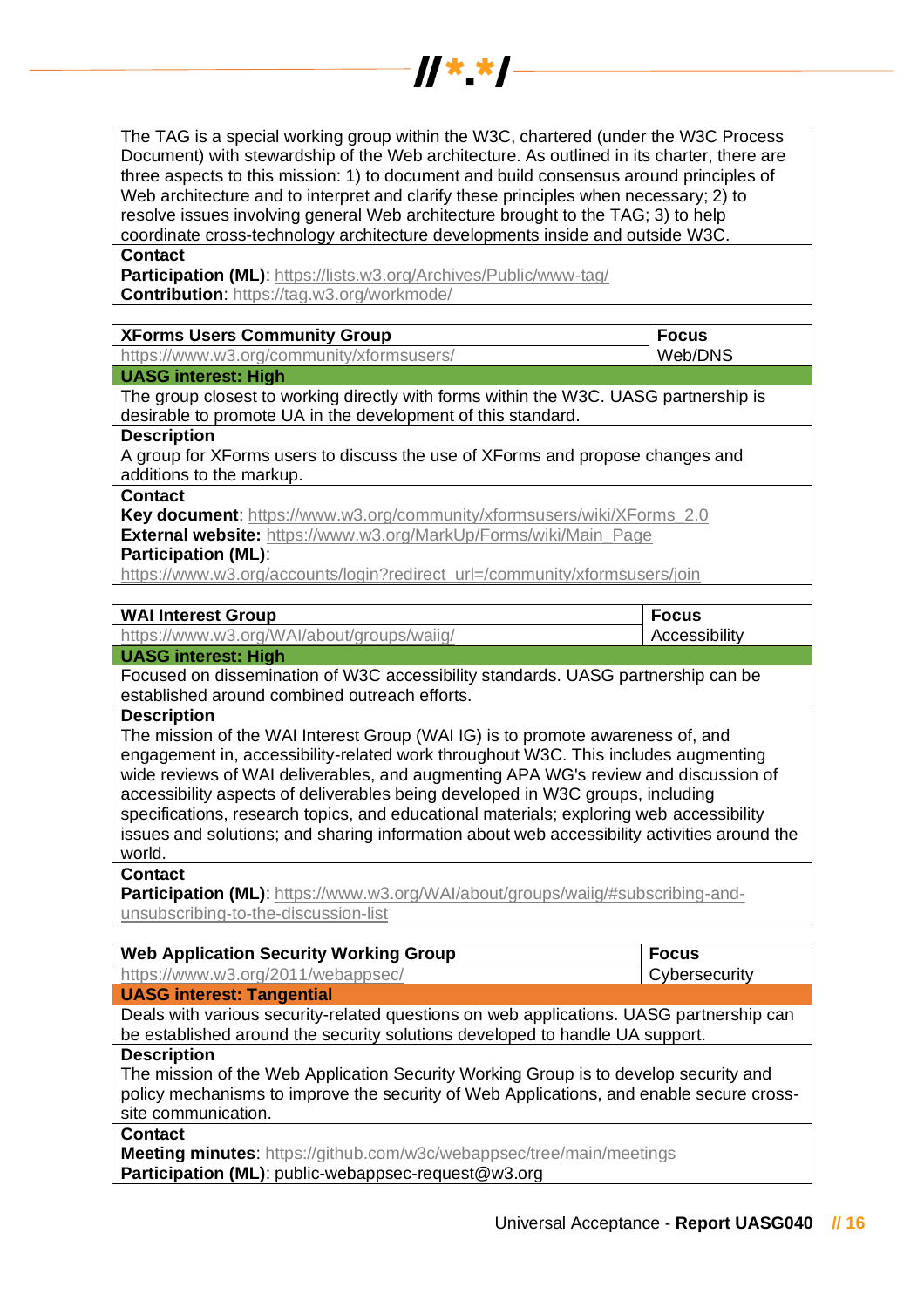| |
|---|
| The TAG is a special working group within the W3C, chartered (under the W3C Process Document) with stewardship of the Web architecture. As outlined in its charter, there are three aspects to this mission: 1) to document and build consensus around principles of Web architecture and to interpret and clarify these principles when necessary; 2) to resolve issues involving general Web architecture brought to the TAG; 3) to help coordinate cross-technology architecture developments inside and outside W3C. |
| **Contact** |
| **Participation (ML)**: https://lists.w3.org/Archives/Public/www-tag/ <br> **Contribution**: https://tag.w3.org/workmode/ |

| **XForms Users Community Group** | **Focus** |
|---|---|
| https://www.w3.org/community/xformsusers/ | Web/DNS |
| **UASG interest: High** | |
| The group closest to working directly with forms within the W3C. UASG partnership is desirable to promote UA in the development of this standard. | |
| **Description** | |
| A group for XForms users to discuss the use of XForms and propose changes and additions to the markup. | |
| **Contact** | |
| **Key document**: https://www.w3.org/community/xformsusers/wiki/XForms_2.0 <br> **External website:** https://www.w3.org/MarkUp/Forms/wiki/Main_Page <br> **Participation (ML)**: <br> https://www.w3.org/accounts/login?redirect_url=/community/xformsusers/join | |

| **WAI Interest Group** | **Focus** |
|---|---|
| https://www.w3.org/WAI/about/groups/waiig/ | Accessibility |
| **UASG interest: High** | |
| Focused on dissemination of W3C accessibility standards. UASG partnership can be established around combined outreach efforts. | |
| **Description** | |
| The mission of the WAI Interest Group (WAI IG) is to promote awareness of, and engagement in, accessibility-related work throughout W3C. This includes augmenting wide reviews of WAI deliverables, and augmenting APA WG's review and discussion of accessibility aspects of deliverables being developed in W3C groups, including specifications, research topics, and educational materials; exploring web accessibility issues and solutions; and sharing information about web accessibility activities around the world. | |
| **Contact** | |
| **Participation (ML)**: https://www.w3.org/WAI/about/groups/waiig/#subscribing-and-unsubscribing-to-the-discussion-list | |

| **Web Application Security Working Group** | **Focus** |
|---|---|
| https://www.w3.org/2011/webappsec/ | Cybersecurity |
| **UASG interest: Tangential** | |
| Deals with various security-related questions on web applications. UASG partnership can be established around the security solutions developed to handle UA support. | |
| **Description** | |
| The mission of the Web Application Security Working Group is to develop security and policy mechanisms to improve the security of Web Applications, and enable secure cross-site communication. | |
| **Contact** | |
| **Meeting minutes**: https://github.com/w3c/webappsec/tree/main/meetings <br> **Participation (ML)**: public-webappsec-request@w3.org | |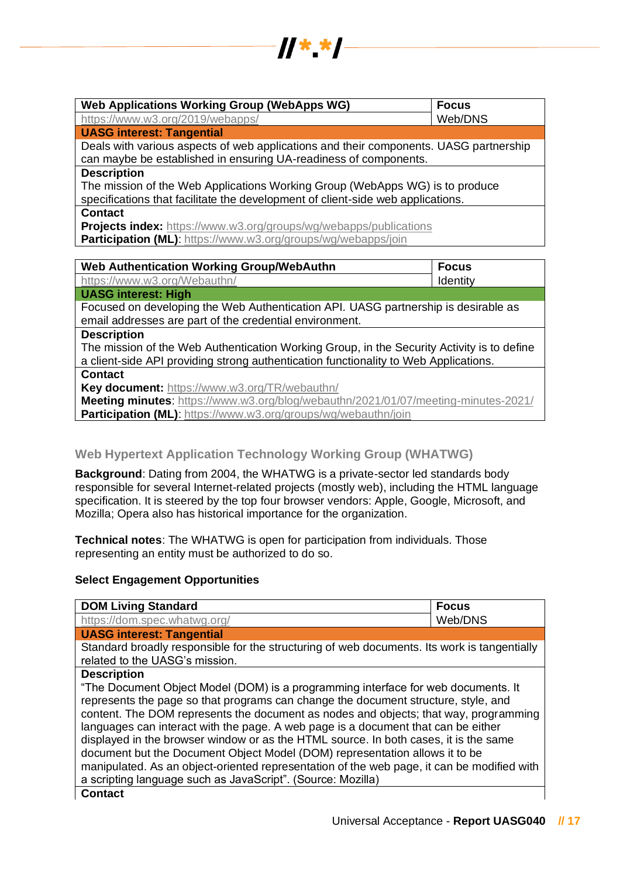| Web Applications Working Group (WebApps WG) | Focus |
|---|---|
| https://www.w3.org/2019/webapps/ | Web/DNS |
| **UASG interest: Tangential** | |
| Deals with various aspects of web applications and their components. UASG partnership can maybe be established in ensuring UA-readiness of components. | |
| **Description** The mission of the Web Applications Working Group (WebApps WG) is to produce specifications that facilitate the development of client-side web applications. | |
| **Contact** **Projects index:** https://www.w3.org/groups/wg/webapps/publications **Participation (ML)**: https://www.w3.org/groups/wg/webapps/join | |

| Web Authentication Working Group/WebAuthn | Focus |
|---|---|
| https://www.w3.org/Webauthn/ | Identity |
| **UASG interest: High** | |
| Focused on developing the Web Authentication API. UASG partnership is desirable as email addresses are part of the credential environment. | |
| **Description** The mission of the Web Authentication Working Group, in the Security Activity is to define a client-side API providing strong authentication functionality to Web Applications. | |
| **Contact** **Key document:** https://www.w3.org/TR/webauthn/ **Meeting minutes**: https://www.w3.org/blog/webauthn/2021/01/07/meeting-minutes-2021/ **Participation (ML)**: https://www.w3.org/groups/wg/webauthn/join | |

### Web Hypertext Application Technology Working Group (WHATWG)

**Background**: Dating from 2004, the WHATWG is a private-sector led standards body responsible for several Internet-related projects (mostly web), including the HTML language specification. It is steered by the top four browser vendors: Apple, Google, Microsoft, and Mozilla; Opera also has historical importance for the organization.

**Technical notes**: The WHATWG is open for participation from individuals. Those representing an entity must be authorized to do so.

**Select Engagement Opportunities**

| DOM Living Standard | Focus |
|---|---|
| https://dom.spec.whatwg.org/ | Web/DNS |
| **UASG interest: Tangential** | |
| Standard broadly responsible for the structuring of web documents. Its work is tangentially related to the UASG's mission. | |
| **Description** "The Document Object Model (DOM) is a programming interface for web documents. It represents the page so that programs can change the document structure, style, and content. The DOM represents the document as nodes and objects; that way, programming languages can interact with the page. A web page is a document that can be either displayed in the browser window or as the HTML source. In both cases, it is the same document but the Document Object Model (DOM) representation allows it to be manipulated. As an object-oriented representation of the web page, it can be modified with a scripting language such as JavaScript". (Source: Mozilla) | |
| **Contact** | |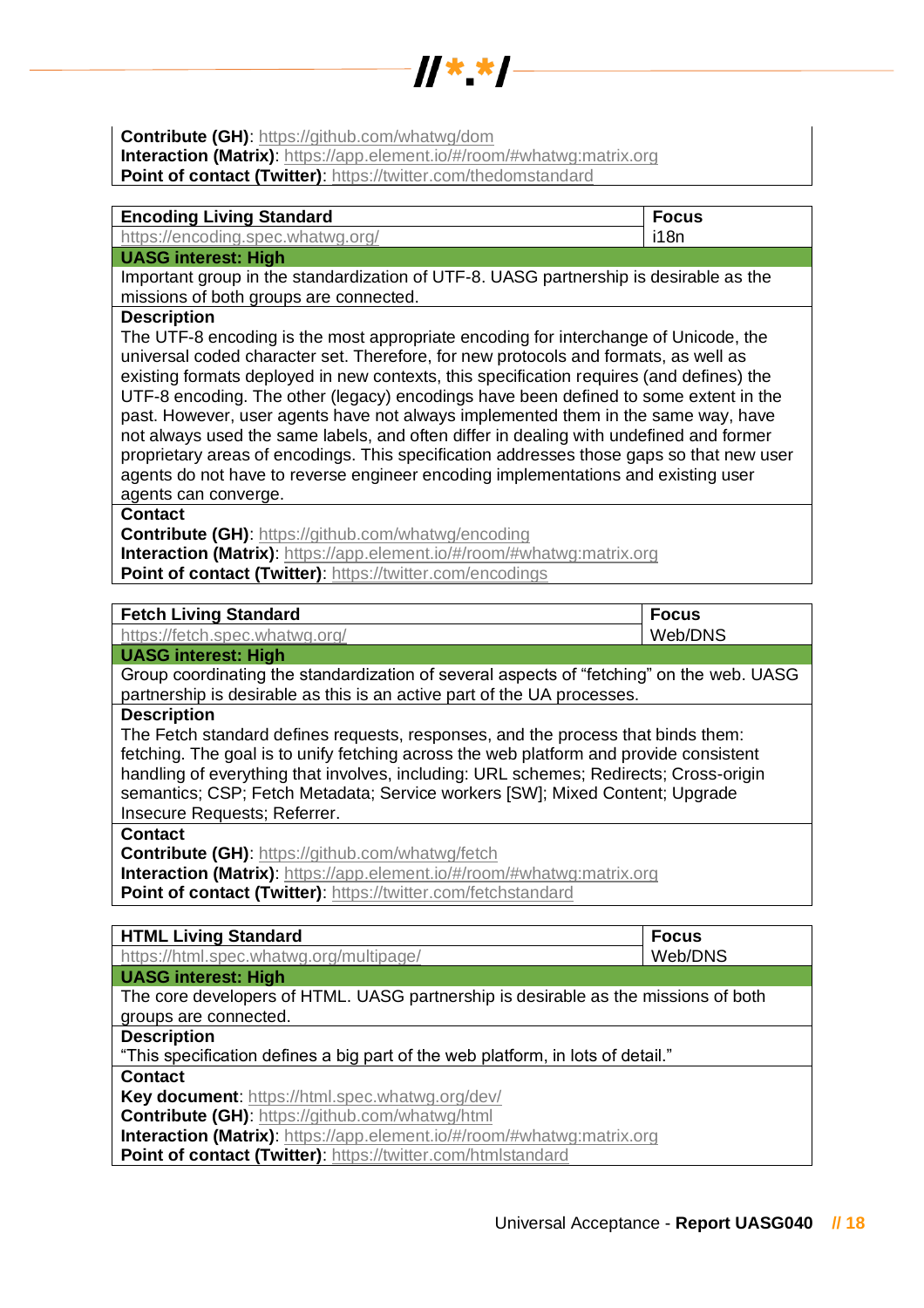**Contribute (GH)**: https://github.com/whatwg/dom
**Interaction (Matrix)**: https://app.element.io/#/room/#whatwg:matrix.org
**Point of contact (Twitter)**: https://twitter.com/thedomstandard

| **Encoding Living Standard** | **Focus** |
|---|---|
| https://encoding.spec.whatwg.org/ | i18n |
| **UASG interest: High** | |
| Important group in the standardization of UTF-8. UASG partnership is desirable as the missions of both groups are connected. | |
| **Description** | |
| The UTF-8 encoding is the most appropriate encoding for interchange of Unicode, the universal coded character set. Therefore, for new protocols and formats, as well as existing formats deployed in new contexts, this specification requires (and defines) the UTF-8 encoding. The other (legacy) encodings have been defined to some extent in the past. However, user agents have not always implemented them in the same way, have not always used the same labels, and often differ in dealing with undefined and former proprietary areas of encodings. This specification addresses those gaps so that new user agents do not have to reverse engineer encoding implementations and existing user agents can converge. | |
| **Contact** | |
| **Contribute (GH)**: https://github.com/whatwg/encoding<br>**Interaction (Matrix)**: https://app.element.io/#/room/#whatwg:matrix.org<br>**Point of contact (Twitter)**: https://twitter.com/encodings | |

| **Fetch Living Standard** | **Focus** |
|---|---|
| https://fetch.spec.whatwg.org/ | Web/DNS |
| **UASG interest: High** | |
| Group coordinating the standardization of several aspects of "fetching" on the web. UASG partnership is desirable as this is an active part of the UA processes. | |
| **Description** | |
| The Fetch standard defines requests, responses, and the process that binds them: fetching. The goal is to unify fetching across the web platform and provide consistent handling of everything that involves, including: URL schemes; Redirects; Cross-origin semantics; CSP; Fetch Metadata; Service workers [SW]; Mixed Content; Upgrade Insecure Requests; Referrer. | |
| **Contact** | |
| **Contribute (GH)**: https://github.com/whatwg/fetch<br>**Interaction (Matrix)**: https://app.element.io/#/room/#whatwg:matrix.org<br>**Point of contact (Twitter)**: https://twitter.com/fetchstandard | |

| **HTML Living Standard** | **Focus** |
|---|---|
| https://html.spec.whatwg.org/multipage/ | Web/DNS |
| **UASG interest: High** | |
| The core developers of HTML. UASG partnership is desirable as the missions of both groups are connected. | |
| **Description** | |
| "This specification defines a big part of the web platform, in lots of detail." | |
| **Contact** | |
| **Key document**: https://html.spec.whatwg.org/dev/<br>**Contribute (GH)**: https://github.com/whatwg/html<br>**Interaction (Matrix)**: https://app.element.io/#/room/#whatwg:matrix.org<br>**Point of contact (Twitter)**: https://twitter.com/htmlstandard | |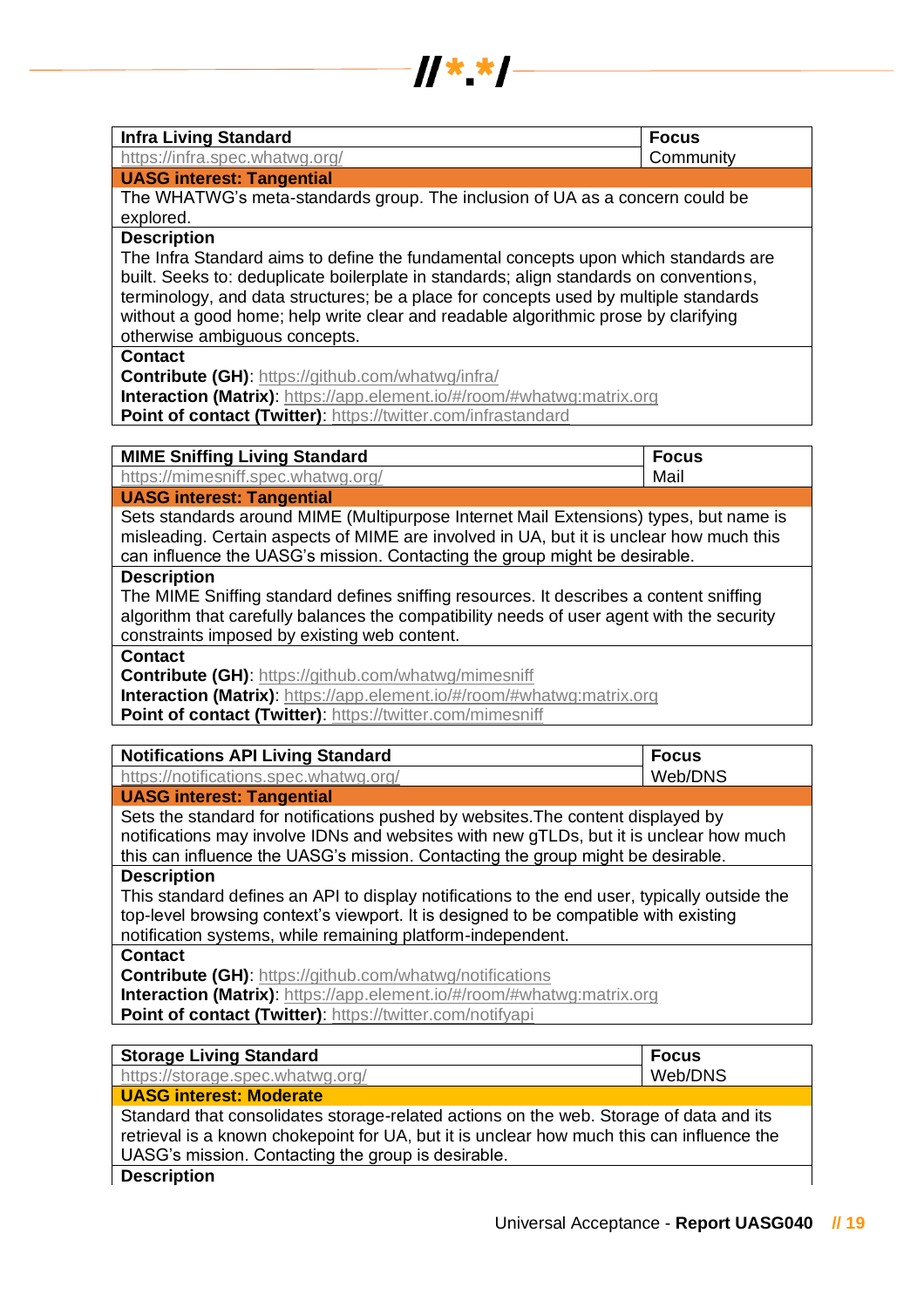| **Infra Living Standard** | **Focus** |
| --- | --- |
| https://infra.spec.whatwg.org/ | Community |
| **UASG interest: Tangential** | |
| The WHATWG's meta-standards group. The inclusion of UA as a concern could be explored. | |
| **Description**<br>The Infra Standard aims to define the fundamental concepts upon which standards are built. Seeks to: deduplicate boilerplate in standards; align standards on conventions, terminology, and data structures; be a place for concepts used by multiple standards without a good home; help write clear and readable algorithmic prose by clarifying otherwise ambiguous concepts. | |
| **Contact**<br>**Contribute (GH)**: https://github.com/whatwg/infra/<br>**Interaction (Matrix)**: https://app.element.io/#/room/#whatwg:matrix.org<br>**Point of contact (Twitter)**: https://twitter.com/infrastandard | |

| **MIME Sniffing Living Standard** | **Focus** |
| --- | --- |
| https://mimesniff.spec.whatwg.org/ | Mail |
| **UASG interest: Tangential** | |
| Sets standards around MIME (Multipurpose Internet Mail Extensions) types, but name is misleading. Certain aspects of MIME are involved in UA, but it is unclear how much this can influence the UASG's mission. Contacting the group might be desirable. | |
| **Description**<br>The MIME Sniffing standard defines sniffing resources. It describes a content sniffing algorithm that carefully balances the compatibility needs of user agent with the security constraints imposed by existing web content. | |
| **Contact**<br>**Contribute (GH)**: https://github.com/whatwg/mimesniff<br>**Interaction (Matrix)**: https://app.element.io/#/room/#whatwg:matrix.org<br>**Point of contact (Twitter)**: https://twitter.com/mimesniff | |

| **Notifications API Living Standard** | **Focus** |
| --- | --- |
| https://notifications.spec.whatwg.org/ | Web/DNS |
| **UASG interest: Tangential** | |
| Sets the standard for notifications pushed by websites.The content displayed by notifications may involve IDNs and websites with new gTLDs, but it is unclear how much this can influence the UASG's mission. Contacting the group might be desirable. | |
| **Description**<br>This standard defines an API to display notifications to the end user, typically outside the top-level browsing context's viewport. It is designed to be compatible with existing notification systems, while remaining platform-independent. | |
| **Contact**<br>**Contribute (GH)**: https://github.com/whatwg/notifications<br>**Interaction (Matrix)**: https://app.element.io/#/room/#whatwg:matrix.org<br>**Point of contact (Twitter)**: https://twitter.com/notifyapi | |

| **Storage Living Standard** | **Focus** |
| --- | --- |
| https://storage.spec.whatwg.org/ | Web/DNS |
| **UASG interest: Moderate** | |
| Standard that consolidates storage-related actions on the web. Storage of data and its retrieval is a known chokepoint for UA, but it is unclear how much this can influence the UASG's mission. Contacting the group is desirable. | |
| **Description** | |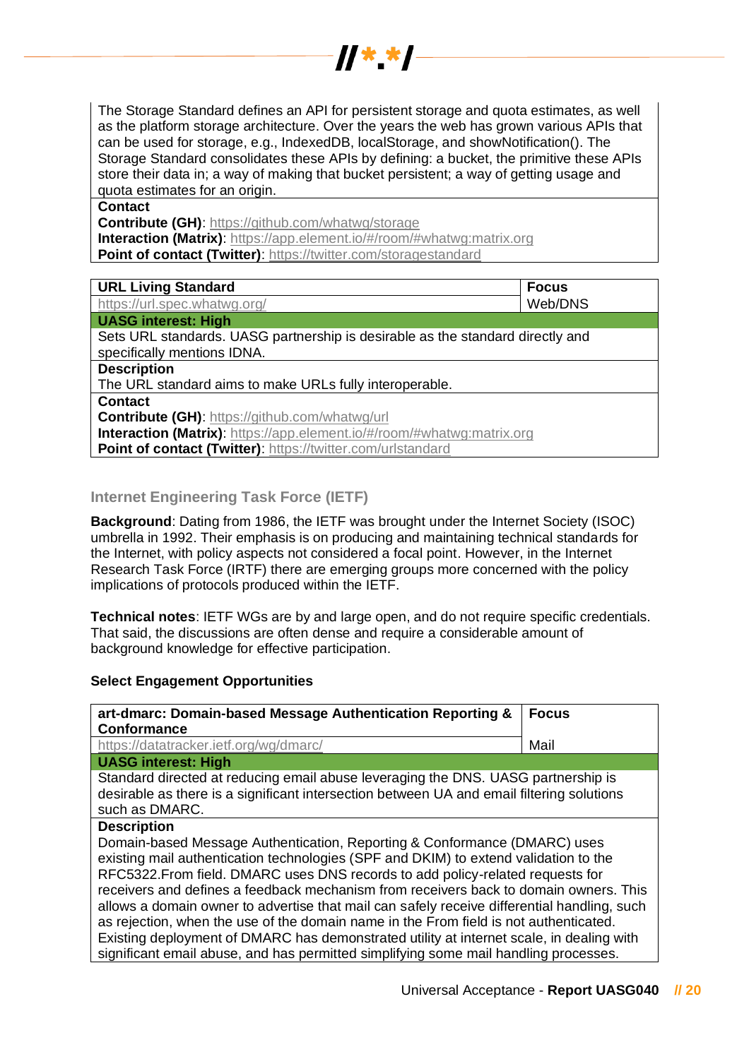The Storage Standard defines an API for persistent storage and quota estimates, as well as the platform storage architecture. Over the years the web has grown various APIs that can be used for storage, e.g., IndexedDB, localStorage, and showNotification(). The Storage Standard consolidates these APIs by defining: a bucket, the primitive these APIs store their data in; a way of making that bucket persistent; a way of getting usage and quota estimates for an origin.

**Contact**

**Contribute (GH)**: https://github.com/whatwg/storage
**Interaction (Matrix)**: https://app.element.io/#/room/#whatwg:matrix.org
**Point of contact (Twitter)**: https://twitter.com/storagestandard

| **URL Living Standard** | **Focus** |
|---|---|
| https://url.spec.whatwg.org/ | Web/DNS |
| **UASG interest: High** | |
| Sets URL standards. UASG partnership is desirable as the standard directly and specifically mentions IDNA. | |
| **Description** | |
| The URL standard aims to make URLs fully interoperable. | |
| **Contact**<br>**Contribute (GH)**: https://github.com/whatwg/url<br>**Interaction (Matrix)**: https://app.element.io/#/room/#whatwg:matrix.org<br>**Point of contact (Twitter)**: https://twitter.com/urlstandard | |

### Internet Engineering Task Force (IETF)

**Background**: Dating from 1986, the IETF was brought under the Internet Society (ISOC) umbrella in 1992. Their emphasis is on producing and maintaining technical standards for the Internet, with policy aspects not considered a focal point. However, in the Internet Research Task Force (IRTF) there are emerging groups more concerned with the policy implications of protocols produced within the IETF.

**Technical notes**: IETF WGs are by and large open, and do not require specific credentials. That said, the discussions are often dense and require a considerable amount of background knowledge for effective participation.

**Select Engagement Opportunities**

| **art-dmarc: Domain-based Message Authentication Reporting & Conformance** | **Focus** |
|---|---|
| https://datatracker.ietf.org/wg/dmarc/ | Mail |
| **UASG interest: High** | |
| Standard directed at reducing email abuse leveraging the DNS. UASG partnership is desirable as there is a significant intersection between UA and email filtering solutions such as DMARC. | |
| **Description** | |
| Domain-based Message Authentication, Reporting & Conformance (DMARC) uses existing mail authentication technologies (SPF and DKIM) to extend validation to the RFC5322.From field. DMARC uses DNS records to add policy-related requests for receivers and defines a feedback mechanism from receivers back to domain owners. This allows a domain owner to advertise that mail can safely receive differential handling, such as rejection, when the use of the domain name in the From field is not authenticated. Existing deployment of DMARC has demonstrated utility at internet scale, in dealing with significant email abuse, and has permitted simplifying some mail handling processes. | |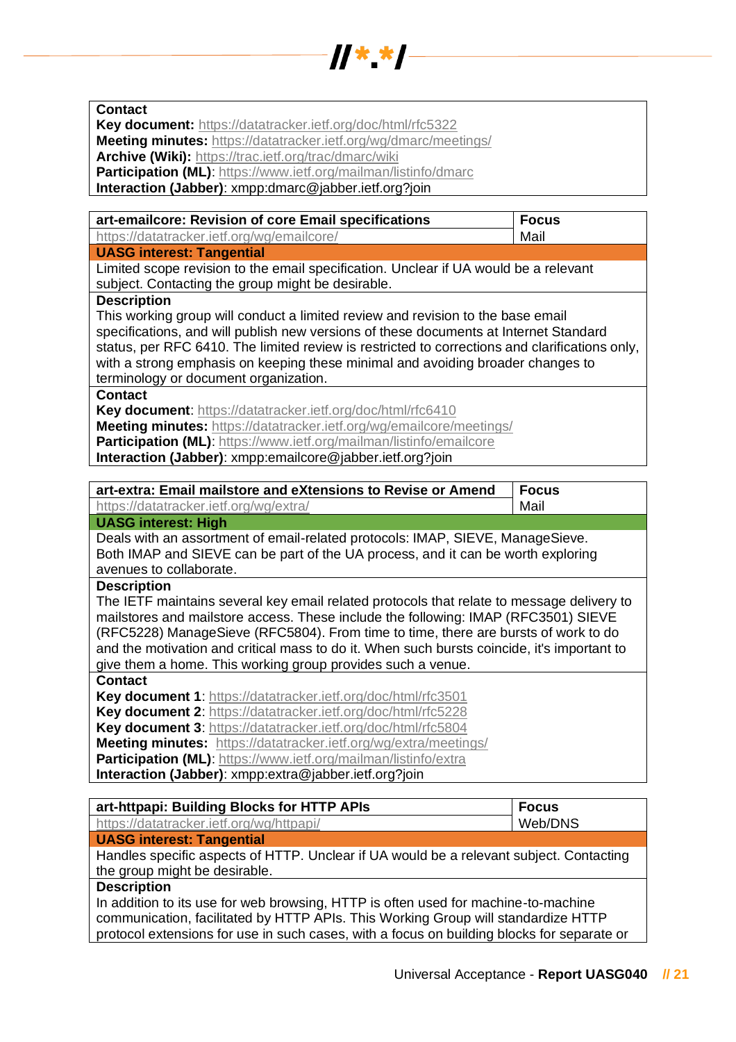| **Contact** |
|---|
| **Key document:** https://datatracker.ietf.org/doc/html/rfc5322<br>**Meeting minutes:** https://datatracker.ietf.org/wg/dmarc/meetings/<br>**Archive (Wiki):** https://trac.ietf.org/trac/dmarc/wiki<br>**Participation (ML)**: https://www.ietf.org/mailman/listinfo/dmarc<br>**Interaction (Jabber)**: xmpp:dmarc@jabber.ietf.org?join |

| **art-emailcore: Revision of core Email specifications** | **Focus** |
|---|---|
| https://datatracker.ietf.org/wg/emailcore/ | Mail |
| **UASG interest: Tangential** | |
| Limited scope revision to the email specification. Unclear if UA would be a relevant subject. Contacting the group might be desirable. | |
| **Description** | |
| This working group will conduct a limited review and revision to the base email specifications, and will publish new versions of these documents at Internet Standard status, per RFC 6410. The limited review is restricted to corrections and clarifications only, with a strong emphasis on keeping these minimal and avoiding broader changes to terminology or document organization. | |
| **Contact** | |
| **Key document**: https://datatracker.ietf.org/doc/html/rfc6410<br>**Meeting minutes:** https://datatracker.ietf.org/wg/emailcore/meetings/<br>**Participation (ML)**: https://www.ietf.org/mailman/listinfo/emailcore<br>**Interaction (Jabber)**: xmpp:emailcore@jabber.ietf.org?join | |

| **art-extra: Email mailstore and eXtensions to Revise or Amend** | **Focus** |
|---|---|
| https://datatracker.ietf.org/wg/extra/ | Mail |
| **UASG interest: High** | |
| Deals with an assortment of email-related protocols: IMAP, SIEVE, ManageSieve. Both IMAP and SIEVE can be part of the UA process, and it can be worth exploring avenues to collaborate. | |
| **Description** | |
| The IETF maintains several key email related protocols that relate to message delivery to mailstores and mailstore access. These include the following: IMAP (RFC3501) SIEVE (RFC5228) ManageSieve (RFC5804). From time to time, there are bursts of work to do and the motivation and critical mass to do it. When such bursts coincide, it's important to give them a home. This working group provides such a venue. | |
| **Contact** | |
| **Key document 1**: https://datatracker.ietf.org/doc/html/rfc3501<br>**Key document 2**: https://datatracker.ietf.org/doc/html/rfc5228<br>**Key document 3**: https://datatracker.ietf.org/doc/html/rfc5804<br>**Meeting minutes:** https://datatracker.ietf.org/wg/extra/meetings/<br>**Participation (ML)**: https://www.ietf.org/mailman/listinfo/extra<br>**Interaction (Jabber)**: xmpp:extra@jabber.ietf.org?join | |

| **art-httpapi: Building Blocks for HTTP APIs** | **Focus** |
|---|---|
| https://datatracker.ietf.org/wg/httpapi/ | Web/DNS |
| **UASG interest: Tangential** | |
| Handles specific aspects of HTTP. Unclear if UA would be a relevant subject. Contacting the group might be desirable. | |
| **Description** | |
| In addition to its use for web browsing, HTTP is often used for machine-to-machine communication, facilitated by HTTP APIs. This Working Group will standardize HTTP protocol extensions for use in such cases, with a focus on building blocks for separate or | |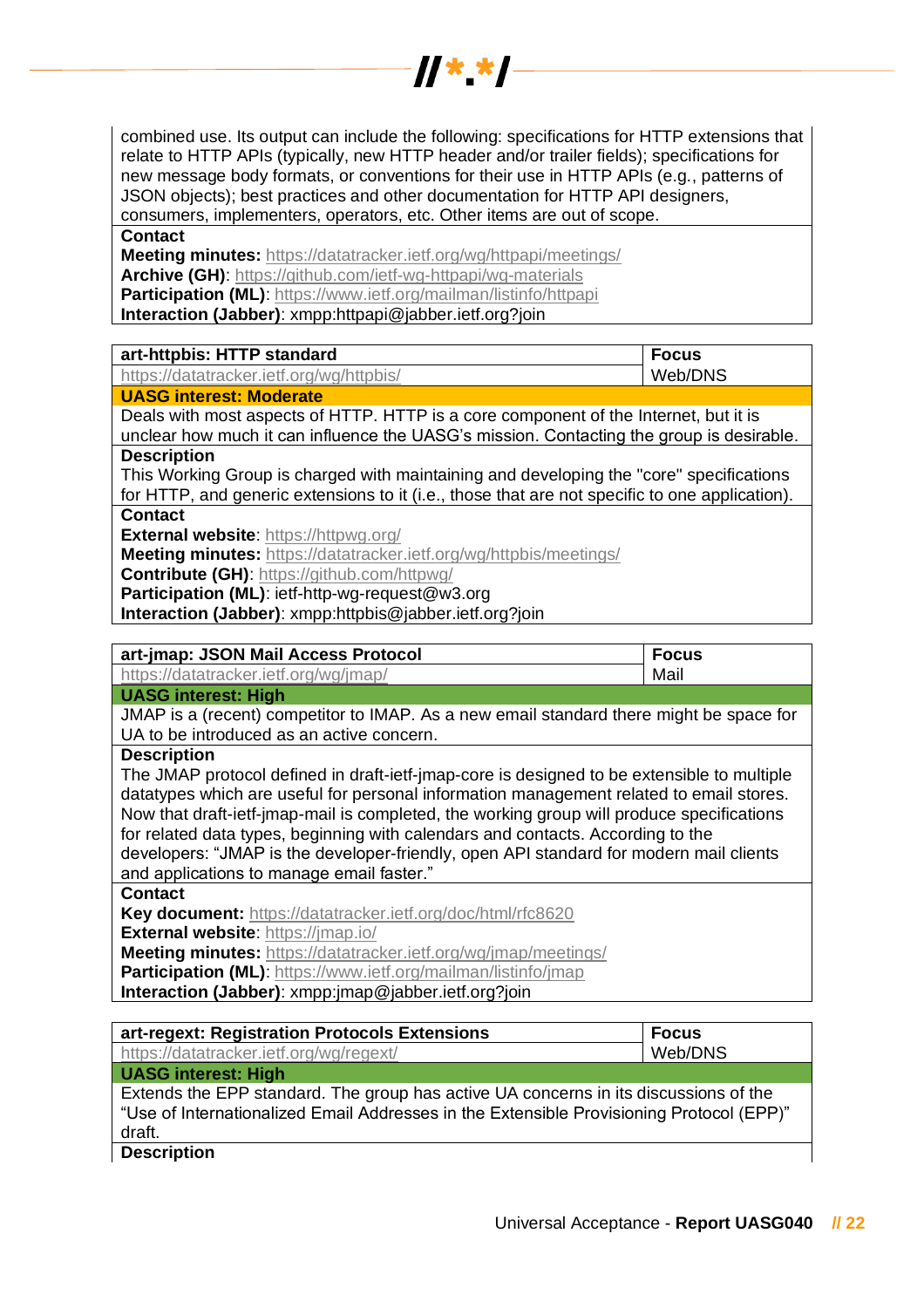| |
|---|
| combined use. Its output can include the following: specifications for HTTP extensions that relate to HTTP APIs (typically, new HTTP header and/or trailer fields); specifications for new message body formats, or conventions for their use in HTTP APIs (e.g., patterns of JSON objects); best practices and other documentation for HTTP API designers, consumers, implementers, operators, etc. Other items are out of scope. |
| **Contact** |
| **Meeting minutes:** https://datatracker.ietf.org/wg/httpapi/meetings/<br>**Archive (GH)**: https://github.com/ietf-wg-httpapi/wg-materials<br>**Participation (ML)**: https://www.ietf.org/mailman/listinfo/httpapi<br>**Interaction (Jabber)**: xmpp:httpapi@jabber.ietf.org?join |

| **art-httpbis: HTTP standard** | **Focus** |
|---|---|
| https://datatracker.ietf.org/wg/httpbis/ | Web/DNS |
| **UASG interest: Moderate** | |
| Deals with most aspects of HTTP. HTTP is a core component of the Internet, but it is unclear how much it can influence the UASG's mission. Contacting the group is desirable. | |
| **Description** | |
| This Working Group is charged with maintaining and developing the "core" specifications for HTTP, and generic extensions to it (i.e., those that are not specific to one application). | |
| **Contact** | |
| **External website**: https://httpwg.org/<br>**Meeting minutes:** https://datatracker.ietf.org/wg/httpbis/meetings/<br>**Contribute (GH)**: https://github.com/httpwg/<br>**Participation (ML)**: ietf-http-wg-request@w3.org<br>**Interaction (Jabber)**: xmpp:httpbis@jabber.ietf.org?join | |

| **art-jmap: JSON Mail Access Protocol** | **Focus** |
|---|---|
| https://datatracker.ietf.org/wg/jmap/ | Mail |
| **UASG interest: High** | |
| JMAP is a (recent) competitor to IMAP. As a new email standard there might be space for UA to be introduced as an active concern. | |
| **Description** | |
| The JMAP protocol defined in draft-ietf-jmap-core is designed to be extensible to multiple datatypes which are useful for personal information management related to email stores. Now that draft-ietf-jmap-mail is completed, the working group will produce specifications for related data types, beginning with calendars and contacts. According to the developers: "JMAP is the developer-friendly, open API standard for modern mail clients and applications to manage email faster." | |
| **Contact** | |
| **Key document:** https://datatracker.ietf.org/doc/html/rfc8620<br>**External website**: https://jmap.io/<br>**Meeting minutes:** https://datatracker.ietf.org/wg/jmap/meetings/<br>**Participation (ML)**: https://www.ietf.org/mailman/listinfo/jmap<br>**Interaction (Jabber)**: xmpp:jmap@jabber.ietf.org?join | |

| **art-regext: Registration Protocols Extensions** | **Focus** |
|---|---|
| https://datatracker.ietf.org/wg/regext/ | Web/DNS |
| **UASG interest: High** | |
| Extends the EPP standard. The group has active UA concerns in its discussions of the "Use of Internationalized Email Addresses in the Extensible Provisioning Protocol (EPP)" draft. | |
| **Description** | |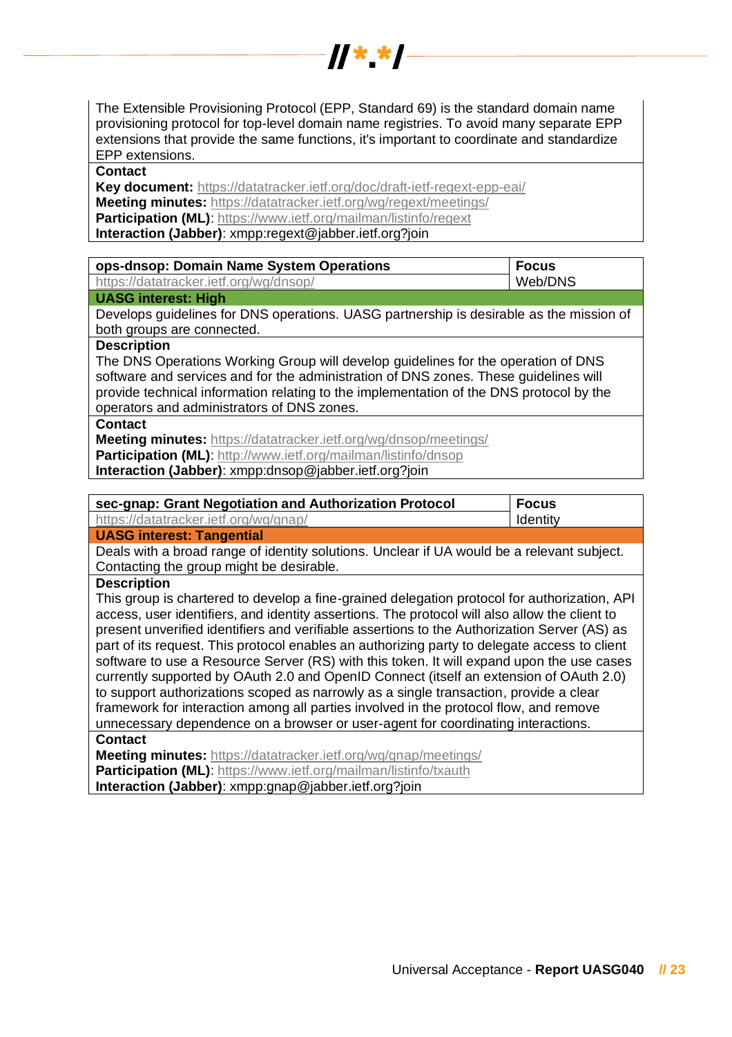The Extensible Provisioning Protocol (EPP, Standard 69) is the standard domain name provisioning protocol for top-level domain name registries. To avoid many separate EPP extensions that provide the same functions, it's important to coordinate and standardize EPP extensions.

**Contact**

**Key document:** https://datatracker.ietf.org/doc/draft-ietf-regext-epp-eai/
**Meeting minutes:** https://datatracker.ietf.org/wg/regext/meetings/
**Participation (ML)**: https://www.ietf.org/mailman/listinfo/regext
**Interaction (Jabber)**: xmpp:regext@jabber.ietf.org?join

| **ops-dnsop: Domain Name System Operations** | **Focus** |
|---|---|
| https://datatracker.ietf.org/wg/dnsop/ | Web/DNS |

**UASG interest: High**

Develops guidelines for DNS operations. UASG partnership is desirable as the mission of both groups are connected.

**Description**

The DNS Operations Working Group will develop guidelines for the operation of DNS software and services and for the administration of DNS zones. These guidelines will provide technical information relating to the implementation of the DNS protocol by the operators and administrators of DNS zones.

**Contact**

**Meeting minutes:** https://datatracker.ietf.org/wg/dnsop/meetings/
**Participation (ML)**: http://www.ietf.org/mailman/listinfo/dnsop
**Interaction (Jabber)**: xmpp:dnsop@jabber.ietf.org?join

| **sec-gnap: Grant Negotiation and Authorization Protocol** | **Focus** |
|---|---|
| https://datatracker.ietf.org/wg/gnap/ | Identity |

**UASG interest: Tangential**

Deals with a broad range of identity solutions. Unclear if UA would be a relevant subject. Contacting the group might be desirable.

**Description**

This group is chartered to develop a fine-grained delegation protocol for authorization, API access, user identifiers, and identity assertions. The protocol will also allow the client to present unverified identifiers and verifiable assertions to the Authorization Server (AS) as part of its request. This protocol enables an authorizing party to delegate access to client software to use a Resource Server (RS) with this token. It will expand upon the use cases currently supported by OAuth 2.0 and OpenID Connect (itself an extension of OAuth 2.0) to support authorizations scoped as narrowly as a single transaction, provide a clear framework for interaction among all parties involved in the protocol flow, and remove unnecessary dependence on a browser or user-agent for coordinating interactions.

**Contact**

**Meeting minutes:** https://datatracker.ietf.org/wg/gnap/meetings/
**Participation (ML)**: https://www.ietf.org/mailman/listinfo/txauth
**Interaction (Jabber)**: xmpp:gnap@jabber.ietf.org?join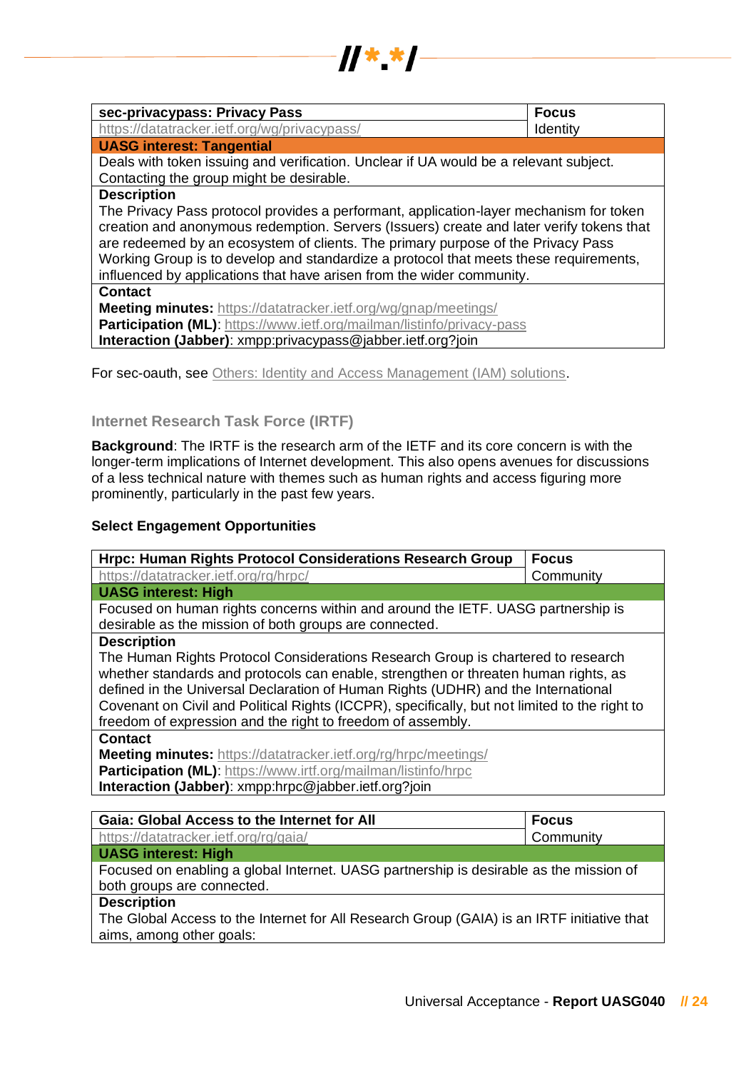| sec-privacypass: Privacy Pass | Focus |
| --- | --- |
| https://datatracker.ietf.org/wg/privacypass/ | Identity |
| **UASG interest: Tangential** | |
| Deals with token issuing and verification. Unclear if UA would be a relevant subject. Contacting the group might be desirable. | |
| **Description** | |
| The Privacy Pass protocol provides a performant, application-layer mechanism for token creation and anonymous redemption. Servers (Issuers) create and later verify tokens that are redeemed by an ecosystem of clients. The primary purpose of the Privacy Pass Working Group is to develop and standardize a protocol that meets these requirements, influenced by applications that have arisen from the wider community. | |
| **Contact** | |
| **Meeting minutes:** https://datatracker.ietf.org/wg/gnap/meetings/ **Participation (ML)**: https://www.ietf.org/mailman/listinfo/privacy-pass **Interaction (Jabber)**: xmpp:privacypass@jabber.ietf.org?join | |

For sec-oauth, see Others: Identity and Access Management (IAM) solutions.

### Internet Research Task Force (IRTF)

**Background**: The IRTF is the research arm of the IETF and its core concern is with the longer-term implications of Internet development. This also opens avenues for discussions of a less technical nature with themes such as human rights and access figuring more prominently, particularly in the past few years.

**Select Engagement Opportunities**

| Hrpc: Human Rights Protocol Considerations Research Group | Focus |
| --- | --- |
| https://datatracker.ietf.org/rg/hrpc/ | Community |
| **UASG interest: High** | |
| Focused on human rights concerns within and around the IETF. UASG partnership is desirable as the mission of both groups are connected. | |
| **Description** | |
| The Human Rights Protocol Considerations Research Group is chartered to research whether standards and protocols can enable, strengthen or threaten human rights, as defined in the Universal Declaration of Human Rights (UDHR) and the International Covenant on Civil and Political Rights (ICCPR), specifically, but not limited to the right to freedom of expression and the right to freedom of assembly. | |
| **Contact** | |
| **Meeting minutes:** https://datatracker.ietf.org/rg/hrpc/meetings/ **Participation (ML)**: https://www.irtf.org/mailman/listinfo/hrpc **Interaction (Jabber)**: xmpp:hrpc@jabber.ietf.org?join | |

| Gaia: Global Access to the Internet for All | Focus |
| --- | --- |
| https://datatracker.ietf.org/rg/gaia/ | Community |
| **UASG interest: High** | |
| Focused on enabling a global Internet. UASG partnership is desirable as the mission of both groups are connected. | |
| **Description** | |
| The Global Access to the Internet for All Research Group (GAIA) is an IRTF initiative that aims, among other goals: | |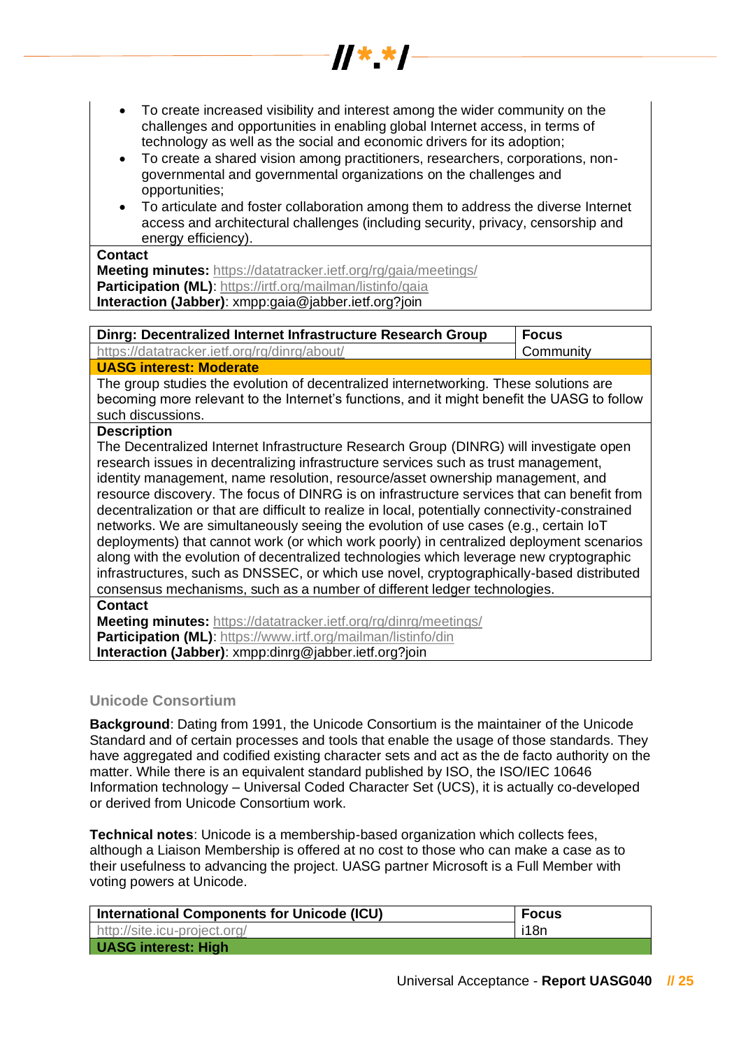- To create increased visibility and interest among the wider community on the challenges and opportunities in enabling global Internet access, in terms of technology as well as the social and economic drivers for its adoption;
- To create a shared vision among practitioners, researchers, corporations, non-governmental and governmental organizations on the challenges and opportunities;
- To articulate and foster collaboration among them to address the diverse Internet access and architectural challenges (including security, privacy, censorship and energy efficiency).

**Contact**
**Meeting minutes:** https://datatracker.ietf.org/rg/gaia/meetings/
**Participation (ML)**: https://irtf.org/mailman/listinfo/gaia
**Interaction (Jabber)**: xmpp:gaia@jabber.ietf.org?join

| Dinrg: Decentralized Internet Infrastructure Research Group | Focus |
|---|---|
| https://datatracker.ietf.org/rg/dinrg/about/ | Community |
| **UASG interest: Moderate** | |
| The group studies the evolution of decentralized internetworking. These solutions are becoming more relevant to the Internet's functions, and it might benefit the UASG to follow such discussions. | |
| **Description** The Decentralized Internet Infrastructure Research Group (DINRG) will investigate open research issues in decentralizing infrastructure services such as trust management, identity management, name resolution, resource/asset ownership management, and resource discovery. The focus of DINRG is on infrastructure services that can benefit from decentralization or that are difficult to realize in local, potentially connectivity-constrained networks. We are simultaneously seeing the evolution of use cases (e.g., certain IoT deployments) that cannot work (or which work poorly) in centralized deployment scenarios along with the evolution of decentralized technologies which leverage new cryptographic infrastructures, such as DNSSEC, or which use novel, cryptographically-based distributed consensus mechanisms, such as a number of different ledger technologies. | |
| **Contact** **Meeting minutes:** https://datatracker.ietf.org/rg/dinrg/meetings/ **Participation (ML)**: https://www.irtf.org/mailman/listinfo/din **Interaction (Jabber)**: xmpp:dinrg@jabber.ietf.org?join | |

### Unicode Consortium

**Background**: Dating from 1991, the Unicode Consortium is the maintainer of the Unicode Standard and of certain processes and tools that enable the usage of those standards. They have aggregated and codified existing character sets and act as the de facto authority on the matter. While there is an equivalent standard published by ISO, the ISO/IEC 10646 Information technology – Universal Coded Character Set (UCS), it is actually co-developed or derived from Unicode Consortium work.

**Technical notes**: Unicode is a membership-based organization which collects fees, although a Liaison Membership is offered at no cost to those who can make a case as to their usefulness to advancing the project. UASG partner Microsoft is a Full Member with voting powers at Unicode.

| International Components for Unicode (ICU) | Focus |
|---|---|
| http://site.icu-project.org/ | i18n |
| **UASG interest: High** | |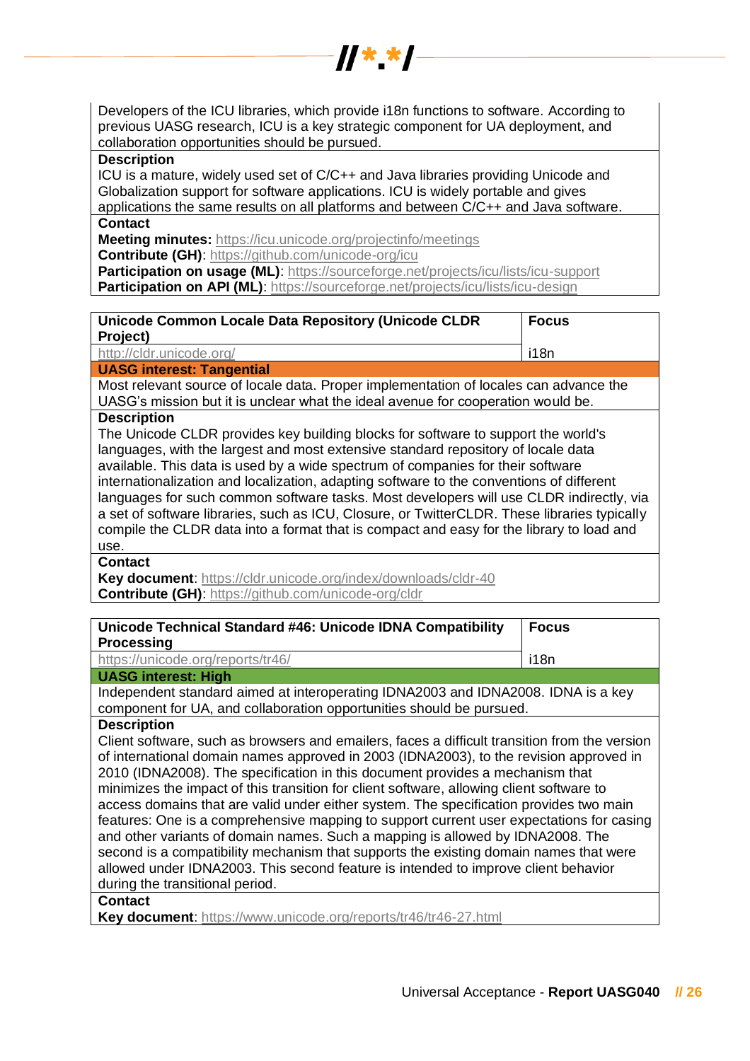Developers of the ICU libraries, which provide i18n functions to software. According to previous UASG research, ICU is a key strategic component for UA deployment, and collaboration opportunities should be pursued.

**Description**

ICU is a mature, widely used set of C/C++ and Java libraries providing Unicode and Globalization support for software applications. ICU is widely portable and gives applications the same results on all platforms and between C/C++ and Java software.

**Contact**

**Meeting minutes:** https://icu.unicode.org/projectinfo/meetings
**Contribute (GH)**: https://github.com/unicode-org/icu
**Participation on usage (ML)**: https://sourceforge.net/projects/icu/lists/icu-support
**Participation on API (ML)**: https://sourceforge.net/projects/icu/lists/icu-design

| **Unicode Common Locale Data Repository (Unicode CLDR Project)** | **Focus** |
|---|---|
| http://cldr.unicode.org/ | i18n |

**UASG interest: Tangential**

Most relevant source of locale data. Proper implementation of locales can advance the UASG's mission but it is unclear what the ideal avenue for cooperation would be.

**Description**

The Unicode CLDR provides key building blocks for software to support the world's languages, with the largest and most extensive standard repository of locale data available. This data is used by a wide spectrum of companies for their software internationalization and localization, adapting software to the conventions of different languages for such common software tasks. Most developers will use CLDR indirectly, via a set of software libraries, such as ICU, Closure, or TwitterCLDR. These libraries typically compile the CLDR data into a format that is compact and easy for the library to load and use.

**Contact**

**Key document**: https://cldr.unicode.org/index/downloads/cldr-40
**Contribute (GH)**: https://github.com/unicode-org/cldr

| **Unicode Technical Standard #46: Unicode IDNA Compatibility Processing** | **Focus** |
|---|---|
| https://unicode.org/reports/tr46/ | i18n |

**UASG interest: High**

Independent standard aimed at interoperating IDNA2003 and IDNA2008. IDNA is a key component for UA, and collaboration opportunities should be pursued.

**Description**

Client software, such as browsers and emailers, faces a difficult transition from the version of international domain names approved in 2003 (IDNA2003), to the revision approved in 2010 (IDNA2008). The specification in this document provides a mechanism that minimizes the impact of this transition for client software, allowing client software to access domains that are valid under either system. The specification provides two main features: One is a comprehensive mapping to support current user expectations for casing and other variants of domain names. Such a mapping is allowed by IDNA2008. The second is a compatibility mechanism that supports the existing domain names that were allowed under IDNA2003. This second feature is intended to improve client behavior during the transitional period.

**Contact**

**Key document**: https://www.unicode.org/reports/tr46/tr46-27.html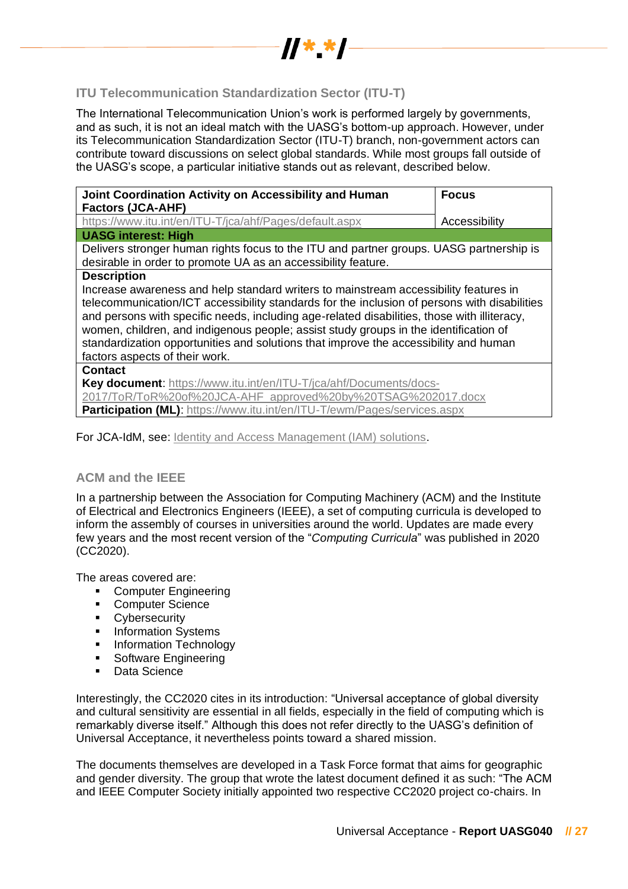### ITU Telecommunication Standardization Sector (ITU-T)

The International Telecommunication Union's work is performed largely by governments, and as such, it is not an ideal match with the UASG's bottom-up approach. However, under its Telecommunication Standardization Sector (ITU-T) branch, non-government actors can contribute toward discussions on select global standards. While most groups fall outside of the UASG's scope, a particular initiative stands out as relevant, described below.

| **Joint Coordination Activity on Accessibility and Human Factors (JCA-AHF)** | **Focus** |
|---|---|
| https://www.itu.int/en/ITU-T/jca/ahf/Pages/default.aspx | Accessibility |
| **UASG interest: High** | |
| Delivers stronger human rights focus to the ITU and partner groups. UASG partnership is desirable in order to promote UA as an accessibility feature. | |
| **Description**<br>Increase awareness and help standard writers to mainstream accessibility features in telecommunication/ICT accessibility standards for the inclusion of persons with disabilities and persons with specific needs, including age-related disabilities, those with illiteracy, women, children, and indigenous people; assist study groups in the identification of standardization opportunities and solutions that improve the accessibility and human factors aspects of their work. | |
| **Contact**<br>**Key document**: https://www.itu.int/en/ITU-T/jca/ahf/Documents/docs-2017/ToR/ToR%20of%20JCA-AHF_approved%20by%20TSAG%202017.docx<br>**Participation (ML)**: https://www.itu.int/en/ITU-T/ewm/Pages/services.aspx | |

For JCA-IdM, see: Identity and Access Management (IAM) solutions.

### ACM and the IEEE

In a partnership between the Association for Computing Machinery (ACM) and the Institute of Electrical and Electronics Engineers (IEEE), a set of computing curricula is developed to inform the assembly of courses in universities around the world. Updates are made every few years and the most recent version of the "*Computing Curricula*" was published in 2020 (CC2020).

The areas covered are:

- Computer Engineering
- Computer Science
- Cybersecurity
- Information Systems
- Information Technology
- Software Engineering
- Data Science

Interestingly, the CC2020 cites in its introduction: "Universal acceptance of global diversity and cultural sensitivity are essential in all fields, especially in the field of computing which is remarkably diverse itself." Although this does not refer directly to the UASG's definition of Universal Acceptance, it nevertheless points toward a shared mission.

The documents themselves are developed in a Task Force format that aims for geographic and gender diversity. The group that wrote the latest document defined it as such: "The ACM and IEEE Computer Society initially appointed two respective CC2020 project co-chairs. In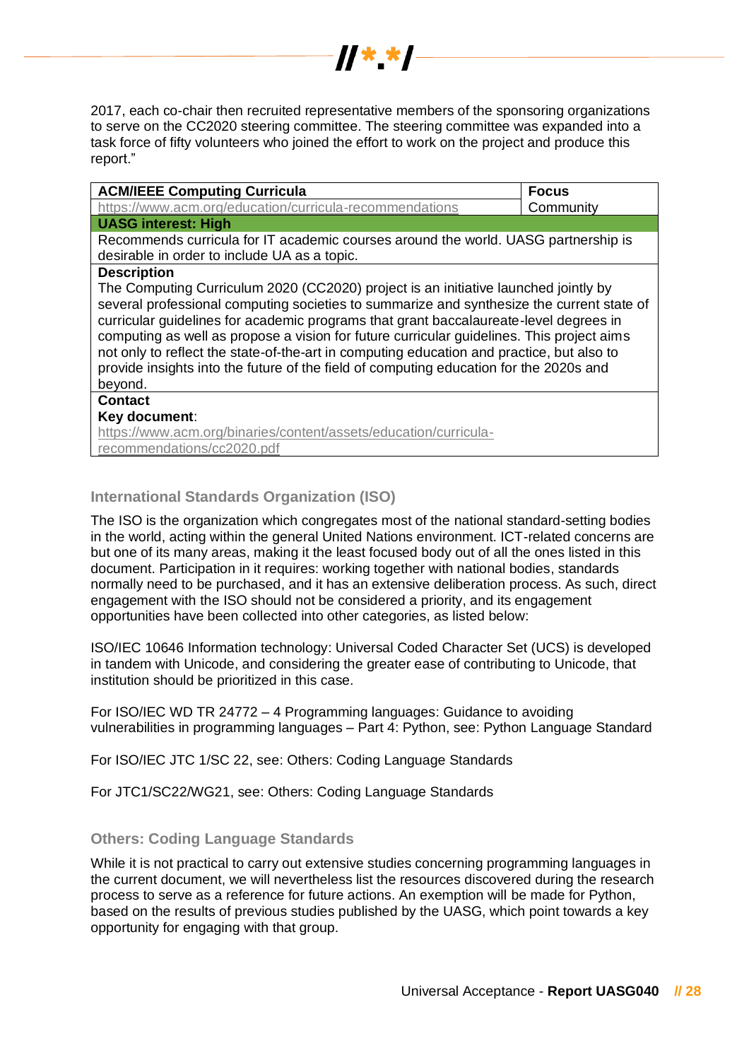2017, each co-chair then recruited representative members of the sponsoring organizations to serve on the CC2020 steering committee. The steering committee was expanded into a task force of fifty volunteers who joined the effort to work on the project and produce this report."

| **ACM/IEEE Computing Curricula** | **Focus** |
|---|---|
| https://www.acm.org/education/curricula-recommendations | Community |
| **UASG interest: High** | |
| Recommends curricula for IT academic courses around the world. UASG partnership is desirable in order to include UA as a topic. | |
| **Description**<br>The Computing Curriculum 2020 (CC2020) project is an initiative launched jointly by several professional computing societies to summarize and synthesize the current state of curricular guidelines for academic programs that grant baccalaureate-level degrees in computing as well as propose a vision for future curricular guidelines. This project aims not only to reflect the state-of-the-art in computing education and practice, but also to provide insights into the future of the field of computing education for the 2020s and beyond. | |
| **Contact**<br>**Key document**:<br>https://www.acm.org/binaries/content/assets/education/curricula-recommendations/cc2020.pdf | |

### International Standards Organization (ISO)

The ISO is the organization which congregates most of the national standard-setting bodies in the world, acting within the general United Nations environment. ICT-related concerns are but one of its many areas, making it the least focused body out of all the ones listed in this document. Participation in it requires: working together with national bodies, standards normally need to be purchased, and it has an extensive deliberation process. As such, direct engagement with the ISO should not be considered a priority, and its engagement opportunities have been collected into other categories, as listed below:

ISO/IEC 10646 Information technology: Universal Coded Character Set (UCS) is developed in tandem with Unicode, and considering the greater ease of contributing to Unicode, that institution should be prioritized in this case.

For ISO/IEC WD TR 24772 – 4 Programming languages: Guidance to avoiding vulnerabilities in programming languages – Part 4: Python, see: Python Language Standard

For ISO/IEC JTC 1/SC 22, see: Others: Coding Language Standards

For JTC1/SC22/WG21, see: Others: Coding Language Standards

### Others: Coding Language Standards

While it is not practical to carry out extensive studies concerning programming languages in the current document, we will nevertheless list the resources discovered during the research process to serve as a reference for future actions. An exemption will be made for Python, based on the results of previous studies published by the UASG, which point towards a key opportunity for engaging with that group.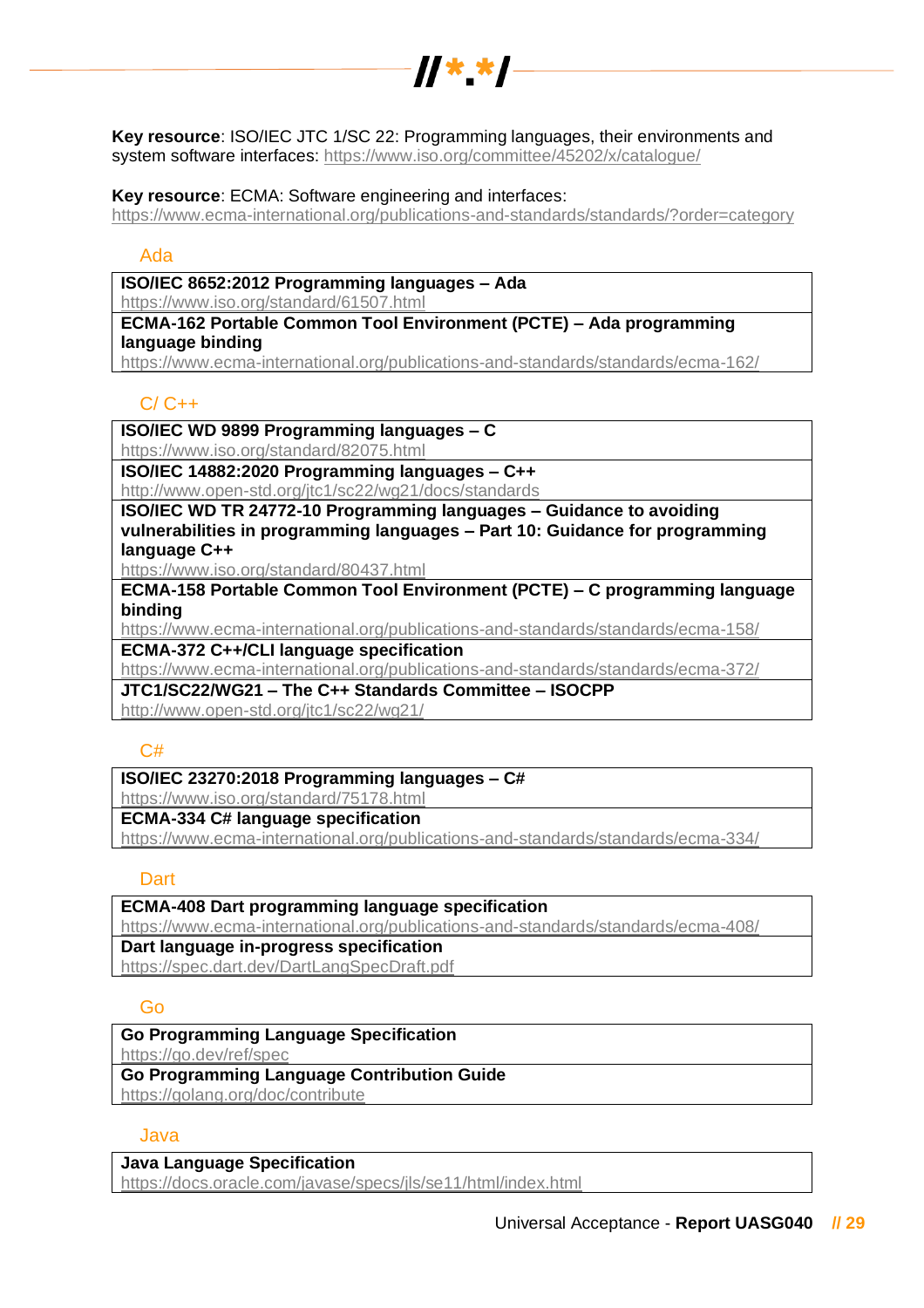**Key resource**: ISO/IEC JTC 1/SC 22: Programming languages, their environments and system software interfaces: https://www.iso.org/committee/45202/x/catalogue/

**Key resource**: ECMA: Software engineering and interfaces: https://www.ecma-international.org/publications-and-standards/standards/?order=category

### Ada

| |
|---|
| **ISO/IEC 8652:2012 Programming languages – Ada**<br>https://www.iso.org/standard/61507.html |
| **ECMA-162 Portable Common Tool Environment (PCTE) – Ada programming language binding**<br>https://www.ecma-international.org/publications-and-standards/standards/ecma-162/ |

### C/ C++

| |
|---|
| **ISO/IEC WD 9899 Programming languages – C**<br>https://www.iso.org/standard/82075.html |
| **ISO/IEC 14882:2020 Programming languages – C++**<br>http://www.open-std.org/jtc1/sc22/wg21/docs/standards |
| **ISO/IEC WD TR 24772-10 Programming languages – Guidance to avoiding vulnerabilities in programming languages – Part 10: Guidance for programming language C++**<br>https://www.iso.org/standard/80437.html |
| **ECMA-158 Portable Common Tool Environment (PCTE) – C programming language binding**<br>https://www.ecma-international.org/publications-and-standards/standards/ecma-158/ |
| **ECMA-372 C++/CLI language specification**<br>https://www.ecma-international.org/publications-and-standards/standards/ecma-372/ |
| **JTC1/SC22/WG21 – The C++ Standards Committee – ISOCPP**<br>http://www.open-std.org/jtc1/sc22/wg21/ |

### C#

| |
|---|
| **ISO/IEC 23270:2018 Programming languages – C#**<br>https://www.iso.org/standard/75178.html |
| **ECMA-334 C# language specification**<br>https://www.ecma-international.org/publications-and-standards/standards/ecma-334/ |

### Dart

| |
|---|
| **ECMA-408 Dart programming language specification**<br>https://www.ecma-international.org/publications-and-standards/standards/ecma-408/ |
| **Dart language in-progress specification**<br>https://spec.dart.dev/DartLangSpecDraft.pdf |

### Go

| |
|---|
| **Go Programming Language Specification**<br>https://go.dev/ref/spec |
| **Go Programming Language Contribution Guide**<br>https://golang.org/doc/contribute |

### Java

| |
|---|
| **Java Language Specification**<br>https://docs.oracle.com/javase/specs/jls/se11/html/index.html |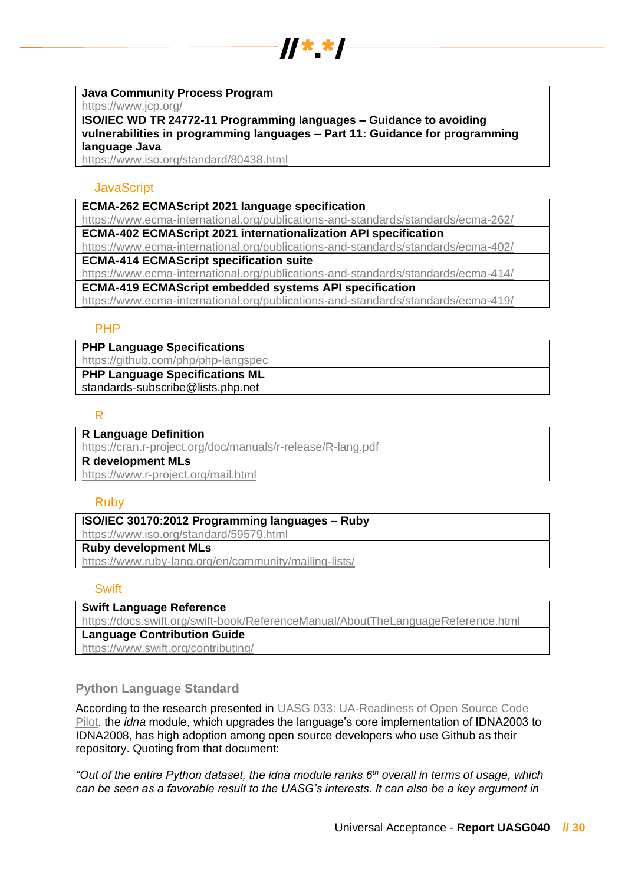| **Java Community Process Program** |
| --- |
| https://www.jcp.org/ |
| **ISO/IEC WD TR 24772-11 Programming languages – Guidance to avoiding vulnerabilities in programming languages – Part 11: Guidance for programming language Java** |
| https://www.iso.org/standard/80438.html |

### JavaScript

| **ECMA-262 ECMAScript 2021 language specification** |
| --- |
| https://www.ecma-international.org/publications-and-standards/standards/ecma-262/ |
| **ECMA-402 ECMAScript 2021 internationalization API specification** |
| https://www.ecma-international.org/publications-and-standards/standards/ecma-402/ |
| **ECMA-414 ECMAScript specification suite** |
| https://www.ecma-international.org/publications-and-standards/standards/ecma-414/ |
| **ECMA-419 ECMAScript embedded systems API specification** |
| https://www.ecma-international.org/publications-and-standards/standards/ecma-419/ |

### PHP

| **PHP Language Specifications** |
| --- |
| https://github.com/php/php-langspec |
| **PHP Language Specifications ML** |
| standards-subscribe@lists.php.net |

### R

| **R Language Definition** |
| --- |
| https://cran.r-project.org/doc/manuals/r-release/R-lang.pdf |
| **R development MLs** |
| https://www.r-project.org/mail.html |

### Ruby

| **ISO/IEC 30170:2012 Programming languages – Ruby** |
| --- |
| https://www.iso.org/standard/59579.html |
| **Ruby development MLs** |
| https://www.ruby-lang.org/en/community/mailing-lists/ |

### Swift

| **Swift Language Reference** |
| --- |
| https://docs.swift.org/swift-book/ReferenceManual/AboutTheLanguageReference.html |
| **Language Contribution Guide** |
| https://www.swift.org/contributing/ |

### Python Language Standard

According to the research presented in UASG 033: UA-Readiness of Open Source Code Pilot, the *idna* module, which upgrades the language's core implementation of IDNA2003 to IDNA2008, has high adoption among open source developers who use Github as their repository. Quoting from that document:

*"Out of the entire Python dataset, the idna module ranks 6th overall in terms of usage, which can be seen as a favorable result to the UASG's interests. It can also be a key argument in*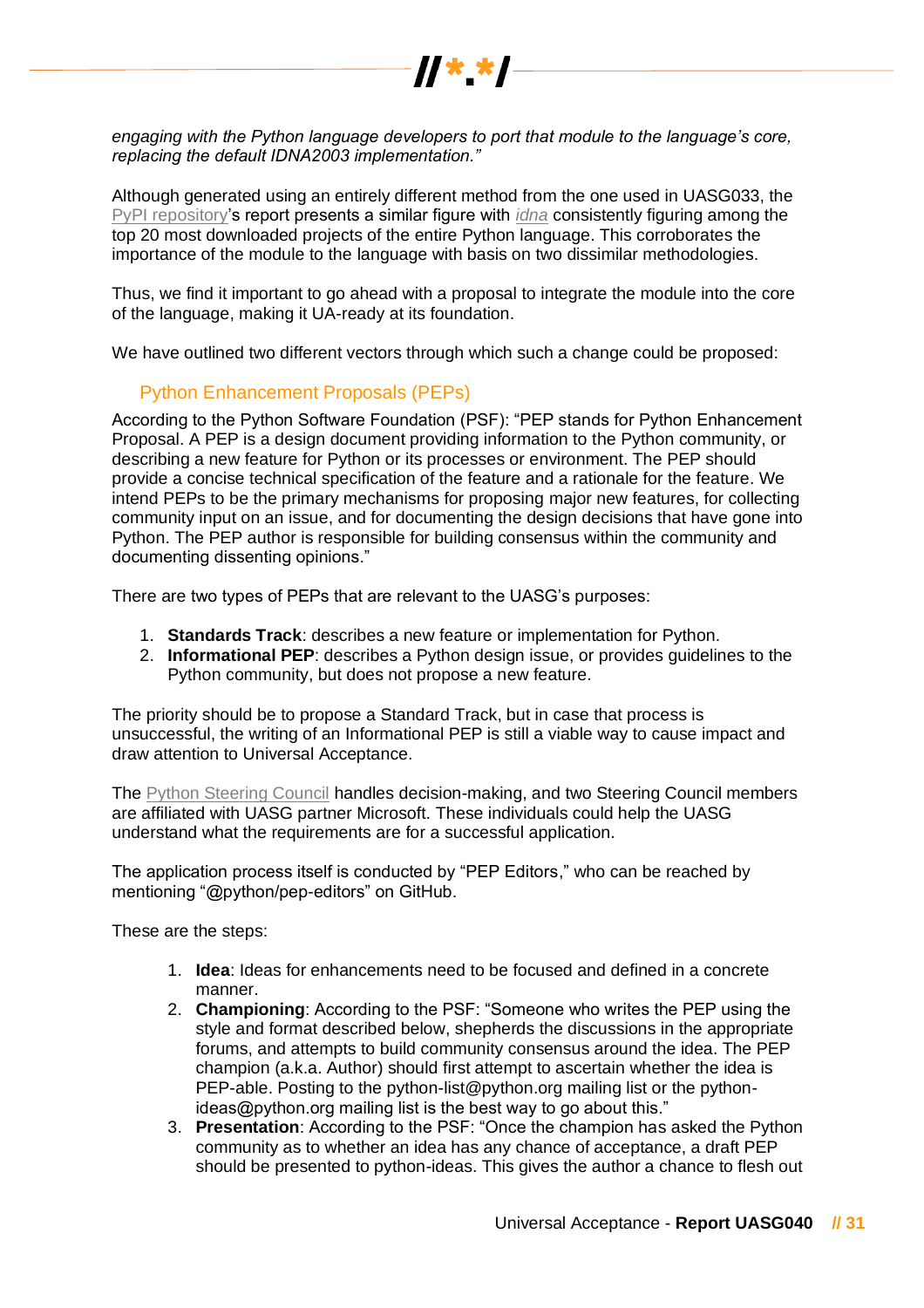*engaging with the Python language developers to port that module to the language's core, replacing the default IDNA2003 implementation."*

Although generated using an entirely different method from the one used in UASG033, the PyPI repository's report presents a similar figure with *idna* consistently figuring among the top 20 most downloaded projects of the entire Python language. This corroborates the importance of the module to the language with basis on two dissimilar methodologies.

Thus, we find it important to go ahead with a proposal to integrate the module into the core of the language, making it UA-ready at its foundation.

We have outlined two different vectors through which such a change could be proposed:

### Python Enhancement Proposals (PEPs)

According to the Python Software Foundation (PSF): "PEP stands for Python Enhancement Proposal. A PEP is a design document providing information to the Python community, or describing a new feature for Python or its processes or environment. The PEP should provide a concise technical specification of the feature and a rationale for the feature. We intend PEPs to be the primary mechanisms for proposing major new features, for collecting community input on an issue, and for documenting the design decisions that have gone into Python. The PEP author is responsible for building consensus within the community and documenting dissenting opinions."

There are two types of PEPs that are relevant to the UASG's purposes:

1. **Standards Track**: describes a new feature or implementation for Python.
2. **Informational PEP**: describes a Python design issue, or provides guidelines to the Python community, but does not propose a new feature.

The priority should be to propose a Standard Track, but in case that process is unsuccessful, the writing of an Informational PEP is still a viable way to cause impact and draw attention to Universal Acceptance.

The Python Steering Council handles decision-making, and two Steering Council members are affiliated with UASG partner Microsoft. These individuals could help the UASG understand what the requirements are for a successful application.

The application process itself is conducted by "PEP Editors," who can be reached by mentioning "@python/pep-editors" on GitHub.

These are the steps:

1. **Idea**: Ideas for enhancements need to be focused and defined in a concrete manner.
2. **Championing**: According to the PSF: "Someone who writes the PEP using the style and format described below, shepherds the discussions in the appropriate forums, and attempts to build community consensus around the idea. The PEP champion (a.k.a. Author) should first attempt to ascertain whether the idea is PEP-able. Posting to the python-list@python.org mailing list or the python-ideas@python.org mailing list is the best way to go about this."
3. **Presentation**: According to the PSF: "Once the champion has asked the Python community as to whether an idea has any chance of acceptance, a draft PEP should be presented to python-ideas. This gives the author a chance to flesh out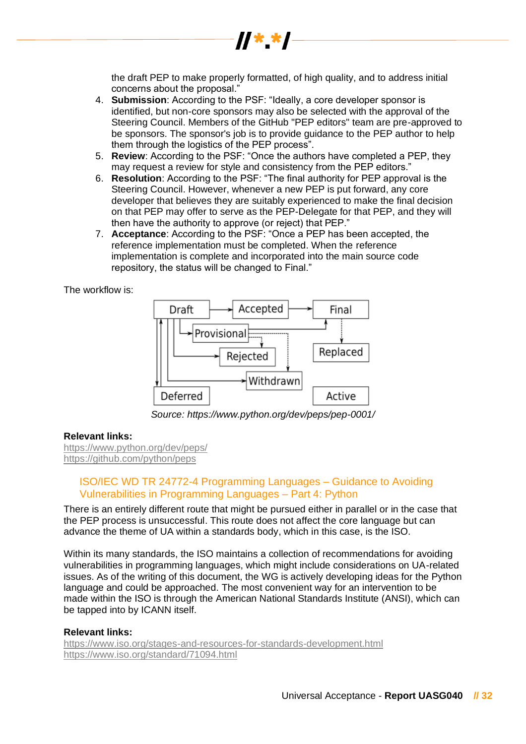the draft PEP to make properly formatted, of high quality, and to address initial concerns about the proposal."

4. **Submission**: According to the PSF: "Ideally, a core developer sponsor is identified, but non-core sponsors may also be selected with the approval of the Steering Council. Members of the GitHub "PEP editors" team are pre-approved to be sponsors. The sponsor's job is to provide guidance to the PEP author to help them through the logistics of the PEP process".
5. **Review**: According to the PSF: "Once the authors have completed a PEP, they may request a review for style and consistency from the PEP editors."
6. **Resolution**: According to the PSF: "The final authority for PEP approval is the Steering Council. However, whenever a new PEP is put forward, any core developer that believes they are suitably experienced to make the final decision on that PEP may offer to serve as the PEP-Delegate for that PEP, and they will then have the authority to approve (or reject) that PEP."
7. **Acceptance**: According to the PSF: "Once a PEP has been accepted, the reference implementation must be completed. When the reference implementation is complete and incorporated into the main source code repository, the status will be changed to Final."

The workflow is:

```
Draft ──────► Accepted ──────► Final
 │ │ │ │                         ▲   ┊
 │ │ │ └─► Provisional ──────────┘   ┊
 │ │ │         ┊   ┊                 ▼
 │ │ └──────► Rejected ┊          Replaced
 │ │                   ┊
 │ └──────────────► Withdrawn
 ▼ ▲
Deferred                          Active
```

*Source: https://www.python.org/dev/peps/pep-0001/*

**Relevant links:**
https://www.python.org/dev/peps/
https://github.com/python/peps

## ISO/IEC WD TR 24772-4 Programming Languages – Guidance to Avoiding Vulnerabilities in Programming Languages – Part 4: Python

There is an entirely different route that might be pursued either in parallel or in the case that the PEP process is unsuccessful. This route does not affect the core language but can advance the theme of UA within a standards body, which in this case, is the ISO.

Within its many standards, the ISO maintains a collection of recommendations for avoiding vulnerabilities in programming languages, which might include considerations on UA-related issues. As of the writing of this document, the WG is actively developing ideas for the Python language and could be approached. The most convenient way for an intervention to be made within the ISO is through the American National Standards Institute (ANSI), which can be tapped into by ICANN itself.

**Relevant links:**
https://www.iso.org/stages-and-resources-for-standards-development.html
https://www.iso.org/standard/71094.html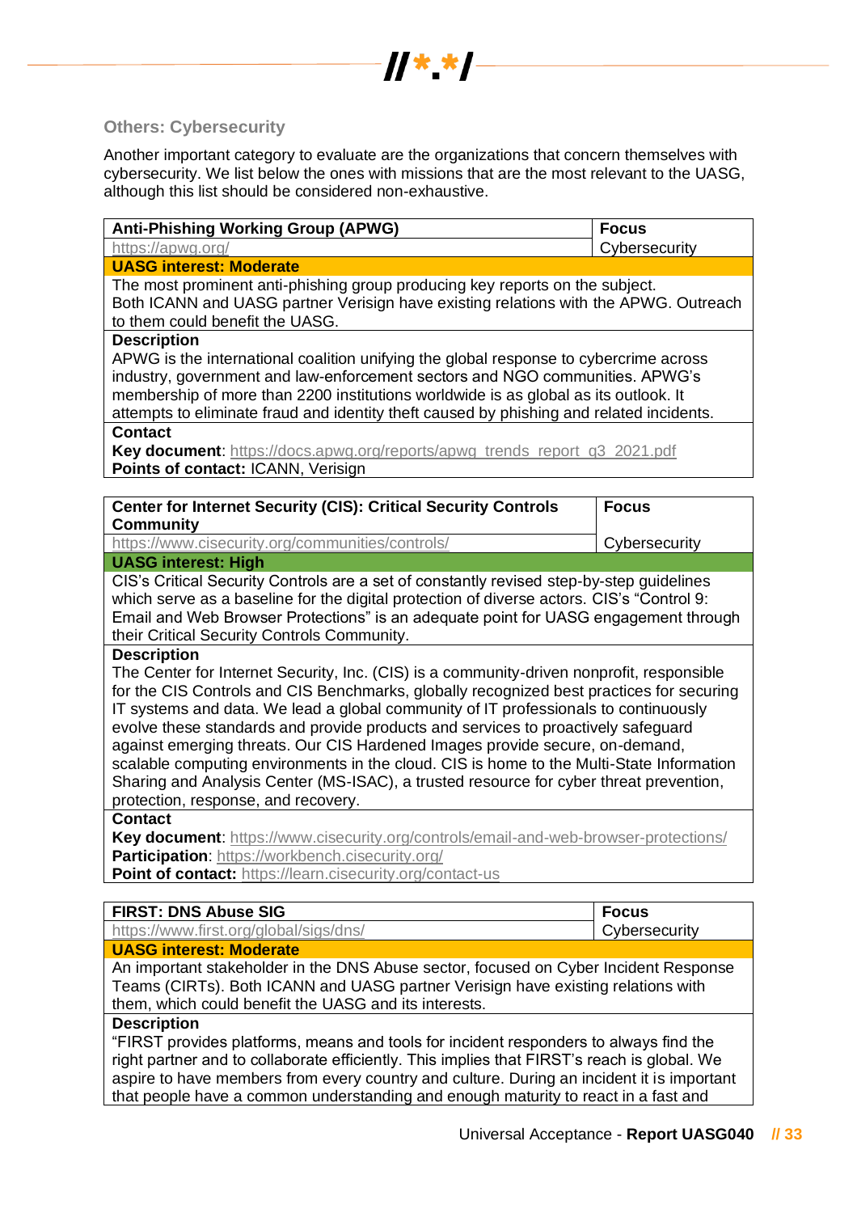### Others: Cybersecurity

Another important category to evaluate are the organizations that concern themselves with cybersecurity. We list below the ones with missions that are the most relevant to the UASG, although this list should be considered non-exhaustive.

| **Anti-Phishing Working Group (APWG)** | **Focus** |
|---|---|
| https://apwg.org/ | Cybersecurity |
| **UASG interest: Moderate** | |
| The most prominent anti-phishing group producing key reports on the subject. Both ICANN and UASG partner Verisign have existing relations with the APWG. Outreach to them could benefit the UASG. | |
| **Description** APWG is the international coalition unifying the global response to cybercrime across industry, government and law-enforcement sectors and NGO communities. APWG's membership of more than 2200 institutions worldwide is as global as its outlook. It attempts to eliminate fraud and identity theft caused by phishing and related incidents. | |
| **Contact** **Key document**: https://docs.apwg.org/reports/apwg_trends_report_q3_2021.pdf **Points of contact:** ICANN, Verisign | |

| **Center for Internet Security (CIS): Critical Security Controls Community** | **Focus** |
|---|---|
| https://www.cisecurity.org/communities/controls/ | Cybersecurity |
| **UASG interest: High** | |
| CIS's Critical Security Controls are a set of constantly revised step-by-step guidelines which serve as a baseline for the digital protection of diverse actors. CIS's "Control 9: Email and Web Browser Protections" is an adequate point for UASG engagement through their Critical Security Controls Community. | |
| **Description** The Center for Internet Security, Inc. (CIS) is a community-driven nonprofit, responsible for the CIS Controls and CIS Benchmarks, globally recognized best practices for securing IT systems and data. We lead a global community of IT professionals to continuously evolve these standards and provide products and services to proactively safeguard against emerging threats. Our CIS Hardened Images provide secure, on-demand, scalable computing environments in the cloud. CIS is home to the Multi-State Information Sharing and Analysis Center (MS-ISAC), a trusted resource for cyber threat prevention, protection, response, and recovery. | |
| **Contact** **Key document**: https://www.cisecurity.org/controls/email-and-web-browser-protections/ **Participation**: https://workbench.cisecurity.org/ **Point of contact:** https://learn.cisecurity.org/contact-us | |

| **FIRST: DNS Abuse SIG** | **Focus** |
|---|---|
| https://www.first.org/global/sigs/dns/ | Cybersecurity |
| **UASG interest: Moderate** | |
| An important stakeholder in the DNS Abuse sector, focused on Cyber Incident Response Teams (CIRTs). Both ICANN and UASG partner Verisign have existing relations with them, which could benefit the UASG and its interests. | |
| **Description** "FIRST provides platforms, means and tools for incident responders to always find the right partner and to collaborate efficiently. This implies that FIRST's reach is global. We aspire to have members from every country and culture. During an incident it is important that people have a common understanding and enough maturity to react in a fast and | |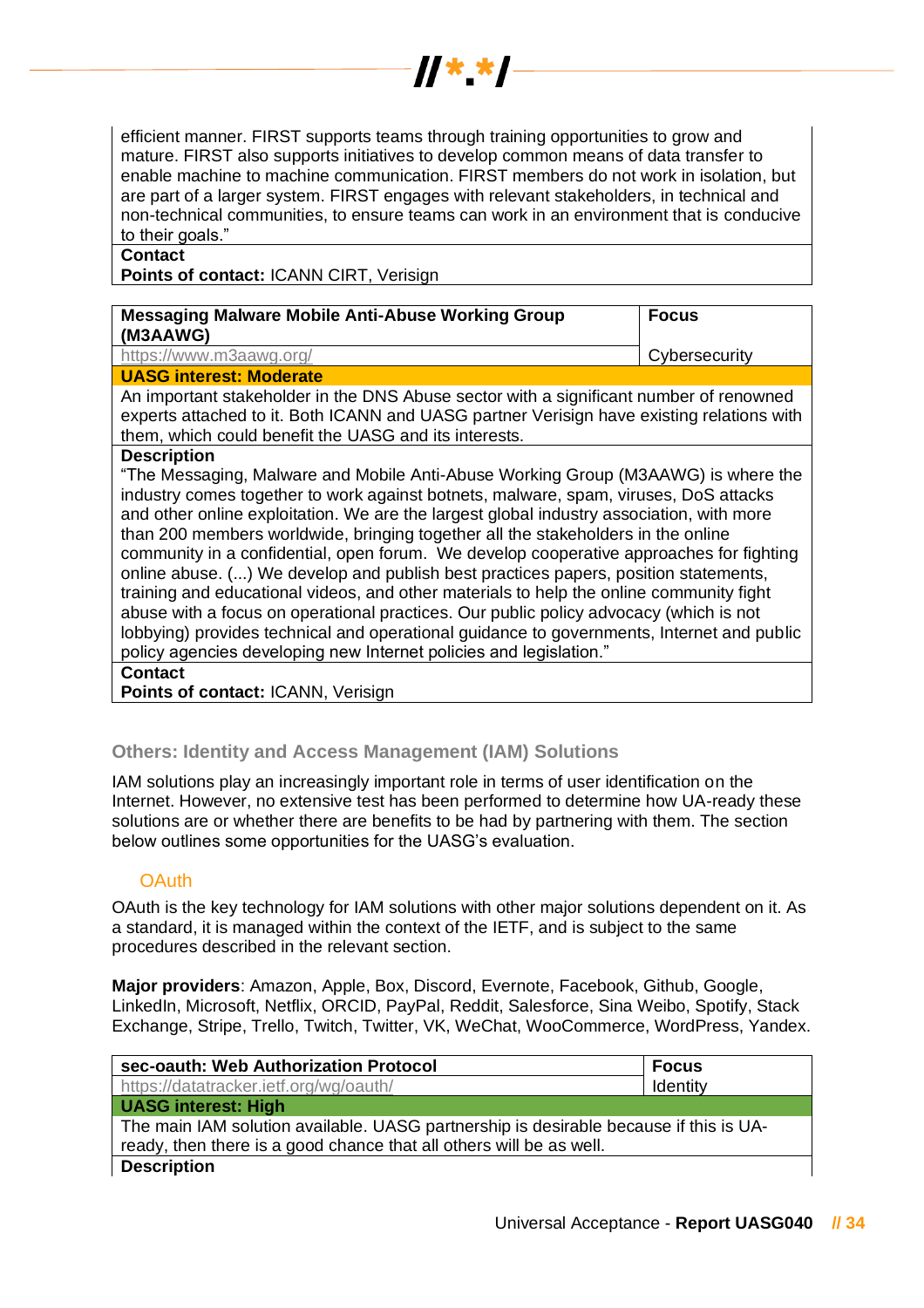| | |
|---|---|
| efficient manner. FIRST supports teams through training opportunities to grow and mature. FIRST also supports initiatives to develop common means of data transfer to enable machine to machine communication. FIRST members do not work in isolation, but are part of a larger system. FIRST engages with relevant stakeholders, in technical and non-technical communities, to ensure teams can work in an environment that is conducive to their goals." | |
| **Contact** | |
| **Points of contact:** ICANN CIRT, Verisign | |

| **Messaging Malware Mobile Anti-Abuse Working Group (M3AAWG)** | **Focus** |
|---|---|
| https://www.m3aawg.org/ | Cybersecurity |
| **UASG interest: Moderate** | |
| An important stakeholder in the DNS Abuse sector with a significant number of renowned experts attached to it. Both ICANN and UASG partner Verisign have existing relations with them, which could benefit the UASG and its interests. | |
| **Description** | |
| "The Messaging, Malware and Mobile Anti-Abuse Working Group (M3AAWG) is where the industry comes together to work against botnets, malware, spam, viruses, DoS attacks and other online exploitation. We are the largest global industry association, with more than 200 members worldwide, bringing together all the stakeholders in the online community in a confidential, open forum. We develop cooperative approaches for fighting online abuse. (...) We develop and publish best practices papers, position statements, training and educational videos, and other materials to help the online community fight abuse with a focus on operational practices. Our public policy advocacy (which is not lobbying) provides technical and operational guidance to governments, Internet and public policy agencies developing new Internet policies and legislation." | |
| **Contact** | |
| **Points of contact:** ICANN, Verisign | |

## Others: Identity and Access Management (IAM) Solutions

IAM solutions play an increasingly important role in terms of user identification on the Internet. However, no extensive test has been performed to determine how UA-ready these solutions are or whether there are benefits to be had by partnering with them. The section below outlines some opportunities for the UASG's evaluation.

### OAuth

OAuth is the key technology for IAM solutions with other major solutions dependent on it. As a standard, it is managed within the context of the IETF, and is subject to the same procedures described in the relevant section.

**Major providers**: Amazon, Apple, Box, Discord, Evernote, Facebook, Github, Google, LinkedIn, Microsoft, Netflix, ORCID, PayPal, Reddit, Salesforce, Sina Weibo, Spotify, Stack Exchange, Stripe, Trello, Twitch, Twitter, VK, WeChat, WooCommerce, WordPress, Yandex.

| **sec-oauth: Web Authorization Protocol** | **Focus** |
|---|---|
| https://datatracker.ietf.org/wg/oauth/ | Identity |
| **UASG interest: High** | |
| The main IAM solution available. UASG partnership is desirable because if this is UA-ready, then there is a good chance that all others will be as well. | |
| **Description** | |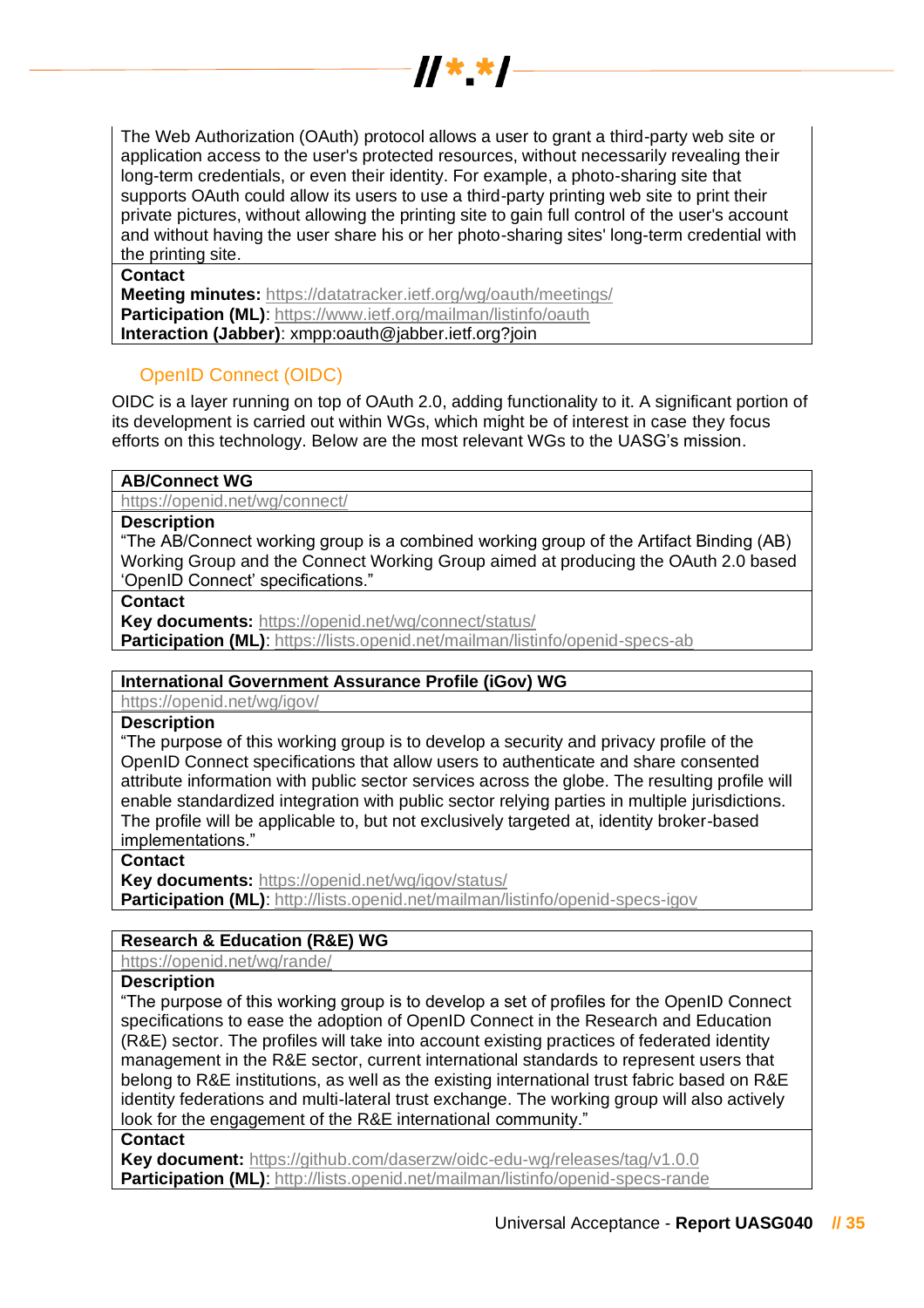| The Web Authorization (OAuth) protocol allows a user to grant a third-party web site or application access to the user's protected resources, without necessarily revealing their long-term credentials, or even their identity. For example, a photo-sharing site that supports OAuth could allow its users to use a third-party printing web site to print their private pictures, without allowing the printing site to gain full control of the user's account and without having the user share his or her photo-sharing sites' long-term credential with the printing site. |
|---|
| **Contact**<br>**Meeting minutes:** https://datatracker.ietf.org/wg/oauth/meetings/<br>**Participation (ML)**: https://www.ietf.org/mailman/listinfo/oauth<br>**Interaction (Jabber)**: xmpp:oauth@jabber.ietf.org?join |

### OpenID Connect (OIDC)

OIDC is a layer running on top of OAuth 2.0, adding functionality to it. A significant portion of its development is carried out within WGs, which might be of interest in case they focus efforts on this technology. Below are the most relevant WGs to the UASG's mission.

| **AB/Connect WG** |
|---|
| https://openid.net/wg/connect/ |
| **Description**<br>"The AB/Connect working group is a combined working group of the Artifact Binding (AB) Working Group and the Connect Working Group aimed at producing the OAuth 2.0 based 'OpenID Connect' specifications." |
| **Contact**<br>**Key documents:** https://openid.net/wg/connect/status/<br>**Participation (ML)**: https://lists.openid.net/mailman/listinfo/openid-specs-ab |

| **International Government Assurance Profile (iGov) WG** |
|---|
| https://openid.net/wg/igov/ |
| **Description**<br>"The purpose of this working group is to develop a security and privacy profile of the OpenID Connect specifications that allow users to authenticate and share consented attribute information with public sector services across the globe. The resulting profile will enable standardized integration with public sector relying parties in multiple jurisdictions. The profile will be applicable to, but not exclusively targeted at, identity broker-based implementations." |
| **Contact**<br>**Key documents:** https://openid.net/wg/igov/status/<br>**Participation (ML)**: http://lists.openid.net/mailman/listinfo/openid-specs-igov |

| **Research & Education (R&E) WG** |
|---|
| https://openid.net/wg/rande/ |
| **Description**<br>"The purpose of this working group is to develop a set of profiles for the OpenID Connect specifications to ease the adoption of OpenID Connect in the Research and Education (R&E) sector. The profiles will take into account existing practices of federated identity management in the R&E sector, current international standards to represent users that belong to R&E institutions, as well as the existing international trust fabric based on R&E identity federations and multi-lateral trust exchange. The working group will also actively look for the engagement of the R&E international community." |
| **Contact**<br>**Key document:** https://github.com/daserzw/oidc-edu-wg/releases/tag/v1.0.0<br>**Participation (ML)**: http://lists.openid.net/mailman/listinfo/openid-specs-rande |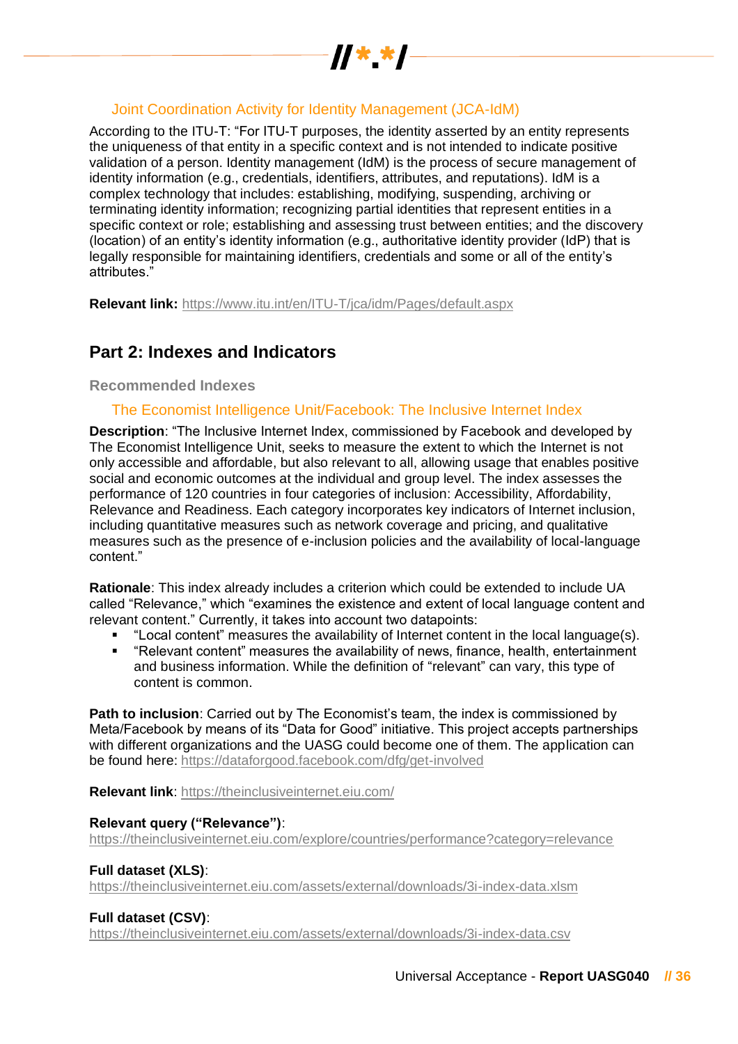### Joint Coordination Activity for Identity Management (JCA-IdM)

According to the ITU-T: “For ITU-T purposes, the identity asserted by an entity represents the uniqueness of that entity in a specific context and is not intended to indicate positive validation of a person. Identity management (IdM) is the process of secure management of identity information (e.g., credentials, identifiers, attributes, and reputations). IdM is a complex technology that includes: establishing, modifying, suspending, archiving or terminating identity information; recognizing partial identities that represent entities in a specific context or role; establishing and assessing trust between entities; and the discovery (location) of an entity’s identity information (e.g., authoritative identity provider (IdP) that is legally responsible for maintaining identifiers, credentials and some or all of the entity’s attributes.”

**Relevant link:** https://www.itu.int/en/ITU-T/jca/idm/Pages/default.aspx

## Part 2: Indexes and Indicators

### Recommended Indexes

#### The Economist Intelligence Unit/Facebook: The Inclusive Internet Index

**Description**: “The Inclusive Internet Index, commissioned by Facebook and developed by The Economist Intelligence Unit, seeks to measure the extent to which the Internet is not only accessible and affordable, but also relevant to all, allowing usage that enables positive social and economic outcomes at the individual and group level. The index assesses the performance of 120 countries in four categories of inclusion: Accessibility, Affordability, Relevance and Readiness. Each category incorporates key indicators of Internet inclusion, including quantitative measures such as network coverage and pricing, and qualitative measures such as the presence of e-inclusion policies and the availability of local-language content.”

**Rationale**: This index already includes a criterion which could be extended to include UA called “Relevance,” which “examines the existence and extent of local language content and relevant content.” Currently, it takes into account two datapoints:

- “Local content” measures the availability of Internet content in the local language(s).
- “Relevant content” measures the availability of news, finance, health, entertainment and business information. While the definition of “relevant” can vary, this type of content is common.

**Path to inclusion**: Carried out by The Economist’s team, the index is commissioned by Meta/Facebook by means of its “Data for Good” initiative. This project accepts partnerships with different organizations and the UASG could become one of them. The application can be found here: https://dataforgood.facebook.com/dfg/get-involved

**Relevant link**: https://theinclusiveinternet.eiu.com/

**Relevant query (“Relevance”)**:
https://theinclusiveinternet.eiu.com/explore/countries/performance?category=relevance

**Full dataset (XLS)**:
https://theinclusiveinternet.eiu.com/assets/external/downloads/3i-index-data.xlsm

**Full dataset (CSV)**:
https://theinclusiveinternet.eiu.com/assets/external/downloads/3i-index-data.csv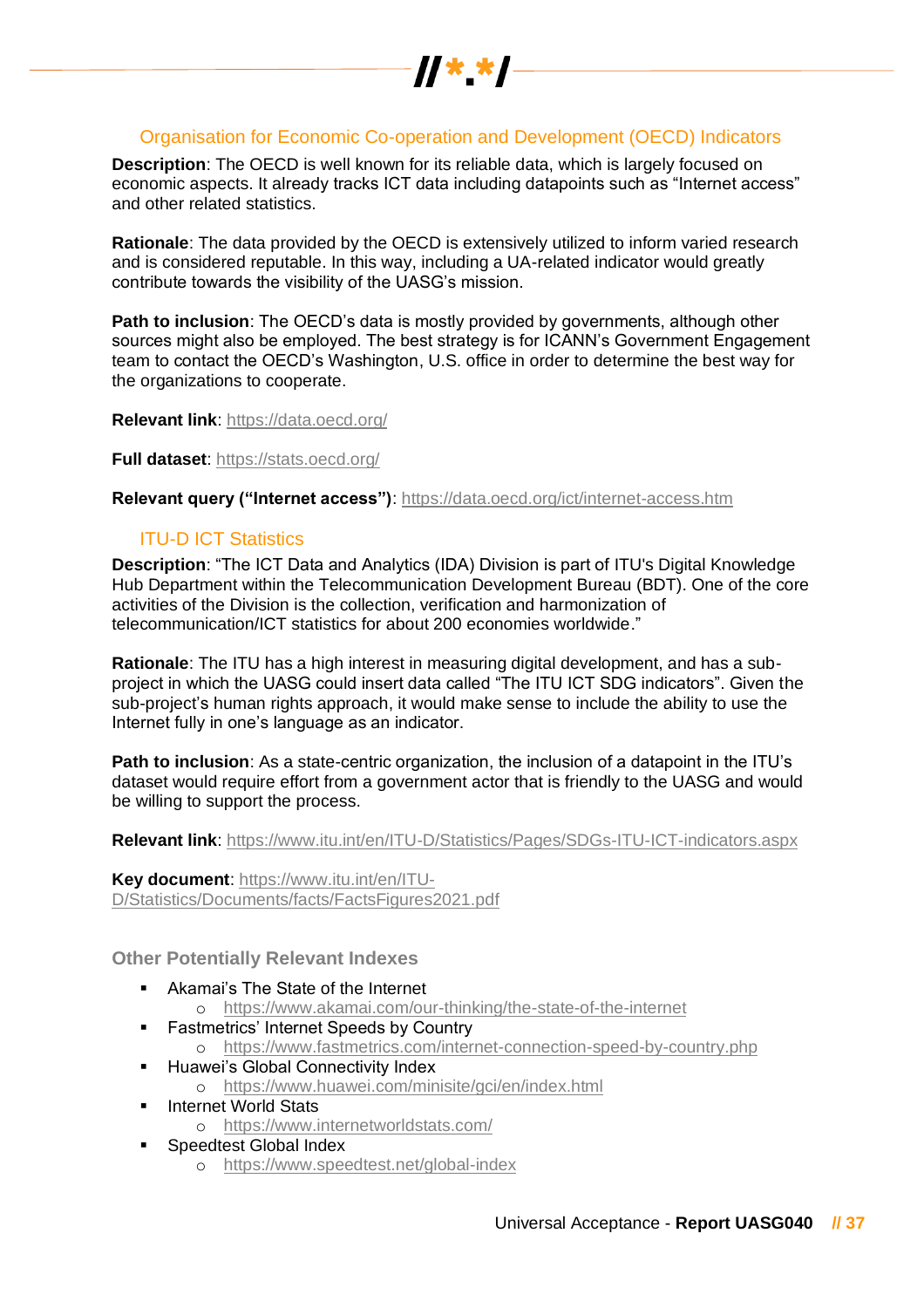### Organisation for Economic Co-operation and Development (OECD) Indicators

**Description**: The OECD is well known for its reliable data, which is largely focused on economic aspects. It already tracks ICT data including datapoints such as "Internet access" and other related statistics.

**Rationale**: The data provided by the OECD is extensively utilized to inform varied research and is considered reputable. In this way, including a UA-related indicator would greatly contribute towards the visibility of the UASG's mission.

**Path to inclusion**: The OECD's data is mostly provided by governments, although other sources might also be employed. The best strategy is for ICANN's Government Engagement team to contact the OECD's Washington, U.S. office in order to determine the best way for the organizations to cooperate.

**Relevant link**: https://data.oecd.org/

**Full dataset**: https://stats.oecd.org/

**Relevant query ("Internet access")**: https://data.oecd.org/ict/internet-access.htm

### ITU-D ICT Statistics

**Description**: "The ICT Data and Analytics (IDA) Division is part of ITU's Digital Knowledge Hub Department within the Telecommunication Development Bureau (BDT). One of the core activities of the Division is the collection, verification and harmonization of telecommunication/ICT statistics for about 200 economies worldwide."

**Rationale**: The ITU has a high interest in measuring digital development, and has a sub-project in which the UASG could insert data called "The ITU ICT SDG indicators". Given the sub-project's human rights approach, it would make sense to include the ability to use the Internet fully in one's language as an indicator.

**Path to inclusion**: As a state-centric organization, the inclusion of a datapoint in the ITU's dataset would require effort from a government actor that is friendly to the UASG and would be willing to support the process.

**Relevant link**: https://www.itu.int/en/ITU-D/Statistics/Pages/SDGs-ITU-ICT-indicators.aspx

**Key document**: https://www.itu.int/en/ITU-D/Statistics/Documents/facts/FactsFigures2021.pdf

## Other Potentially Relevant Indexes

- Akamai's The State of the Internet
  - https://www.akamai.com/our-thinking/the-state-of-the-internet
- Fastmetrics' Internet Speeds by Country
  - https://www.fastmetrics.com/internet-connection-speed-by-country.php
- Huawei's Global Connectivity Index
  - https://www.huawei.com/minisite/gci/en/index.html
- Internet World Stats
  - https://www.internetworldstats.com/
- Speedtest Global Index
  - https://www.speedtest.net/global-index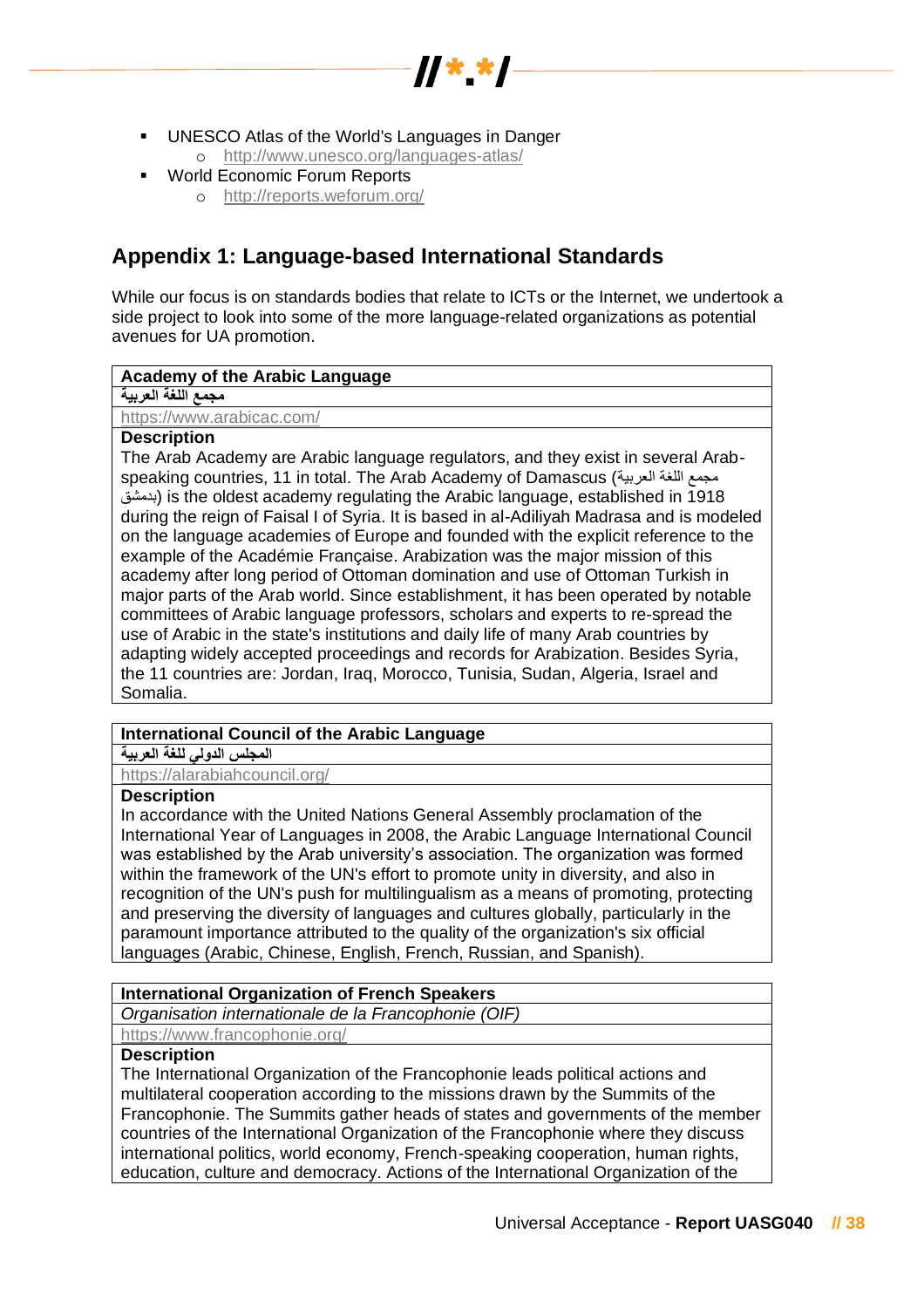- UNESCO Atlas of the World's Languages in Danger
  - http://www.unesco.org/languages-atlas/
- World Economic Forum Reports
  - http://reports.weforum.org/

## Appendix 1: Language-based International Standards

While our focus is on standards bodies that relate to ICTs or the Internet, we undertook a side project to look into some of the more language-related organizations as potential avenues for UA promotion.

| **Academy of the Arabic Language** |
|---|
| **مجمع اللغة العربية** |
| https://www.arabicac.com/ |
| **Description**<br>The Arab Academy are Arabic language regulators, and they exist in several Arab-speaking countries, 11 in total. The Arab Academy of Damascus (مجمع اللغة العربية بدمشق) is the oldest academy regulating the Arabic language, established in 1918 during the reign of Faisal I of Syria. It is based in al-Adiliyah Madrasa and is modeled on the language academies of Europe and founded with the explicit reference to the example of the Académie Française. Arabization was the major mission of this academy after long period of Ottoman domination and use of Ottoman Turkish in major parts of the Arab world. Since establishment, it has been operated by notable committees of Arabic language professors, scholars and experts to re-spread the use of Arabic in the state's institutions and daily life of many Arab countries by adapting widely accepted proceedings and records for Arabization. Besides Syria, the 11 countries are: Jordan, Iraq, Morocco, Tunisia, Sudan, Algeria, Israel and Somalia. |

| **International Council of the Arabic Language** |
|---|
| **المجلس الدولي للغة العربية** |
| https://alarabiahcouncil.org/ |
| **Description**<br>In accordance with the United Nations General Assembly proclamation of the International Year of Languages in 2008, the Arabic Language International Council was established by the Arab university's association. The organization was formed within the framework of the UN's effort to promote unity in diversity, and also in recognition of the UN's push for multilingualism as a means of promoting, protecting and preserving the diversity of languages and cultures globally, particularly in the paramount importance attributed to the quality of the organization's six official languages (Arabic, Chinese, English, French, Russian, and Spanish). |

| **International Organization of French Speakers** |
|---|
| *Organisation internationale de la Francophonie (OIF)* |
| https://www.francophonie.org/ |
| **Description**<br>The International Organization of the Francophonie leads political actions and multilateral cooperation according to the missions drawn by the Summits of the Francophonie. The Summits gather heads of states and governments of the member countries of the International Organization of the Francophonie where they discuss international politics, world economy, French-speaking cooperation, human rights, education, culture and democracy. Actions of the International Organization of the |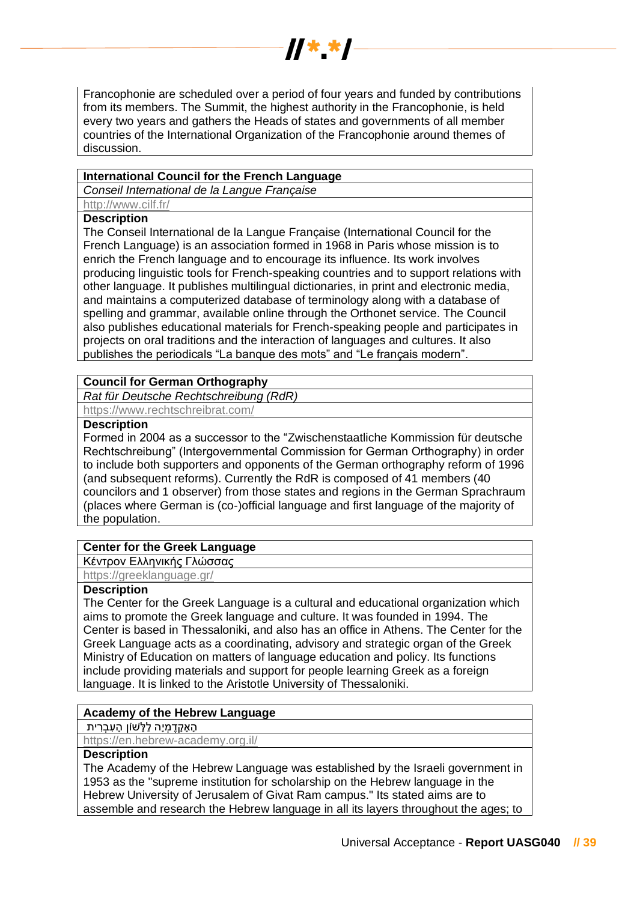Francophonie are scheduled over a period of four years and funded by contributions from its members. The Summit, the highest authority in the Francophonie, is held every two years and gathers the Heads of states and governments of all member countries of the International Organization of the Francophonie around themes of discussion.

**International Council for the French Language**

*Conseil International de la Langue Française*

http://www.cilf.fr/

**Description**

The Conseil International de la Langue Française (International Council for the French Language) is an association formed in 1968 in Paris whose mission is to enrich the French language and to encourage its influence. Its work involves producing linguistic tools for French-speaking countries and to support relations with other language. It publishes multilingual dictionaries, in print and electronic media, and maintains a computerized database of terminology along with a database of spelling and grammar, available online through the Orthonet service. The Council also publishes educational materials for French-speaking people and participates in projects on oral traditions and the interaction of languages and cultures. It also publishes the periodicals “La banque des mots” and “Le français modern”.

**Council for German Orthography**

*Rat für Deutsche Rechtschreibung (RdR)*

https://www.rechtschreibrat.com/

**Description**

Formed in 2004 as a successor to the “Zwischenstaatliche Kommission für deutsche Rechtschreibung” (Intergovernmental Commission for German Orthography) in order to include both supporters and opponents of the German orthography reform of 1996 (and subsequent reforms). Currently the RdR is composed of 41 members (40 councilors and 1 observer) from those states and regions in the German Sprachraum (places where German is (co-)official language and first language of the majority of the population.

**Center for the Greek Language**

Κέντρον Ελληνικής Γλώσσας

https://greeklanguage.gr/

**Description**

The Center for the Greek Language is a cultural and educational organization which aims to promote the Greek language and culture. It was founded in 1994. The Center is based in Thessaloniki, and also has an office in Athens. The Center for the Greek Language acts as a coordinating, advisory and strategic organ of the Greek Ministry of Education on matters of language education and policy. Its functions include providing materials and support for people learning Greek as a foreign language. It is linked to the Aristotle University of Thessaloniki.

**Academy of the Hebrew Language**

הָאָקָדֶמְיָה לַלָּשׁוֹן הָעִבְרִית

https://en.hebrew-academy.org.il/

**Description**

The Academy of the Hebrew Language was established by the Israeli government in 1953 as the "supreme institution for scholarship on the Hebrew language in the Hebrew University of Jerusalem of Givat Ram campus." Its stated aims are to assemble and research the Hebrew language in all its layers throughout the ages; to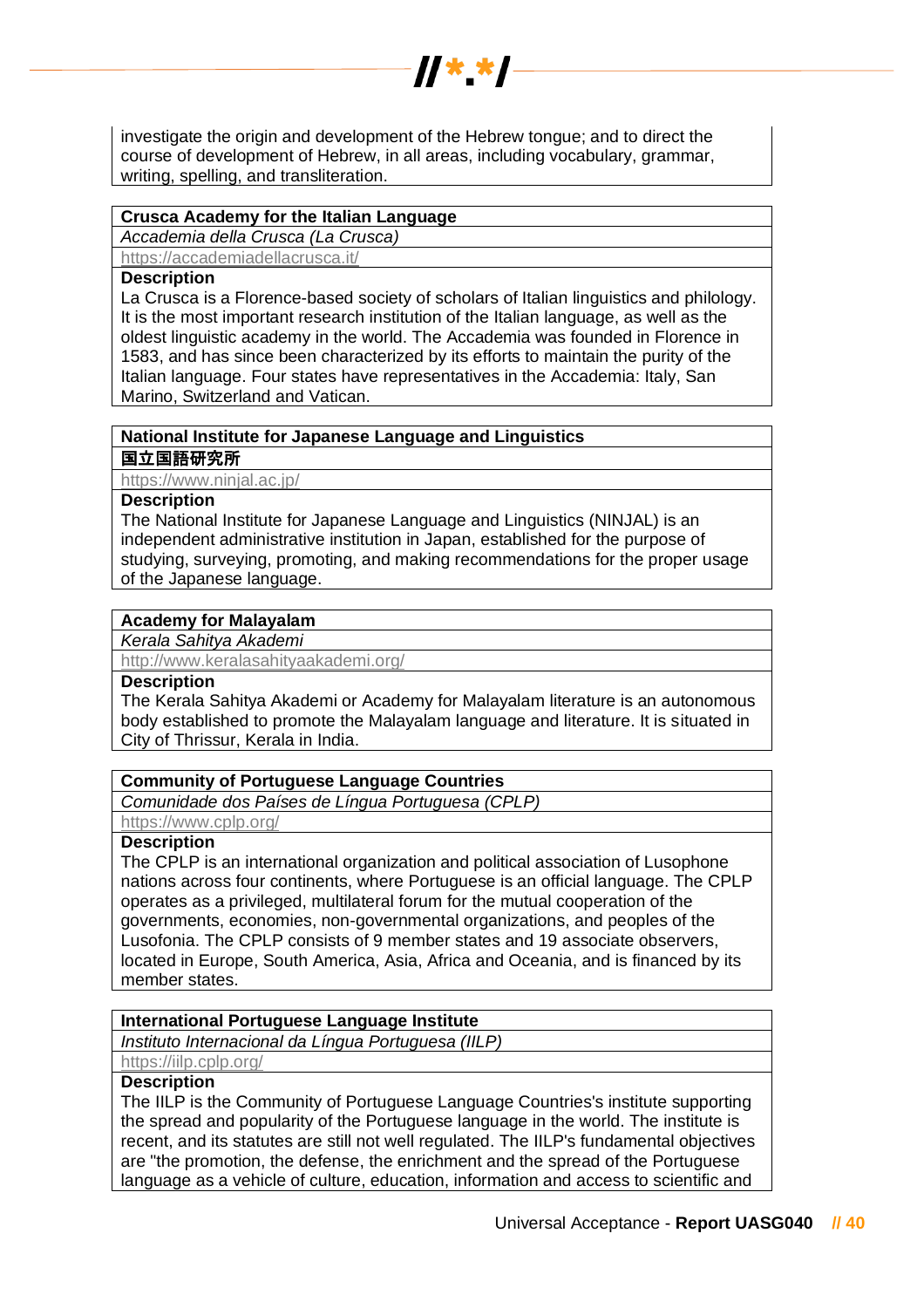investigate the origin and development of the Hebrew tongue; and to direct the course of development of Hebrew, in all areas, including vocabulary, grammar, writing, spelling, and transliteration.

| **Crusca Academy for the Italian Language** |
|---|
| *Accademia della Crusca (La Crusca)* |
| https://accademiadellacrusca.it/ |
| **Description**<br>La Crusca is a Florence-based society of scholars of Italian linguistics and philology. It is the most important research institution of the Italian language, as well as the oldest linguistic academy in the world. The Accademia was founded in Florence in 1583, and has since been characterized by its efforts to maintain the purity of the Italian language. Four states have representatives in the Accademia: Italy, San Marino, Switzerland and Vatican. |

| **National Institute for Japanese Language and Linguistics** |
|---|
| **国立国語研究所** |
| https://www.ninjal.ac.jp/ |
| **Description**<br>The National Institute for Japanese Language and Linguistics (NINJAL) is an independent administrative institution in Japan, established for the purpose of studying, surveying, promoting, and making recommendations for the proper usage of the Japanese language. |

| **Academy for Malayalam** |
|---|
| *Kerala Sahitya Akademi* |
| http://www.keralasahityaakademi.org/ |
| **Description**<br>The Kerala Sahitya Akademi or Academy for Malayalam literature is an autonomous body established to promote the Malayalam language and literature. It is situated in City of Thrissur, Kerala in India. |

| **Community of Portuguese Language Countries** |
|---|
| *Comunidade dos Países de Língua Portuguesa (CPLP)* |
| https://www.cplp.org/ |
| **Description**<br>The CPLP is an international organization and political association of Lusophone nations across four continents, where Portuguese is an official language. The CPLP operates as a privileged, multilateral forum for the mutual cooperation of the governments, economies, non-governmental organizations, and peoples of the Lusofonia. The CPLP consists of 9 member states and 19 associate observers, located in Europe, South America, Asia, Africa and Oceania, and is financed by its member states. |

| **International Portuguese Language Institute** |
|---|
| *Instituto Internacional da Língua Portuguesa (IILP)* |
| https://iilp.cplp.org/ |
| **Description**<br>The IILP is the Community of Portuguese Language Countries's institute supporting the spread and popularity of the Portuguese language in the world. The institute is recent, and its statutes are still not well regulated. The IILP's fundamental objectives are "the promotion, the defense, the enrichment and the spread of the Portuguese language as a vehicle of culture, education, information and access to scientific and |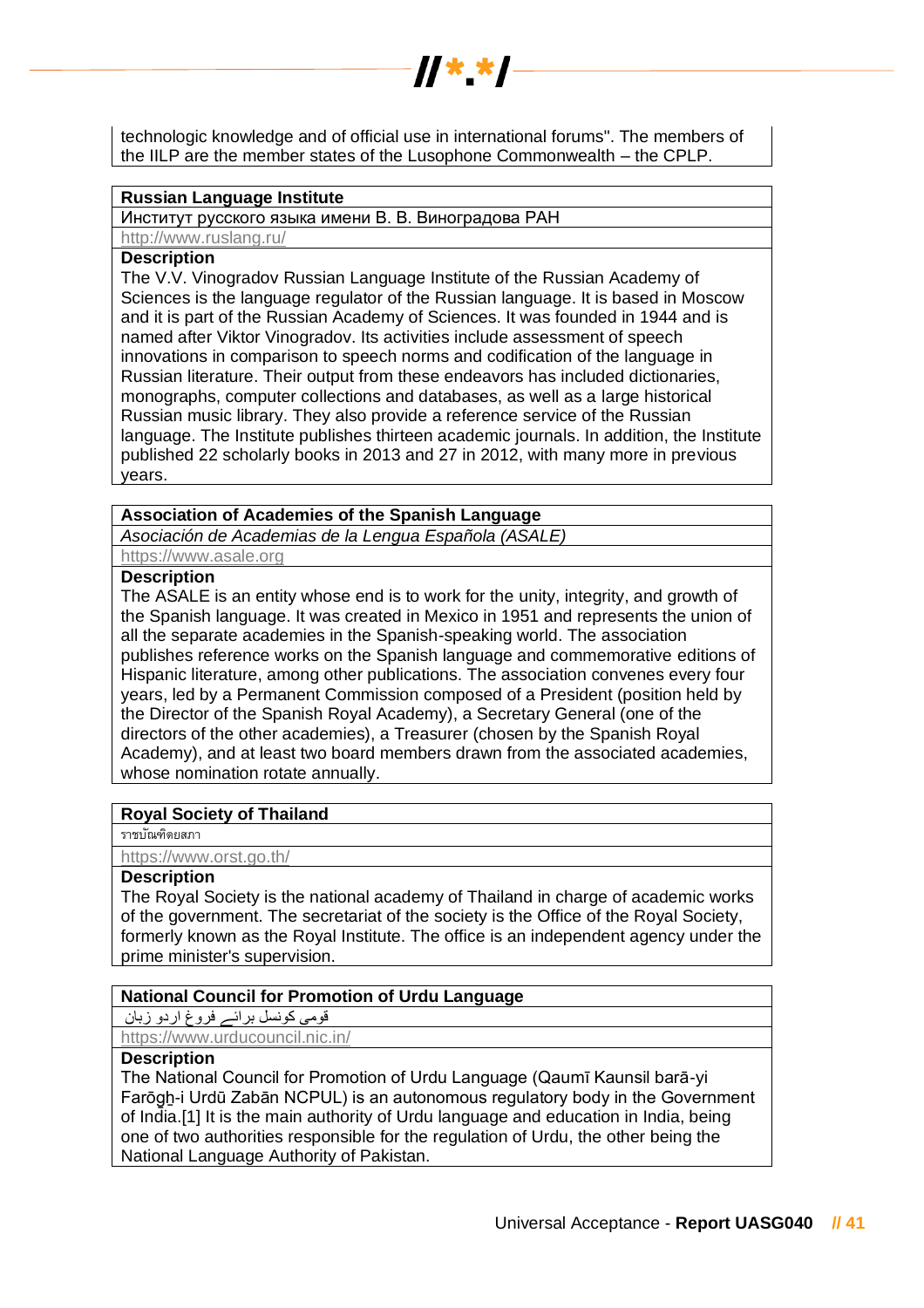technologic knowledge and of official use in international forums". The members of the IILP are the member states of the Lusophone Commonwealth – the CPLP.

| **Russian Language Institute** |
|---|
| Институт русского языка имени В. В. Виноградова РАН |
| http://www.ruslang.ru/ |
| **Description**<br>The V.V. Vinogradov Russian Language Institute of the Russian Academy of Sciences is the language regulator of the Russian language. It is based in Moscow and it is part of the Russian Academy of Sciences. It was founded in 1944 and is named after Viktor Vinogradov. Its activities include assessment of speech innovations in comparison to speech norms and codification of the language in Russian literature. Their output from these endeavors has included dictionaries, monographs, computer collections and databases, as well as a large historical Russian music library. They also provide a reference service of the Russian language. The Institute publishes thirteen academic journals. In addition, the Institute published 22 scholarly books in 2013 and 27 in 2012, with many more in previous years. |

| **Association of Academies of the Spanish Language** |
|---|
| *Asociación de Academias de la Lengua Española (ASALE)* |
| https://www.asale.org |
| **Description**<br>The ASALE is an entity whose end is to work for the unity, integrity, and growth of the Spanish language. It was created in Mexico in 1951 and represents the union of all the separate academies in the Spanish-speaking world. The association publishes reference works on the Spanish language and commemorative editions of Hispanic literature, among other publications. The association convenes every four years, led by a Permanent Commission composed of a President (position held by the Director of the Spanish Royal Academy), a Secretary General (one of the directors of the other academies), a Treasurer (chosen by the Spanish Royal Academy), and at least two board members drawn from the associated academies, whose nomination rotate annually. |

| **Royal Society of Thailand** |
|---|
| ราชบัณฑิตยสภา |
| https://www.orst.go.th/ |
| **Description**<br>The Royal Society is the national academy of Thailand in charge of academic works of the government. The secretariat of the society is the Office of the Royal Society, formerly known as the Royal Institute. The office is an independent agency under the prime minister's supervision. |

| **National Council for Promotion of Urdu Language** |
|---|
| قومی کونسل برائے فروغ اردو زبان |
| https://www.urducouncil.nic.in/ |
| **Description**<br>The National Council for Promotion of Urdu Language (Qaumī Kaunsil barā-yi Farōġh-i Urdū Zabān NCPUL) is an autonomous regulatory body in the Government of India.[1] It is the main authority of Urdu language and education in India, being one of two authorities responsible for the regulation of Urdu, the other being the National Language Authority of Pakistan. |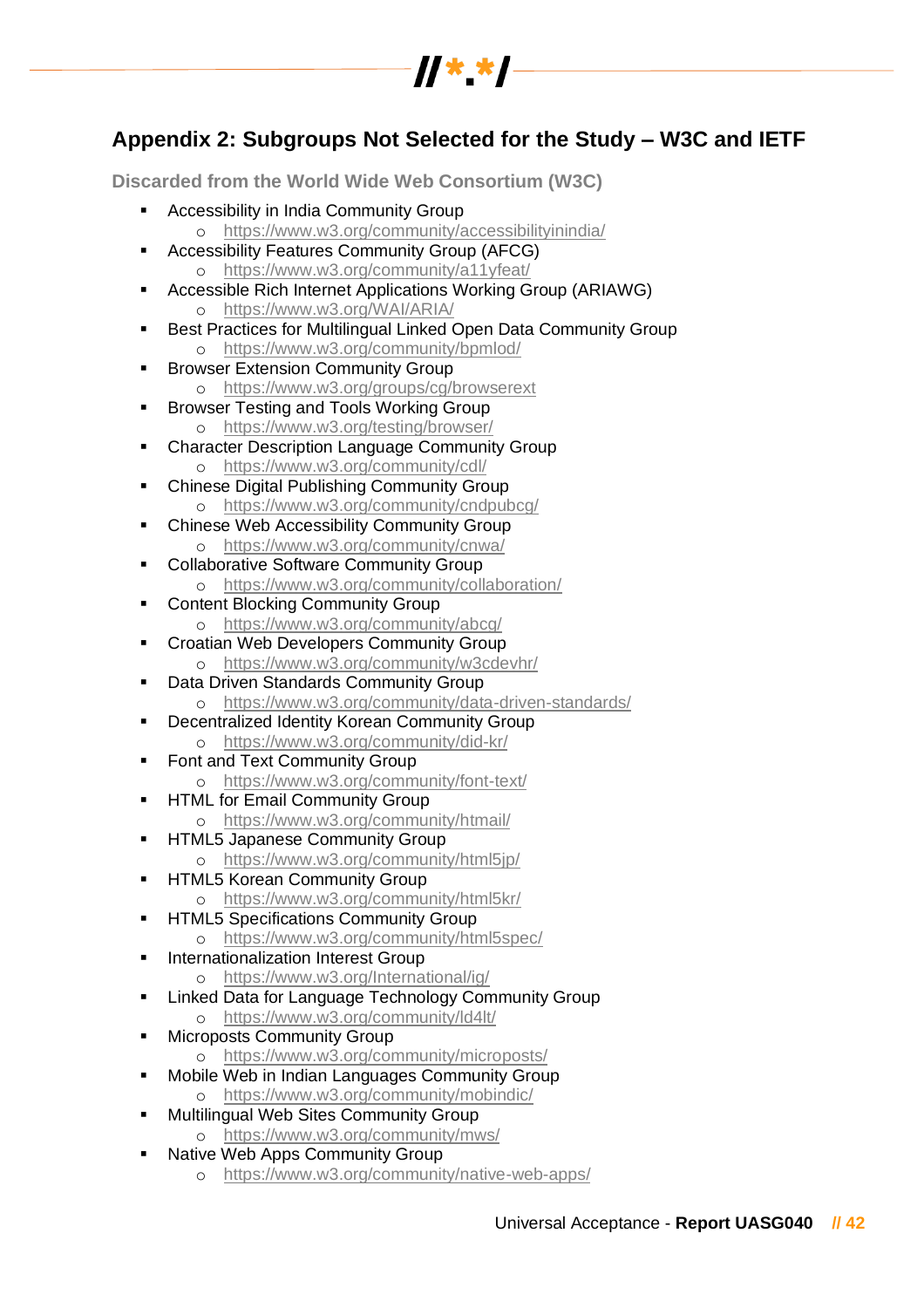## Appendix 2: Subgroups Not Selected for the Study – W3C and IETF

### Discarded from the World Wide Web Consortium (W3C)

- Accessibility in India Community Group
  - https://www.w3.org/community/accessibilityinindia/
- Accessibility Features Community Group (AFCG)
  - https://www.w3.org/community/a11yfeat/
- Accessible Rich Internet Applications Working Group (ARIAWG)
  - https://www.w3.org/WAI/ARIA/
- Best Practices for Multilingual Linked Open Data Community Group
  - https://www.w3.org/community/bpmlod/
- Browser Extension Community Group
  - https://www.w3.org/groups/cg/browserext
- Browser Testing and Tools Working Group
  - https://www.w3.org/testing/browser/
- Character Description Language Community Group
  - https://www.w3.org/community/cdl/
- Chinese Digital Publishing Community Group
  - https://www.w3.org/community/cndpubcg/
- Chinese Web Accessibility Community Group
  - https://www.w3.org/community/cnwa/
- Collaborative Software Community Group
  - https://www.w3.org/community/collaboration/
- Content Blocking Community Group
  - https://www.w3.org/community/abcg/
- Croatian Web Developers Community Group
  - https://www.w3.org/community/w3cdevhr/
- Data Driven Standards Community Group
  - https://www.w3.org/community/data-driven-standards/
- Decentralized Identity Korean Community Group
  - https://www.w3.org/community/did-kr/
- Font and Text Community Group
  - https://www.w3.org/community/font-text/
- HTML for Email Community Group
  - https://www.w3.org/community/htmail/
- HTML5 Japanese Community Group
  - https://www.w3.org/community/html5jp/
- HTML5 Korean Community Group
  - https://www.w3.org/community/html5kr/
- HTML5 Specifications Community Group
  - https://www.w3.org/community/html5spec/
- Internationalization Interest Group
  - https://www.w3.org/International/ig/
- Linked Data for Language Technology Community Group
  - https://www.w3.org/community/ld4lt/
- Microposts Community Group
  - https://www.w3.org/community/microposts/
- Mobile Web in Indian Languages Community Group
  - https://www.w3.org/community/mobindic/
- Multilingual Web Sites Community Group
  - https://www.w3.org/community/mws/
- Native Web Apps Community Group
  - https://www.w3.org/community/native-web-apps/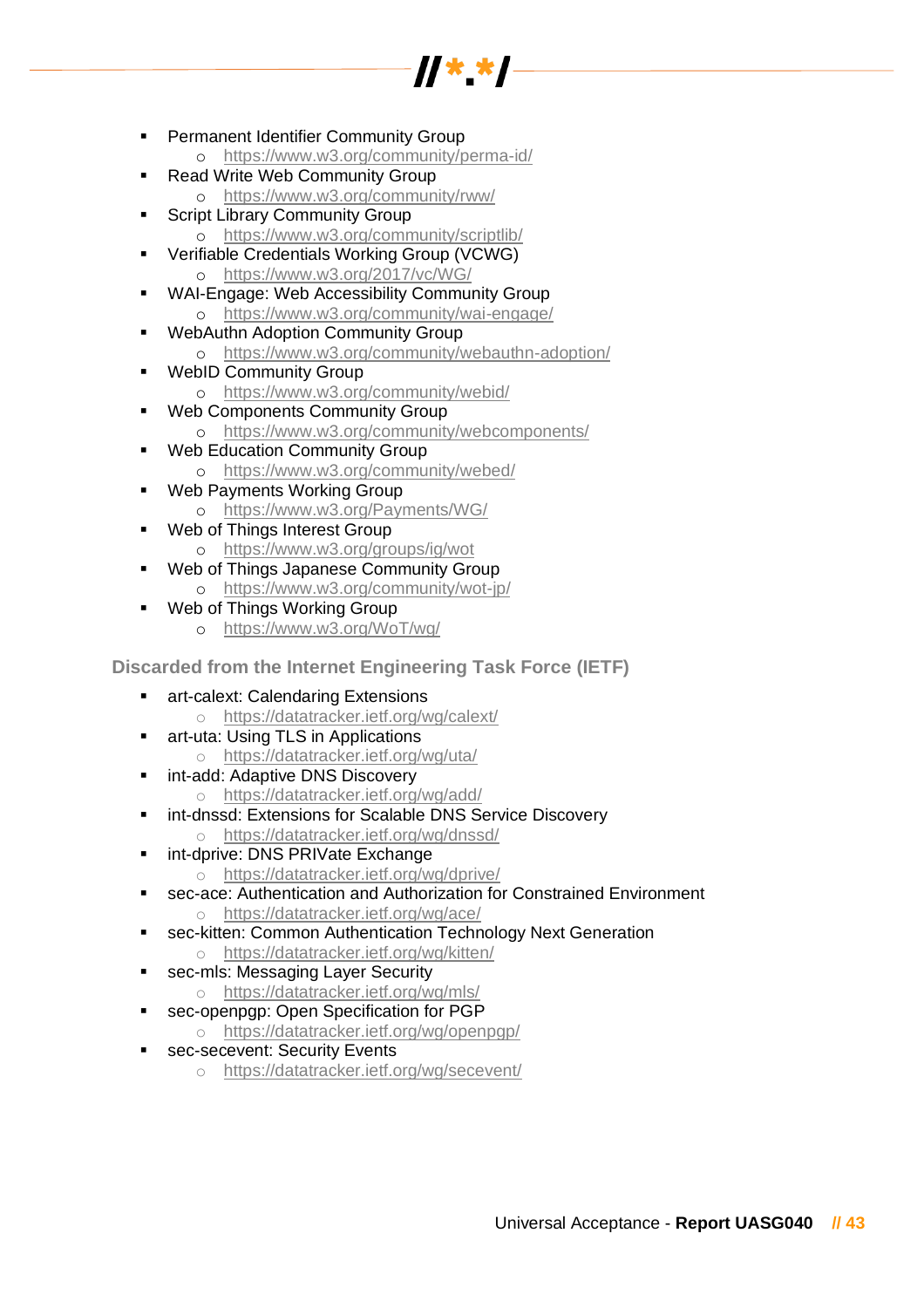- Permanent Identifier Community Group
  - https://www.w3.org/community/perma-id/
- Read Write Web Community Group
  - https://www.w3.org/community/rww/
- Script Library Community Group
  - https://www.w3.org/community/scriptlib/
- Verifiable Credentials Working Group (VCWG)
  - https://www.w3.org/2017/vc/WG/
- WAI-Engage: Web Accessibility Community Group
  - https://www.w3.org/community/wai-engage/
- WebAuthn Adoption Community Group
  - https://www.w3.org/community/webauthn-adoption/
- WebID Community Group
  - https://www.w3.org/community/webid/
- Web Components Community Group
  - https://www.w3.org/community/webcomponents/
- Web Education Community Group
  - https://www.w3.org/community/webed/
- Web Payments Working Group
  - https://www.w3.org/Payments/WG/
- Web of Things Interest Group
  - https://www.w3.org/groups/ig/wot
- Web of Things Japanese Community Group
  - https://www.w3.org/community/wot-jp/
- Web of Things Working Group
  - https://www.w3.org/WoT/wg/

### Discarded from the Internet Engineering Task Force (IETF)

- art-calext: Calendaring Extensions
  - https://datatracker.ietf.org/wg/calext/
- art-uta: Using TLS in Applications
  - https://datatracker.ietf.org/wg/uta/
- int-add: Adaptive DNS Discovery
  - https://datatracker.ietf.org/wg/add/
- int-dnssd: Extensions for Scalable DNS Service Discovery
  - https://datatracker.ietf.org/wg/dnssd/
- int-dprive: DNS PRIVate Exchange
  - https://datatracker.ietf.org/wg/dprive/
- sec-ace: Authentication and Authorization for Constrained Environment
  - https://datatracker.ietf.org/wg/ace/
- sec-kitten: Common Authentication Technology Next Generation
  - https://datatracker.ietf.org/wg/kitten/
- sec-mls: Messaging Layer Security
  - https://datatracker.ietf.org/wg/mls/
- sec-openpgp: Open Specification for PGP
  - https://datatracker.ietf.org/wg/openpgp/
- sec-secevent: Security Events
  - https://datatracker.ietf.org/wg/secevent/